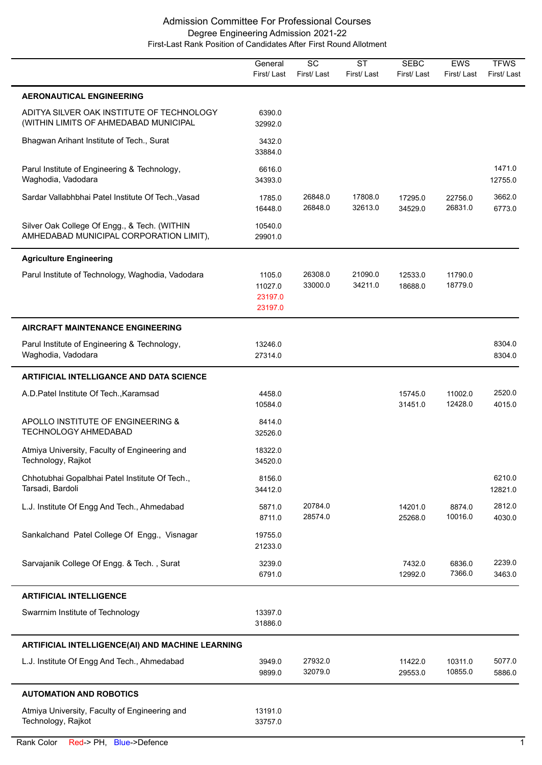# Admission Committee For Professional Courses
## Degree Engineering Admission 2021-22
### First-Last Rank Position of Candidates After First Round Allotment

| | General First/ Last | SC First/ Last | ST First/ Last | SEBC First/ Last | EWS First/ Last | TFWS First/ Last |
|---|---|---|---|---|---|---|
| **AERONAUTICAL ENGINEERING** | | | | | | |
| ADITYA SILVER OAK INSTITUTE OF TECHNOLOGY (WITHIN LIMITS OF AHMEDABAD MUNICIPAL | 6390.0<br>32992.0 | | | | | |
| Bhagwan Arihant Institute of Tech., Surat | 3432.0<br>33884.0 | | | | | |
| Parul Institute of Engineering & Technology, Waghodia, Vadodara | 6616.0<br>34393.0 | | | | | 1471.0<br>12755.0 |
| Sardar Vallabhbhai Patel Institute Of Tech.,Vasad | 1785.0<br>16448.0 | 26848.0<br>26848.0 | 17808.0<br>32613.0 | 17295.0<br>34529.0 | 22756.0<br>26831.0 | 3662.0<br>6773.0 |
| Silver Oak College Of Engg., & Tech. (WITHIN AMHEDABAD MUNICIPAL CORPORATION LIMIT), | 10540.0<br>29901.0 | | | | | |
| **Agriculture Engineering** | | | | | | |
| Parul Institute of Technology, Waghodia, Vadodara | 1105.0<br>11027.0<br>23197.0 (PH)<br>23197.0 (PH) | 26308.0<br>33000.0 | 21090.0<br>34211.0 | 12533.0<br>18688.0 | 11790.0<br>18779.0 | |
| **AIRCRAFT MAINTENANCE ENGINEERING** | | | | | | |
| Parul Institute of Engineering & Technology, Waghodia, Vadodara | 13246.0<br>27314.0 | | | | | 8304.0<br>8304.0 |
| **ARTIFICIAL INTELLIGANCE AND DATA SCIENCE** | | | | | | |
| A.D.Patel Institute Of Tech.,Karamsad | 4458.0<br>10584.0 | | | 15745.0<br>31451.0 | 11002.0<br>12428.0 | 2520.0<br>4015.0 |
| APOLLO INSTITUTE OF ENGINEERING & TECHNOLOGY AHMEDABAD | 8414.0<br>32526.0 | | | | | |
| Atmiya University, Faculty of Engineering and Technology, Rajkot | 18322.0<br>34520.0 | | | | | |
| Chhotubhai Gopalbhai Patel Institute Of Tech., Tarsadi, Bardoli | 8156.0<br>34412.0 | | | | | 6210.0<br>12821.0 |
| L.J. Institute Of Engg And Tech., Ahmedabad | 5871.0<br>8711.0 | 20784.0<br>28574.0 | | 14201.0<br>25268.0 | 8874.0<br>10016.0 | 2812.0<br>4030.0 |
| Sankalchand Patel College Of Engg., Visnagar | 19755.0<br>21233.0 | | | | | |
| Sarvajanik College Of Engg. & Tech. , Surat | 3239.0<br>6791.0 | | | 7432.0<br>12992.0 | 6836.0<br>7366.0 | 2239.0<br>3463.0 |
| **ARTIFICIAL INTELLIGENCE** | | | | | | |
| Swarrnim Institute of Technology | 13397.0<br>31886.0 | | | | | |
| **ARTIFICIAL INTELLIGENCE(AI) AND MACHINE LEARNING** | | | | | | |
| L.J. Institute Of Engg And Tech., Ahmedabad | 3949.0<br>9899.0 | 27932.0<br>32079.0 | | 11422.0<br>29553.0 | 10311.0<br>10855.0 | 5077.0<br>5886.0 |
| **AUTOMATION AND ROBOTICS** | | | | | | |
| Atmiya University, Faculty of Engineering and Technology, Rajkot | 13191.0<br>33757.0 | | | | | |

Rank Color Red-> PH, Blue->Defence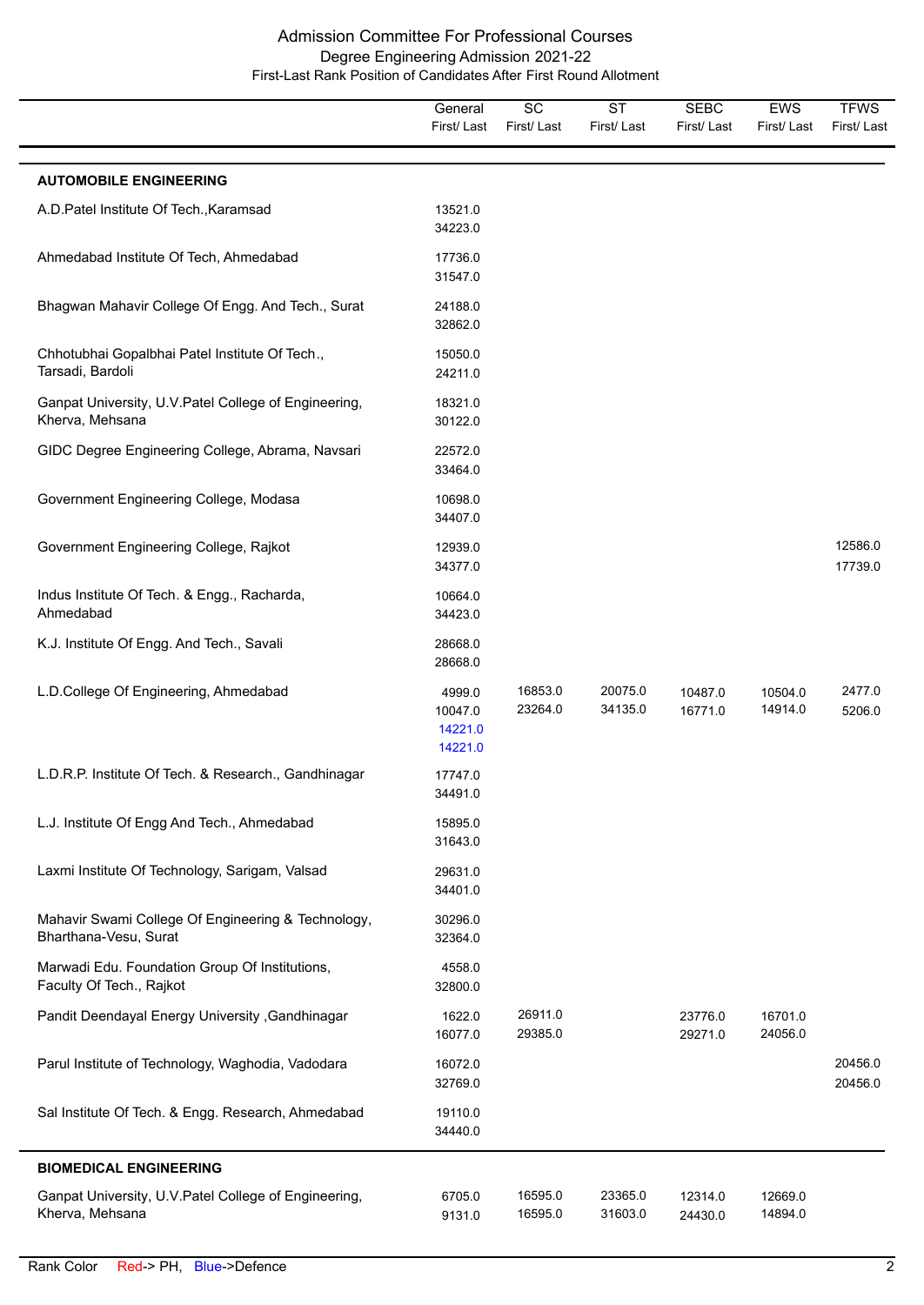Admission Committee For Professional Courses
Degree Engineering Admission 2021-22
First-Last Rank Position of Candidates After First Round Allotment

| | General First/ Last | SC First/ Last | ST First/ Last | SEBC First/ Last | EWS First/ Last | TFWS First/ Last |
|---|---|---|---|---|---|---|
| **AUTOMOBILE ENGINEERING** | | | | | | |
| A.D.Patel Institute Of Tech.,Karamsad | 13521.0<br>34223.0 | | | | | |
| Ahmedabad Institute Of Tech, Ahmedabad | 17736.0<br>31547.0 | | | | | |
| Bhagwan Mahavir College Of Engg. And Tech., Surat | 24188.0<br>32862.0 | | | | | |
| Chhotubhai Gopalbhai Patel Institute Of Tech., Tarsadi, Bardoli | 15050.0<br>24211.0 | | | | | |
| Ganpat University, U.V.Patel College of Engineering, Kherva, Mehsana | 18321.0<br>30122.0 | | | | | |
| GIDC Degree Engineering College, Abrama, Navsari | 22572.0<br>33464.0 | | | | | |
| Government Engineering College, Modasa | 10698.0<br>34407.0 | | | | | |
| Government Engineering College, Rajkot | 12939.0<br>34377.0 | | | | | 12586.0<br>17739.0 |
| Indus Institute Of Tech. & Engg., Racharda, Ahmedabad | 10664.0<br>34423.0 | | | | | |
| K.J. Institute Of Engg. And Tech., Savali | 28668.0<br>28668.0 | | | | | |
| L.D.College Of Engineering, Ahmedabad | 4999.0<br>10047.0<br>14221.0 (Defence)<br>14221.0 (Defence) | 16853.0<br>23264.0 | 20075.0<br>34135.0 | 10487.0<br>16771.0 | 10504.0<br>14914.0 | 2477.0<br>5206.0 |
| L.D.R.P. Institute Of Tech. & Research., Gandhinagar | 17747.0<br>34491.0 | | | | | |
| L.J. Institute Of Engg And Tech., Ahmedabad | 15895.0<br>31643.0 | | | | | |
| Laxmi Institute Of Technology, Sarigam, Valsad | 29631.0<br>34401.0 | | | | | |
| Mahavir Swami College Of Engineering & Technology, Bharthana-Vesu, Surat | 30296.0<br>32364.0 | | | | | |
| Marwadi Edu. Foundation Group Of Institutions, Faculty Of Tech., Rajkot | 4558.0<br>32800.0 | | | | | |
| Pandit Deendayal Energy University ,Gandhinagar | 1622.0<br>16077.0 | 26911.0<br>29385.0 | | 23776.0<br>29271.0 | 16701.0<br>24056.0 | |
| Parul Institute of Technology, Waghodia, Vadodara | 16072.0<br>32769.0 | | | | | 20456.0<br>20456.0 |
| Sal Institute Of Tech. & Engg. Research, Ahmedabad | 19110.0<br>34440.0 | | | | | |
| **BIOMEDICAL ENGINEERING** | | | | | | |
| Ganpat University, U.V.Patel College of Engineering, Kherva, Mehsana | 6705.0<br>9131.0 | 16595.0<br>16595.0 | 23365.0<br>31603.0 | 12314.0<br>24430.0 | 12669.0<br>14894.0 | |

Rank Color Red-> PH, Blue->Defence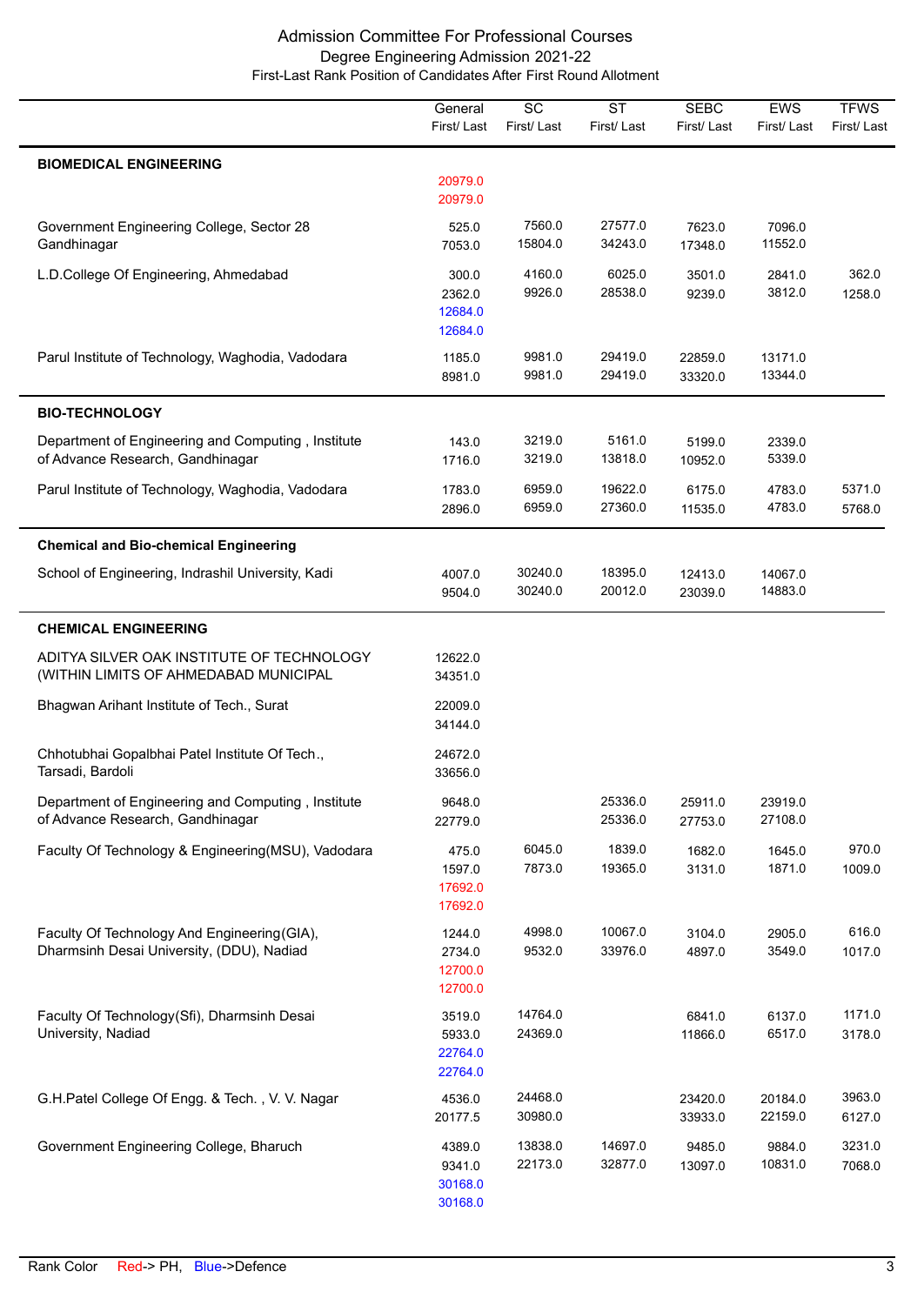# Admission Committee For Professional Courses

## Degree Engineering Admission 2021-22

### First-Last Rank Position of Candidates After First Round Allotment

| | General First/ Last | SC First/ Last | ST First/ Last | SEBC First/ Last | EWS First/ Last | TFWS First/ Last |
|---|---|---|---|---|---|---|
| **BIOMEDICAL ENGINEERING** | 20979.0 20979.0 | | | | | |
| Government Engineering College, Sector 28 Gandhinagar | 525.0 7053.0 | 7560.0 15804.0 | 27577.0 34243.0 | 7623.0 17348.0 | 7096.0 11552.0 | |
| L.D.College Of Engineering, Ahmedabad | 300.0 2362.0 12684.0 12684.0 | 4160.0 9926.0 | 6025.0 28538.0 | 3501.0 9239.0 | 2841.0 3812.0 | 362.0 1258.0 |
| Parul Institute of Technology, Waghodia, Vadodara | 1185.0 8981.0 | 9981.0 9981.0 | 29419.0 29419.0 | 22859.0 33320.0 | 13171.0 13344.0 | |
| **BIO-TECHNOLOGY** | | | | | | |
| Department of Engineering and Computing , Institute of Advance Research, Gandhinagar | 143.0 1716.0 | 3219.0 3219.0 | 5161.0 13818.0 | 5199.0 10952.0 | 2339.0 5339.0 | |
| Parul Institute of Technology, Waghodia, Vadodara | 1783.0 2896.0 | 6959.0 6959.0 | 19622.0 27360.0 | 6175.0 11535.0 | 4783.0 4783.0 | 5371.0 5768.0 |
| **Chemical and Bio-chemical Engineering** | | | | | | |
| School of Engineering, Indrashil University, Kadi | 4007.0 9504.0 | 30240.0 30240.0 | 18395.0 20012.0 | 12413.0 23039.0 | 14067.0 14883.0 | |
| **CHEMICAL ENGINEERING** | | | | | | |
| ADITYA SILVER OAK INSTITUTE OF TECHNOLOGY (WITHIN LIMITS OF AHMEDABAD MUNICIPAL | 12622.0 34351.0 | | | | | |
| Bhagwan Arihant Institute of Tech., Surat | 22009.0 34144.0 | | | | | |
| Chhotubhai Gopalbhai Patel Institute Of Tech., Tarsadi, Bardoli | 24672.0 33656.0 | | | | | |
| Department of Engineering and Computing , Institute of Advance Research, Gandhinagar | 9648.0 22779.0 | | 25336.0 25336.0 | 25911.0 27753.0 | 23919.0 27108.0 | |
| Faculty Of Technology & Engineering(MSU), Vadodara | 475.0 1597.0 17692.0 17692.0 | 6045.0 7873.0 | 1839.0 19365.0 | 1682.0 3131.0 | 1645.0 1871.0 | 970.0 1009.0 |
| Faculty Of Technology And Engineering(GIA), Dharmsinh Desai University, (DDU), Nadiad | 1244.0 2734.0 12700.0 12700.0 | 4998.0 9532.0 | 10067.0 33976.0 | 3104.0 4897.0 | 2905.0 3549.0 | 616.0 1017.0 |
| Faculty Of Technology(Sfi), Dharmsinh Desai University, Nadiad | 3519.0 5933.0 22764.0 22764.0 | 14764.0 24369.0 | | 6841.0 11866.0 | 6137.0 6517.0 | 1171.0 3178.0 |
| G.H.Patel College Of Engg. & Tech. , V. V. Nagar | 4536.0 20177.5 | 24468.0 30980.0 | | 23420.0 33933.0 | 20184.0 22159.0 | 3963.0 6127.0 |
| Government Engineering College, Bharuch | 4389.0 9341.0 30168.0 30168.0 | 13838.0 22173.0 | 14697.0 32877.0 | 9485.0 13097.0 | 9884.0 10831.0 | 3231.0 7068.0 |

Rank Color Red-> PH, Blue->Defence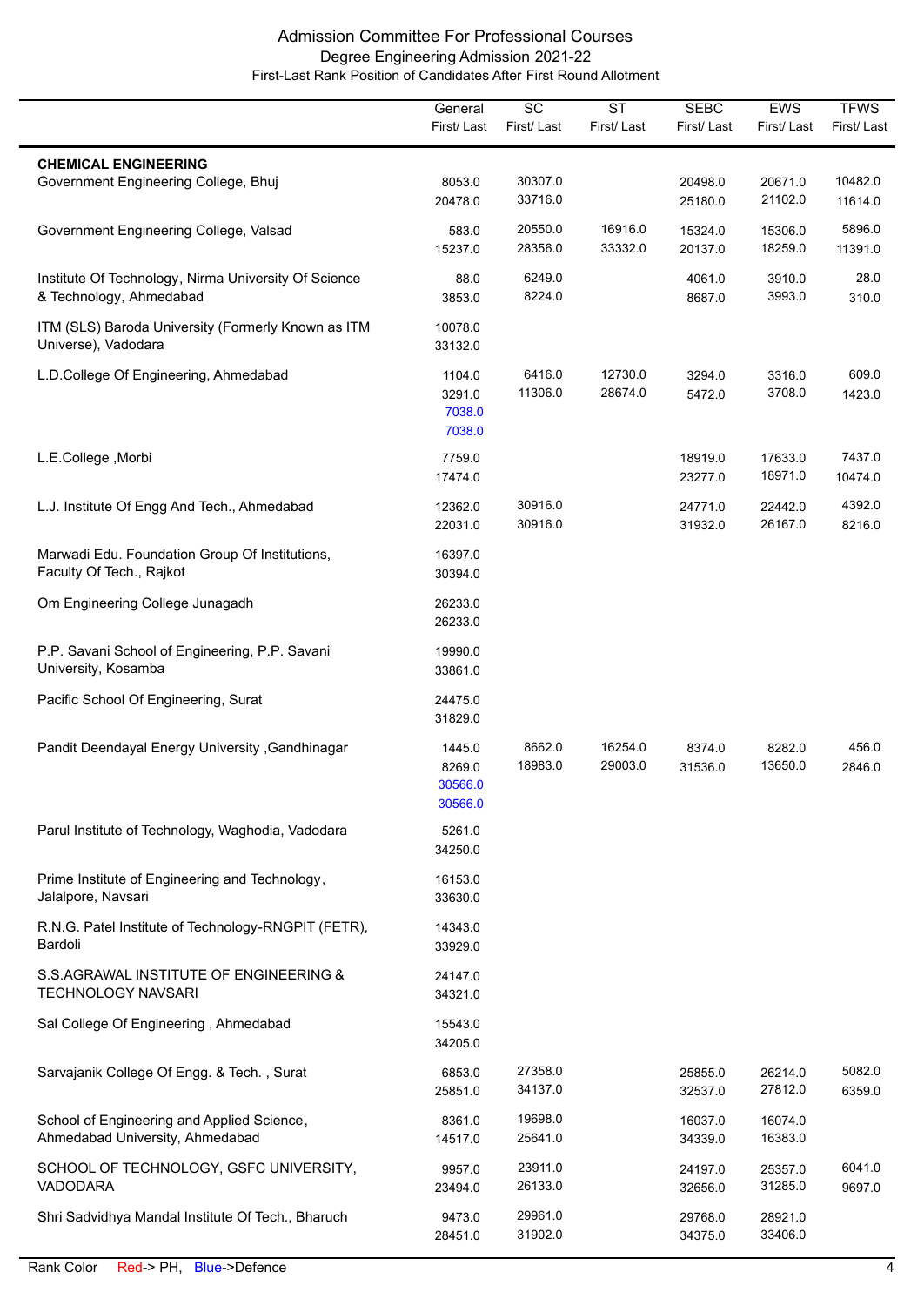# Admission Committee For Professional Courses

## Degree Engineering Admission 2021-22

### First-Last Rank Position of Candidates After First Round Allotment

| | General First/ Last | SC First/ Last | ST First/ Last | SEBC First/ Last | EWS First/ Last | TFWS First/ Last |
|---|---|---|---|---|---|---|
| **CHEMICAL ENGINEERING** | | | | | | |
| Government Engineering College, Bhuj | 8053.0<br>20478.0 | 30307.0<br>33716.0 | | 20498.0<br>25180.0 | 20671.0<br>21102.0 | 10482.0<br>11614.0 |
| Government Engineering College, Valsad | 583.0<br>15237.0 | 20550.0<br>28356.0 | 16916.0<br>33332.0 | 15324.0<br>20137.0 | 15306.0<br>18259.0 | 5896.0<br>11391.0 |
| Institute Of Technology, Nirma University Of Science & Technology, Ahmedabad | 88.0<br>3853.0 | 6249.0<br>8224.0 | | 4061.0<br>8687.0 | 3910.0<br>3993.0 | 28.0<br>310.0 |
| ITM (SLS) Baroda University (Formerly Known as ITM Universe), Vadodara | 10078.0<br>33132.0 | | | | | |
| L.D.College Of Engineering, Ahmedabad | 1104.0<br>3291.0<br>7038.0 (Defence)<br>7038.0 (Defence) | 6416.0<br>11306.0 | 12730.0<br>28674.0 | 3294.0<br>5472.0 | 3316.0<br>3708.0 | 609.0<br>1423.0 |
| L.E.College ,Morbi | 7759.0<br>17474.0 | | | 18919.0<br>23277.0 | 17633.0<br>18971.0 | 7437.0<br>10474.0 |
| L.J. Institute Of Engg And Tech., Ahmedabad | 12362.0<br>22031.0 | 30916.0<br>30916.0 | | 24771.0<br>31932.0 | 22442.0<br>26167.0 | 4392.0<br>8216.0 |
| Marwadi Edu. Foundation Group Of Institutions, Faculty Of Tech., Rajkot | 16397.0<br>30394.0 | | | | | |
| Om Engineering College Junagadh | 26233.0<br>26233.0 | | | | | |
| P.P. Savani School of Engineering, P.P. Savani University, Kosamba | 19990.0<br>33861.0 | | | | | |
| Pacific School Of Engineering, Surat | 24475.0<br>31829.0 | | | | | |
| Pandit Deendayal Energy University ,Gandhinagar | 1445.0<br>8269.0<br>30566.0 (Defence)<br>30566.0 (Defence) | 8662.0<br>18983.0 | 16254.0<br>29003.0 | 8374.0<br>31536.0 | 8282.0<br>13650.0 | 456.0<br>2846.0 |
| Parul Institute of Technology, Waghodia, Vadodara | 5261.0<br>34250.0 | | | | | |
| Prime Institute of Engineering and Technology, Jalalpore, Navsari | 16153.0<br>33630.0 | | | | | |
| R.N.G. Patel Institute of Technology-RNGPIT (FETR), Bardoli | 14343.0<br>33929.0 | | | | | |
| S.S.AGRAWAL INSTITUTE OF ENGINEERING & TECHNOLOGY NAVSARI | 24147.0<br>34321.0 | | | | | |
| Sal College Of Engineering , Ahmedabad | 15543.0<br>34205.0 | | | | | |
| Sarvajanik College Of Engg. & Tech. , Surat | 6853.0<br>25851.0 | 27358.0<br>34137.0 | | 25855.0<br>32537.0 | 26214.0<br>27812.0 | 5082.0<br>6359.0 |
| School of Engineering and Applied Science, Ahmedabad University, Ahmedabad | 8361.0<br>14517.0 | 19698.0<br>25641.0 | | 16037.0<br>34339.0 | 16074.0<br>16383.0 | |
| SCHOOL OF TECHNOLOGY, GSFC UNIVERSITY, VADODARA | 9957.0<br>23494.0 | 23911.0<br>26133.0 | | 24197.0<br>32656.0 | 25357.0<br>31285.0 | 6041.0<br>9697.0 |
| Shri Sadvidhya Mandal Institute Of Tech., Bharuch | 9473.0<br>28451.0 | 29961.0<br>31902.0 | | 29768.0<br>34375.0 | 28921.0<br>33406.0 | |

Rank Color Red-> PH, Blue->Defence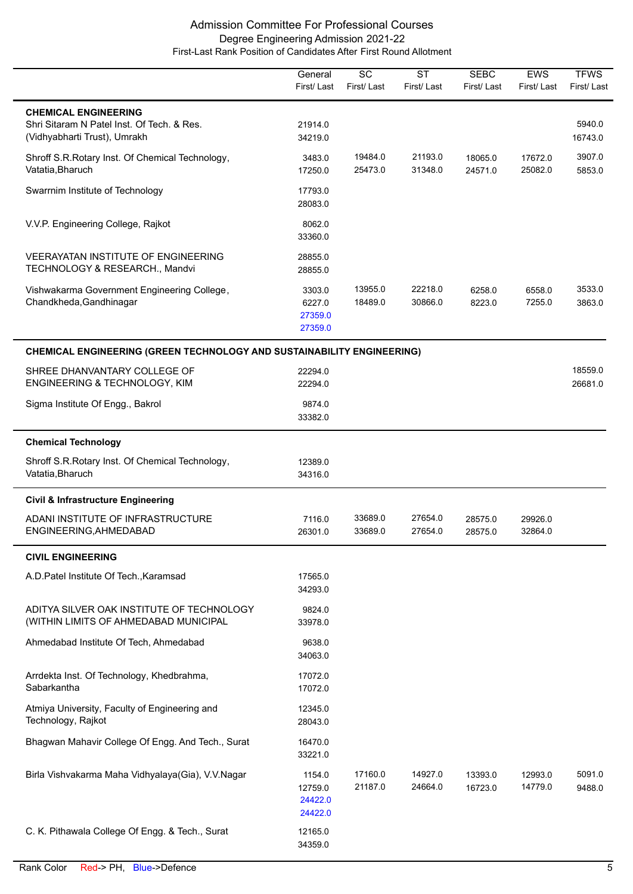# Admission Committee For Professional Courses

## Degree Engineering Admission 2021-22

### First-Last Rank Position of Candidates After First Round Allotment

| | General First/ Last | SC First/ Last | ST First/ Last | SEBC First/ Last | EWS First/ Last | TFWS First/ Last |
|---|---|---|---|---|---|---|
| **CHEMICAL ENGINEERING** | | | | | | |
| Shri Sitaram N Patel Inst. Of Tech. & Res. (Vidhyabharti Trust), Umrakh | 21914.0<br>34219.0 | | | | | 5940.0<br>16743.0 |
| Shroff S.R.Rotary Inst. Of Chemical Technology, Vatatia,Bharuch | 3483.0<br>17250.0 | 19484.0<br>25473.0 | 21193.0<br>31348.0 | 18065.0<br>24571.0 | 17672.0<br>25082.0 | 3907.0<br>5853.0 |
| Swarrnim Institute of Technology | 17793.0<br>28083.0 | | | | | |
| V.V.P. Engineering College, Rajkot | 8062.0<br>33360.0 | | | | | |
| VEERAYATAN INSTITUTE OF ENGINEERING TECHNOLOGY & RESEARCH., Mandvi | 28855.0<br>28855.0 | | | | | |
| Vishwakarma Government Engineering College, Chandkheda,Gandhinagar | 3303.0<br>6227.0<br>27359.0<br>27359.0 | 13955.0<br>18489.0 | 22218.0<br>30866.0 | 6258.0<br>8223.0 | 6558.0<br>7255.0 | 3533.0<br>3863.0 |
| **CHEMICAL ENGINEERING (GREEN TECHNOLOGY AND SUSTAINABILITY ENGINEERING)** | | | | | | |
| SHREE DHANVANTARY COLLEGE OF ENGINEERING & TECHNOLOGY, KIM | 22294.0<br>22294.0 | | | | | 18559.0<br>26681.0 |
| Sigma Institute Of Engg., Bakrol | 9874.0<br>33382.0 | | | | | |
| **Chemical Technology** | | | | | | |
| Shroff S.R.Rotary Inst. Of Chemical Technology, Vatatia,Bharuch | 12389.0<br>34316.0 | | | | | |
| **Civil & Infrastructure Engineering** | | | | | | |
| ADANI INSTITUTE OF INFRASTRUCTURE ENGINEERING,AHMEDABAD | 7116.0<br>26301.0 | 33689.0<br>33689.0 | 27654.0<br>27654.0 | 28575.0<br>28575.0 | 29926.0<br>32864.0 | |
| **CIVIL ENGINEERING** | | | | | | |
| A.D.Patel Institute Of Tech.,Karamsad | 17565.0<br>34293.0 | | | | | |
| ADITYA SILVER OAK INSTITUTE OF TECHNOLOGY (WITHIN LIMITS OF AHMEDABAD MUNICIPAL | 9824.0<br>33978.0 | | | | | |
| Ahmedabad Institute Of Tech, Ahmedabad | 9638.0<br>34063.0 | | | | | |
| Arrdekta Inst. Of Technology, Khedbrahma, Sabarkantha | 17072.0<br>17072.0 | | | | | |
| Atmiya University, Faculty of Engineering and Technology, Rajkot | 12345.0<br>28043.0 | | | | | |
| Bhagwan Mahavir College Of Engg. And Tech., Surat | 16470.0<br>33221.0 | | | | | |
| Birla Vishvakarma Maha Vidhyalaya(Gia), V.V.Nagar | 1154.0<br>12759.0<br>24422.0<br>24422.0 | 17160.0<br>21187.0 | 14927.0<br>24664.0 | 13393.0<br>16723.0 | 12993.0<br>14779.0 | 5091.0<br>9488.0 |
| C. K. Pithawala College Of Engg. & Tech., Surat | 12165.0<br>34359.0 | | | | | |

Rank Color Red-> PH, Blue->Defence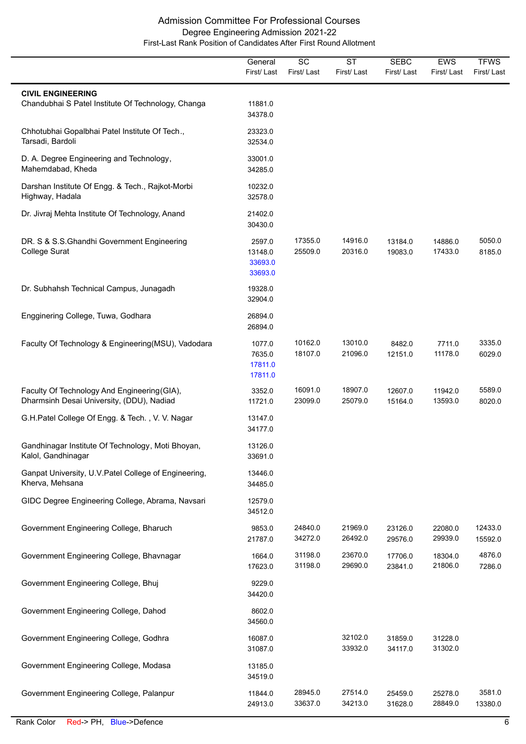# Admission Committee For Professional Courses

## Degree Engineering Admission 2021-22

### First-Last Rank Position of Candidates After First Round Allotment

| | General First/ Last | SC First/ Last | ST First/ Last | SEBC First/ Last | EWS First/ Last | TFWS First/ Last |
|---|---|---|---|---|---|---|
| **CIVIL ENGINEERING** | | | | | | |
| Chandubhai S Patel Institute Of Technology, Changa | 11881.0 34378.0 | | | | | |
| Chhotubhai Gopalbhai Patel Institute Of Tech., Tarsadi, Bardoli | 23323.0 32534.0 | | | | | |
| D. A. Degree Engineering and Technology, Mahemdabad, Kheda | 33001.0 34285.0 | | | | | |
| Darshan Institute Of Engg. & Tech., Rajkot-Morbi Highway, Hadala | 10232.0 32578.0 | | | | | |
| Dr. Jivraj Mehta Institute Of Technology, Anand | 21402.0 30430.0 | | | | | |
| DR. S & S.S.Ghandhi Government Engineering College Surat | 2597.0 13148.0 33693.0 33693.0 | 17355.0 25509.0 | 14916.0 20316.0 | 13184.0 19083.0 | 14886.0 17433.0 | 5050.0 8185.0 |
| Dr. Subhahsh Technical Campus, Junagadh | 19328.0 32904.0 | | | | | |
| Engginering College, Tuwa, Godhara | 26894.0 26894.0 | | | | | |
| Faculty Of Technology & Engineering(MSU), Vadodara | 1077.0 7635.0 17811.0 17811.0 | 10162.0 18107.0 | 13010.0 21096.0 | 8482.0 12151.0 | 7711.0 11178.0 | 3335.0 6029.0 |
| Faculty Of Technology And Engineering(GIA), Dharmsinh Desai University, (DDU), Nadiad | 3352.0 11721.0 | 16091.0 23099.0 | 18907.0 25079.0 | 12607.0 15164.0 | 11942.0 13593.0 | 5589.0 8020.0 |
| G.H.Patel College Of Engg. & Tech. , V. V. Nagar | 13147.0 34177.0 | | | | | |
| Gandhinagar Institute Of Technology, Moti Bhoyan, Kalol, Gandhinagar | 13126.0 33691.0 | | | | | |
| Ganpat University, U.V.Patel College of Engineering, Kherva, Mehsana | 13446.0 34485.0 | | | | | |
| GIDC Degree Engineering College, Abrama, Navsari | 12579.0 34512.0 | | | | | |
| Government Engineering College, Bharuch | 9853.0 21787.0 | 24840.0 34272.0 | 21969.0 26492.0 | 23126.0 29576.0 | 22080.0 29939.0 | 12433.0 15592.0 |
| Government Engineering College, Bhavnagar | 1664.0 17623.0 | 31198.0 31198.0 | 23670.0 29690.0 | 17706.0 23841.0 | 18304.0 21806.0 | 4876.0 7286.0 |
| Government Engineering College, Bhuj | 9229.0 34420.0 | | | | | |
| Government Engineering College, Dahod | 8602.0 34560.0 | | | | | |
| Government Engineering College, Godhra | 16087.0 31087.0 | | 32102.0 33932.0 | 31859.0 34117.0 | 31228.0 31302.0 | |
| Government Engineering College, Modasa | 13185.0 34519.0 | | | | | |
| Government Engineering College, Palanpur | 11844.0 24913.0 | 28945.0 33637.0 | 27514.0 34213.0 | 25459.0 31628.0 | 25278.0 28849.0 | 3581.0 13380.0 |

Rank Color Red-> PH, Blue->Defence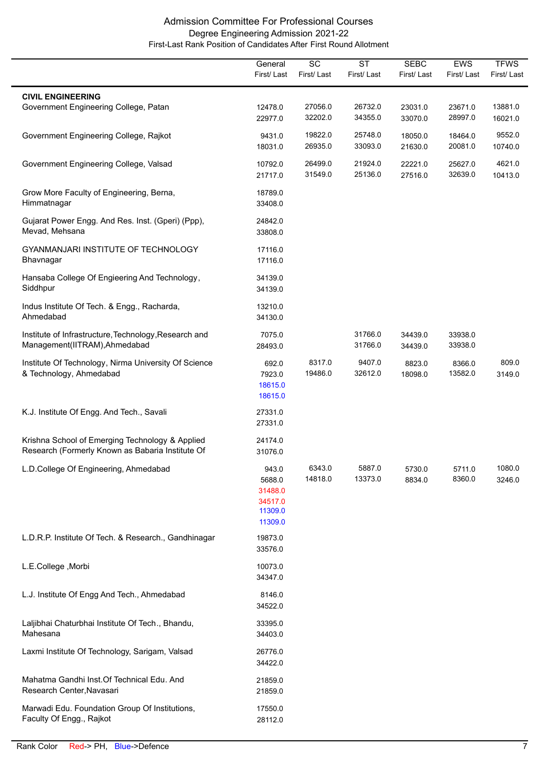Admission Committee For Professional Courses
Degree Engineering Admission 2021-22
First-Last Rank Position of Candidates After First Round Allotment

| | General First/ Last | SC First/ Last | ST First/ Last | SEBC First/ Last | EWS First/ Last | TFWS First/ Last |
|---|---|---|---|---|---|---|
| **CIVIL ENGINEERING** | | | | | | |
| Government Engineering College, Patan | 12478.0<br>22977.0 | 27056.0<br>32202.0 | 26732.0<br>34355.0 | 23031.0<br>33070.0 | 23671.0<br>28997.0 | 13881.0<br>16021.0 |
| Government Engineering College, Rajkot | 9431.0<br>18031.0 | 19822.0<br>26935.0 | 25748.0<br>33093.0 | 18050.0<br>21630.0 | 18464.0<br>20081.0 | 9552.0<br>10740.0 |
| Government Engineering College, Valsad | 10792.0<br>21717.0 | 26499.0<br>31549.0 | 21924.0<br>25136.0 | 22221.0<br>27516.0 | 25627.0<br>32639.0 | 4621.0<br>10413.0 |
| Grow More Faculty of Engineering, Berna, Himmatnagar | 18789.0<br>33408.0 | | | | | |
| Gujarat Power Engg. And Res. Inst. (Gperi) (Ppp), Mevad, Mehsana | 24842.0<br>33808.0 | | | | | |
| GYANMANJARI INSTITUTE OF TECHNOLOGY Bhavnagar | 17116.0<br>17116.0 | | | | | |
| Hansaba College Of Engieering And Technology, Siddhpur | 34139.0<br>34139.0 | | | | | |
| Indus Institute Of Tech. & Engg., Racharda, Ahmedabad | 13210.0<br>34130.0 | | | | | |
| Institute of Infrastructure,Technology,Research and Management(IITRAM),Ahmedabad | 7075.0<br>28493.0 | | 31766.0<br>31766.0 | 34439.0<br>34439.0 | 33938.0<br>33938.0 | |
| Institute Of Technology, Nirma University Of Science & Technology, Ahmedabad | 692.0<br>7923.0<br>18615.0 (Defence)<br>18615.0 (Defence) | 8317.0<br>19486.0 | 9407.0<br>32612.0 | 8823.0<br>18098.0 | 8366.0<br>13582.0 | 809.0<br>3149.0 |
| K.J. Institute Of Engg. And Tech., Savali | 27331.0<br>27331.0 | | | | | |
| Krishna School of Emerging Technology & Applied Research (Formerly Known as Babaria Institute Of | 24174.0<br>31076.0 | | | | | |
| L.D.College Of Engineering, Ahmedabad | 943.0<br>5688.0<br>31488.0 (PH)<br>34517.0 (PH)<br>11309.0 (Defence)<br>11309.0 (Defence) | 6343.0<br>14818.0 | 5887.0<br>13373.0 | 5730.0<br>8834.0 | 5711.0<br>8360.0 | 1080.0<br>3246.0 |
| L.D.R.P. Institute Of Tech. & Research., Gandhinagar | 19873.0<br>33576.0 | | | | | |
| L.E.College ,Morbi | 10073.0<br>34347.0 | | | | | |
| L.J. Institute Of Engg And Tech., Ahmedabad | 8146.0<br>34522.0 | | | | | |
| Laljibhai Chaturbhai Institute Of Tech., Bhandu, Mahesana | 33395.0<br>34403.0 | | | | | |
| Laxmi Institute Of Technology, Sarigam, Valsad | 26776.0<br>34422.0 | | | | | |
| Mahatma Gandhi Inst.Of Technical Edu. And Research Center,Navasari | 21859.0<br>21859.0 | | | | | |
| Marwadi Edu. Foundation Group Of Institutions, Faculty Of Engg., Rajkot | 17550.0<br>28112.0 | | | | | |

Rank Color Red-> PH, Blue->Defence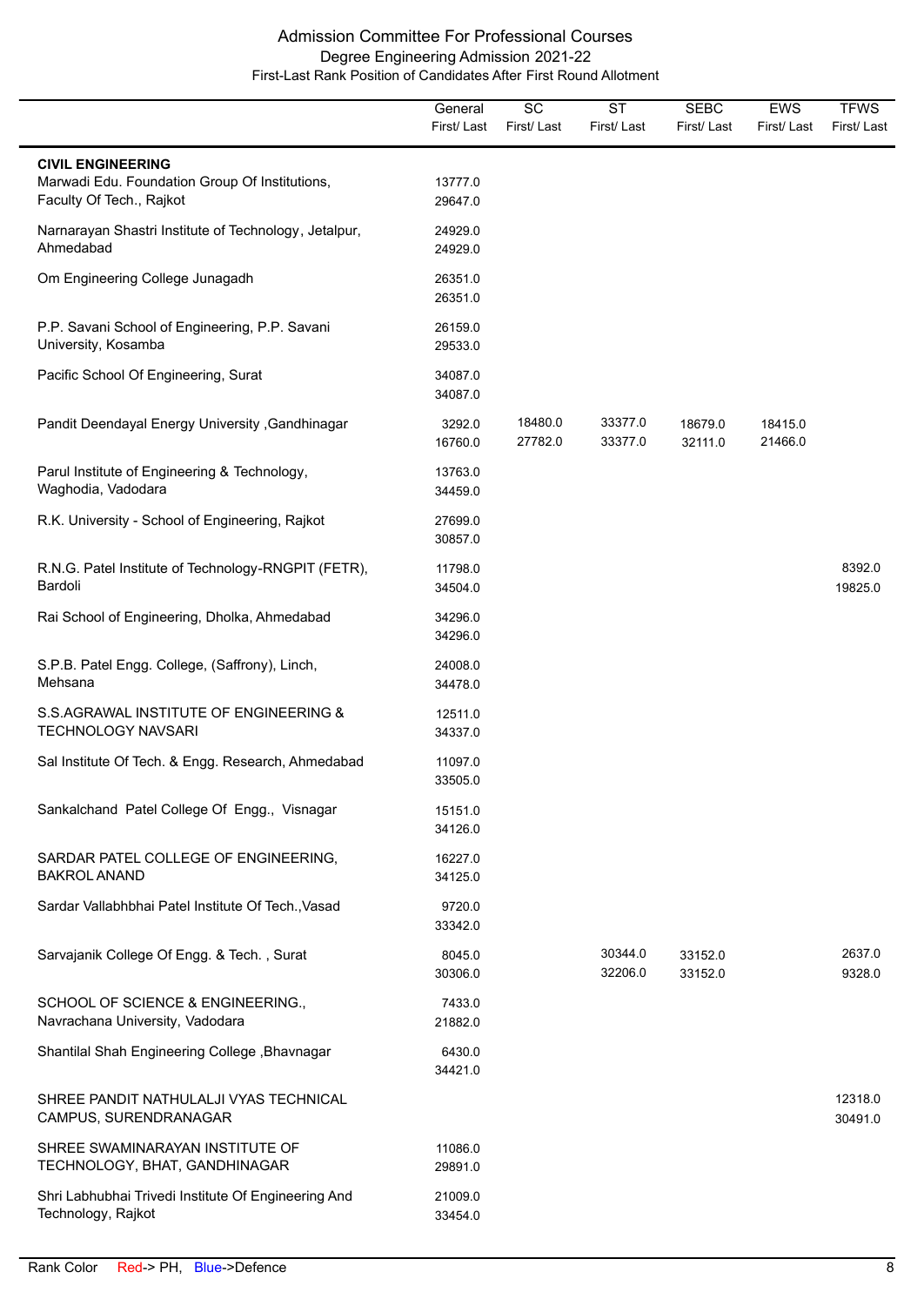## Admission Committee For Professional Courses
### Degree Engineering Admission 2021-22
First-Last Rank Position of Candidates After First Round Allotment

| | General First/ Last | SC First/ Last | ST First/ Last | SEBC First/ Last | EWS First/ Last | TFWS First/ Last |
|---|---|---|---|---|---|---|
| **CIVIL ENGINEERING** | | | | | | |
| Marwadi Edu. Foundation Group Of Institutions, Faculty Of Tech., Rajkot | 13777.0<br>29647.0 | | | | | |
| Narnarayan Shastri Institute of Technology, Jetalpur, Ahmedabad | 24929.0<br>24929.0 | | | | | |
| Om Engineering College Junagadh | 26351.0<br>26351.0 | | | | | |
| P.P. Savani School of Engineering, P.P. Savani University, Kosamba | 26159.0<br>29533.0 | | | | | |
| Pacific School Of Engineering, Surat | 34087.0<br>34087.0 | | | | | |
| Pandit Deendayal Energy University ,Gandhinagar | 3292.0<br>16760.0 | 18480.0<br>27782.0 | 33377.0<br>33377.0 | 18679.0<br>32111.0 | 18415.0<br>21466.0 | |
| Parul Institute of Engineering & Technology, Waghodia, Vadodara | 13763.0<br>34459.0 | | | | | |
| R.K. University - School of Engineering, Rajkot | 27699.0<br>30857.0 | | | | | |
| R.N.G. Patel Institute of Technology-RNGPIT (FETR), Bardoli | 11798.0<br>34504.0 | | | | | 8392.0<br>19825.0 |
| Rai School of Engineering, Dholka, Ahmedabad | 34296.0<br>34296.0 | | | | | |
| S.P.B. Patel Engg. College, (Saffrony), Linch, Mehsana | 24008.0<br>34478.0 | | | | | |
| S.S.AGRAWAL INSTITUTE OF ENGINEERING & TECHNOLOGY NAVSARI | 12511.0<br>34337.0 | | | | | |
| Sal Institute Of Tech. & Engg. Research, Ahmedabad | 11097.0<br>33505.0 | | | | | |
| Sankalchand Patel College Of Engg., Visnagar | 15151.0<br>34126.0 | | | | | |
| SARDAR PATEL COLLEGE OF ENGINEERING, BAKROL ANAND | 16227.0<br>34125.0 | | | | | |
| Sardar Vallabhbhai Patel Institute Of Tech.,Vasad | 9720.0<br>33342.0 | | | | | |
| Sarvajanik College Of Engg. & Tech. , Surat | 8045.0<br>30306.0 | | 30344.0<br>32206.0 | 33152.0<br>33152.0 | | 2637.0<br>9328.0 |
| SCHOOL OF SCIENCE & ENGINEERING., Navrachana University, Vadodara | 7433.0<br>21882.0 | | | | | |
| Shantilal Shah Engineering College ,Bhavnagar | 6430.0<br>34421.0 | | | | | |
| SHREE PANDIT NATHULALJI VYAS TECHNICAL CAMPUS, SURENDRANAGAR | | | | | | 12318.0<br>30491.0 |
| SHREE SWAMINARAYAN INSTITUTE OF TECHNOLOGY, BHAT, GANDHINAGAR | 11086.0<br>29891.0 | | | | | |
| Shri Labhubhai Trivedi Institute Of Engineering And Technology, Rajkot | 21009.0<br>33454.0 | | | | | |

Rank Color Red-> PH, Blue->Defence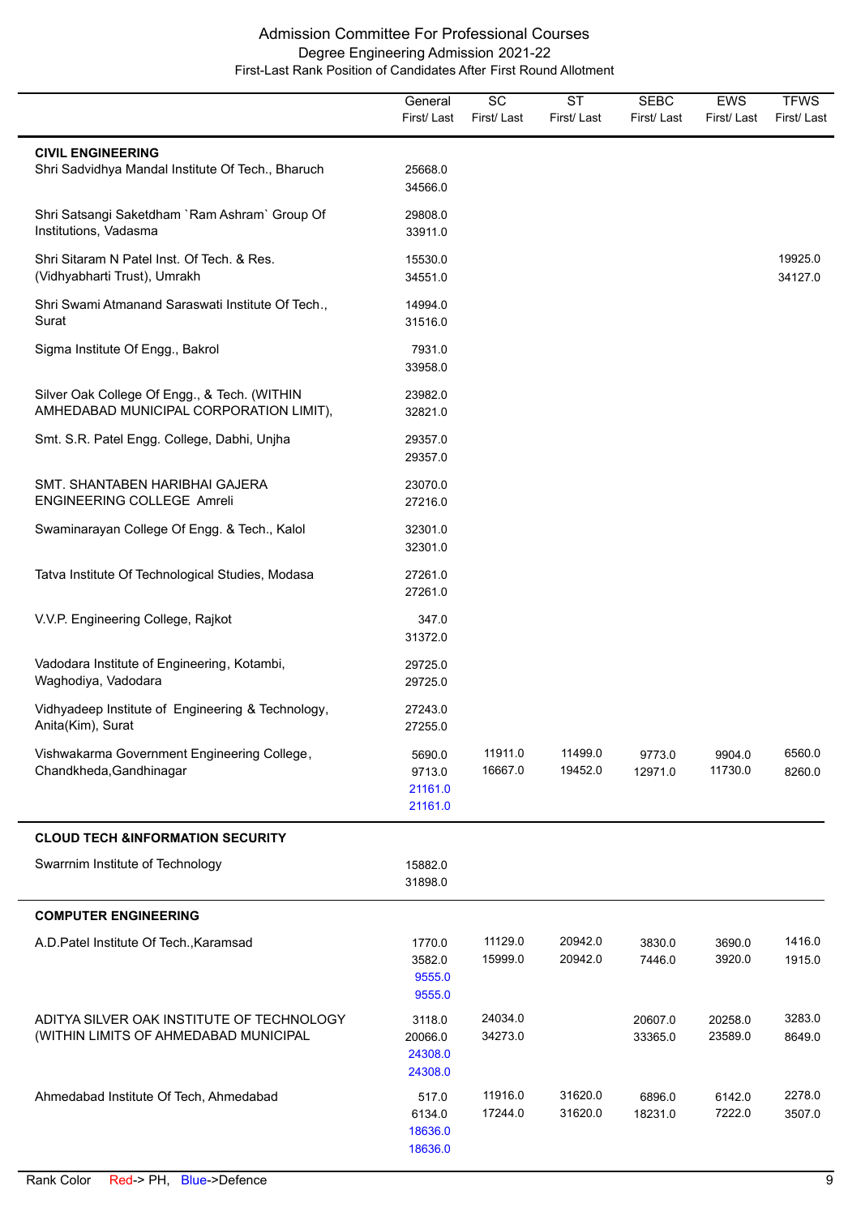# Admission Committee For Professional Courses

## Degree Engineering Admission 2021-22

### First-Last Rank Position of Candidates After First Round Allotment

| | General First/ Last | SC First/ Last | ST First/ Last | SEBC First/ Last | EWS First/ Last | TFWS First/ Last |
|---|---|---|---|---|---|---|
| **CIVIL ENGINEERING** | | | | | | |
| Shri Sadvidhya Mandal Institute Of Tech., Bharuch | 25668.0<br>34566.0 | | | | | |
| Shri Satsangi Saketdham `Ram Ashram` Group Of Institutions, Vadasma | 29808.0<br>33911.0 | | | | | |
| Shri Sitaram N Patel Inst. Of Tech. & Res. (Vidhyabharti Trust), Umrakh | 15530.0<br>34551.0 | | | | | 19925.0<br>34127.0 |
| Shri Swami Atmanand Saraswati Institute Of Tech., Surat | 14994.0<br>31516.0 | | | | | |
| Sigma Institute Of Engg., Bakrol | 7931.0<br>33958.0 | | | | | |
| Silver Oak College Of Engg., & Tech. (WITHIN AHMEDABAD MUNICIPAL CORPORATION LIMIT), | 23982.0<br>32821.0 | | | | | |
| Smt. S.R. Patel Engg. College, Dabhi, Unjha | 29357.0<br>29357.0 | | | | | |
| SMT. SHANTABEN HARIBHAI GAJERA ENGINEERING COLLEGE Amreli | 23070.0<br>27216.0 | | | | | |
| Swaminarayan College Of Engg. & Tech., Kalol | 32301.0<br>32301.0 | | | | | |
| Tatva Institute Of Technological Studies, Modasa | 27261.0<br>27261.0 | | | | | |
| V.V.P. Engineering College, Rajkot | 347.0<br>31372.0 | | | | | |
| Vadodara Institute of Engineering, Kotambi, Waghodiya, Vadodara | 29725.0<br>29725.0 | | | | | |
| Vidhyadeep Institute of Engineering & Technology, Anita(Kim), Surat | 27243.0<br>27255.0 | | | | | |
| Vishwakarma Government Engineering College, Chandkheda,Gandhinagar | 5690.0<br>9713.0<br>21161.0<br>21161.0 | 11911.0<br>16667.0 | 11499.0<br>19452.0 | 9773.0<br>12971.0 | 9904.0<br>11730.0 | 6560.0<br>8260.0 |
| **CLOUD TECH &INFORMATION SECURITY** | | | | | | |
| Swarrnim Institute of Technology | 15882.0<br>31898.0 | | | | | |
| **COMPUTER ENGINEERING** | | | | | | |
| A.D.Patel Institute Of Tech.,Karamsad | 1770.0<br>3582.0<br>9555.0<br>9555.0 | 11129.0<br>15999.0 | 20942.0<br>20942.0 | 3830.0<br>7446.0 | 3690.0<br>3920.0 | 1416.0<br>1915.0 |
| ADITYA SILVER OAK INSTITUTE OF TECHNOLOGY (WITHIN LIMITS OF AHMEDABAD MUNICIPAL | 3118.0<br>20066.0<br>24308.0<br>24308.0 | 24034.0<br>34273.0 | | 20607.0<br>33365.0 | 20258.0<br>23589.0 | 3283.0<br>8649.0 |
| Ahmedabad Institute Of Tech, Ahmedabad | 517.0<br>6134.0<br>18636.0<br>18636.0 | 11916.0<br>17244.0 | 31620.0<br>31620.0 | 6896.0<br>18231.0 | 6142.0<br>7222.0 | 2278.0<br>3507.0 |

Rank Color Red-> PH, Blue->Defence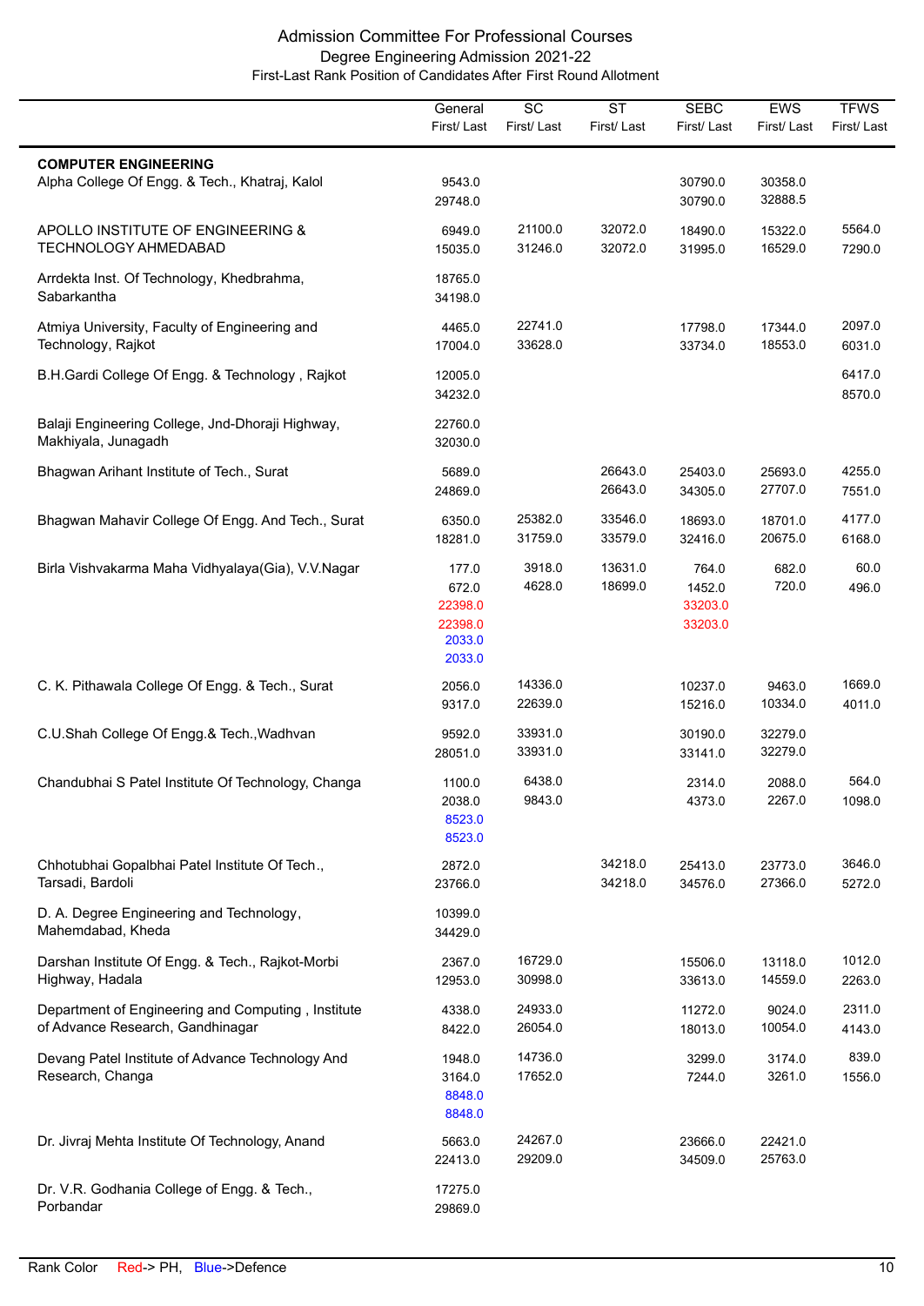# Admission Committee For Professional Courses

## Degree Engineering Admission 2021-22

### First-Last Rank Position of Candidates After First Round Allotment

| | General First/ Last | SC First/ Last | ST First/ Last | SEBC First/ Last | EWS First/ Last | TFWS First/ Last |
|---|---|---|---|---|---|---|
| **COMPUTER ENGINEERING** | | | | | | |
| Alpha College Of Engg. & Tech., Khatraj, Kalol | 9543.0<br>29748.0 | | | 30790.0<br>30790.0 | 30358.0<br>32888.5 | |
| APOLLO INSTITUTE OF ENGINEERING & TECHNOLOGY AHMEDABAD | 6949.0<br>15035.0 | 21100.0<br>31246.0 | 32072.0<br>32072.0 | 18490.0<br>31995.0 | 15322.0<br>16529.0 | 5564.0<br>7290.0 |
| Arrdekta Inst. Of Technology, Khedbrahma, Sabarkantha | 18765.0<br>34198.0 | | | | | |
| Atmiya University, Faculty of Engineering and Technology, Rajkot | 4465.0<br>17004.0 | 22741.0<br>33628.0 | | 17798.0<br>33734.0 | 17344.0<br>18553.0 | 2097.0<br>6031.0 |
| B.H.Gardi College Of Engg. & Technology , Rajkot | 12005.0<br>34232.0 | | | | | 6417.0<br>8570.0 |
| Balaji Engineering College, Jnd-Dhoraji Highway, Makhiyala, Junagadh | 22760.0<br>32030.0 | | | | | |
| Bhagwan Arihant Institute of Tech., Surat | 5689.0<br>24869.0 | | 26643.0<br>26643.0 | 25403.0<br>34305.0 | 25693.0<br>27707.0 | 4255.0<br>7551.0 |
| Bhagwan Mahavir College Of Engg. And Tech., Surat | 6350.0<br>18281.0 | 25382.0<br>31759.0 | 33546.0<br>33579.0 | 18693.0<br>32416.0 | 18701.0<br>20675.0 | 4177.0<br>6168.0 |
| Birla Vishvakarma Maha Vidhyalaya(Gia), V.V.Nagar | 177.0<br>672.0<br>22398.0 (PH)<br>22398.0 (PH)<br>2033.0 (Defence)<br>2033.0 (Defence) | 3918.0<br>4628.0 | 13631.0<br>18699.0 | 764.0<br>1452.0<br>33203.0 (PH)<br>33203.0 (PH) | 682.0<br>720.0 | 60.0<br>496.0 |
| C. K. Pithawala College Of Engg. & Tech., Surat | 2056.0<br>9317.0 | 14336.0<br>22639.0 | | 10237.0<br>15216.0 | 9463.0<br>10334.0 | 1669.0<br>4011.0 |
| C.U.Shah College Of Engg.& Tech.,Wadhvan | 9592.0<br>28051.0 | 33931.0<br>33931.0 | | 30190.0<br>33141.0 | 32279.0<br>32279.0 | |
| Chandubhai S Patel Institute Of Technology, Changa | 1100.0<br>2038.0<br>8523.0 (Defence)<br>8523.0 (Defence) | 6438.0<br>9843.0 | | 2314.0<br>4373.0 | 2088.0<br>2267.0 | 564.0<br>1098.0 |
| Chhotubhai Gopalbhai Patel Institute Of Tech., Tarsadi, Bardoli | 2872.0<br>23766.0 | | 34218.0<br>34218.0 | 25413.0<br>34576.0 | 23773.0<br>27366.0 | 3646.0<br>5272.0 |
| D. A. Degree Engineering and Technology, Mahemdabad, Kheda | 10399.0<br>34429.0 | | | | | |
| Darshan Institute Of Engg. & Tech., Rajkot-Morbi Highway, Hadala | 2367.0<br>12953.0 | 16729.0<br>30998.0 | | 15506.0<br>33613.0 | 13118.0<br>14559.0 | 1012.0<br>2263.0 |
| Department of Engineering and Computing , Institute of Advance Research, Gandhinagar | 4338.0<br>8422.0 | 24933.0<br>26054.0 | | 11272.0<br>18013.0 | 9024.0<br>10054.0 | 2311.0<br>4143.0 |
| Devang Patel Institute of Advance Technology And Research, Changa | 1948.0<br>3164.0<br>8848.0 (Defence)<br>8848.0 (Defence) | 14736.0<br>17652.0 | | 3299.0<br>7244.0 | 3174.0<br>3261.0 | 839.0<br>1556.0 |
| Dr. Jivraj Mehta Institute Of Technology, Anand | 5663.0<br>22413.0 | 24267.0<br>29209.0 | | 23666.0<br>34509.0 | 22421.0<br>25763.0 | |
| Dr. V.R. Godhania College of Engg. & Tech., Porbandar | 17275.0<br>29869.0 | | | | | |

Rank Color Red-> PH, Blue->Defence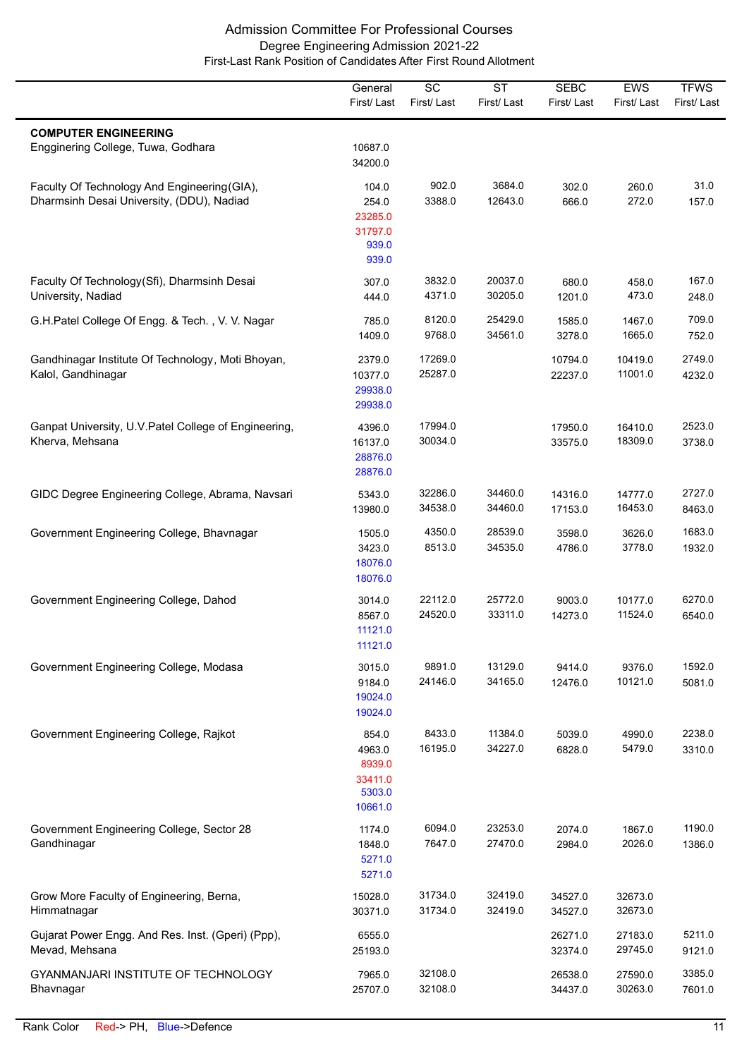Admission Committee For Professional Courses

Degree Engineering Admission 2021-22

First-Last Rank Position of Candidates After First Round Allotment

| | General First/ Last | SC First/ Last | ST First/ Last | SEBC First/ Last | EWS First/ Last | TFWS First/ Last |
|---|---|---|---|---|---|---|
| **COMPUTER ENGINEERING** | | | | | | |
| Engginering College, Tuwa, Godhara | 10687.0<br>34200.0 | | | | | |
| Faculty Of Technology And Engineering(GIA), Dharmsinh Desai University, (DDU), Nadiad | 104.0<br>254.0<br>23285.0 (PH)<br>31797.0 (PH)<br>939.0 (Defence)<br>939.0 (Defence) | 902.0<br>3388.0 | 3684.0<br>12643.0 | 302.0<br>666.0 | 260.0<br>272.0 | 31.0<br>157.0 |
| Faculty Of Technology(Sfi), Dharmsinh Desai University, Nadiad | 307.0<br>444.0 | 3832.0<br>4371.0 | 20037.0<br>30205.0 | 680.0<br>1201.0 | 458.0<br>473.0 | 167.0<br>248.0 |
| G.H.Patel College Of Engg. & Tech. , V. V. Nagar | 785.0<br>1409.0 | 8120.0<br>9768.0 | 25429.0<br>34561.0 | 1585.0<br>3278.0 | 1467.0<br>1665.0 | 709.0<br>752.0 |
| Gandhinagar Institute Of Technology, Moti Bhoyan, Kalol, Gandhinagar | 2379.0<br>10377.0<br>29938.0 (Defence)<br>29938.0 (Defence) | 17269.0<br>25287.0 | | 10794.0<br>22237.0 | 10419.0<br>11001.0 | 2749.0<br>4232.0 |
| Ganpat University, U.V.Patel College of Engineering, Kherva, Mehsana | 4396.0<br>16137.0<br>28876.0 (Defence)<br>28876.0 (Defence) | 17994.0<br>30034.0 | | 17950.0<br>33575.0 | 16410.0<br>18309.0 | 2523.0<br>3738.0 |
| GIDC Degree Engineering College, Abrama, Navsari | 5343.0<br>13980.0 | 32286.0<br>34538.0 | 34460.0<br>34460.0 | 14316.0<br>17153.0 | 14777.0<br>16453.0 | 2727.0<br>8463.0 |
| Government Engineering College, Bhavnagar | 1505.0<br>3423.0<br>18076.0 (Defence)<br>18076.0 (Defence) | 4350.0<br>8513.0 | 28539.0<br>34535.0 | 3598.0<br>4786.0 | 3626.0<br>3778.0 | 1683.0<br>1932.0 |
| Government Engineering College, Dahod | 3014.0<br>8567.0<br>11121.0 (Defence)<br>11121.0 (Defence) | 22112.0<br>24520.0 | 25772.0<br>33311.0 | 9003.0<br>14273.0 | 10177.0<br>11524.0 | 6270.0<br>6540.0 |
| Government Engineering College, Modasa | 3015.0<br>9184.0<br>19024.0 (Defence)<br>19024.0 (Defence) | 9891.0<br>24146.0 | 13129.0<br>34165.0 | 9414.0<br>12476.0 | 9376.0<br>10121.0 | 1592.0<br>5081.0 |
| Government Engineering College, Rajkot | 854.0<br>4963.0<br>8939.0 (PH)<br>33411.0 (PH)<br>5303.0 (Defence)<br>10661.0 (Defence) | 8433.0<br>16195.0 | 11384.0<br>34227.0 | 5039.0<br>6828.0 | 4990.0<br>5479.0 | 2238.0<br>3310.0 |
| Government Engineering College, Sector 28 Gandhinagar | 1174.0<br>1848.0<br>5271.0 (Defence)<br>5271.0 (Defence) | 6094.0<br>7647.0 | 23253.0<br>27470.0 | 2074.0<br>2984.0 | 1867.0<br>2026.0 | 1190.0<br>1386.0 |
| Grow More Faculty of Engineering, Berna, Himmatnagar | 15028.0<br>30371.0 | 31734.0<br>31734.0 | 32419.0<br>32419.0 | 34527.0<br>34527.0 | 32673.0<br>32673.0 | |
| Gujarat Power Engg. And Res. Inst. (Gperi) (Ppp), Mevad, Mehsana | 6555.0<br>25193.0 | | | 26271.0<br>32374.0 | 27183.0<br>29745.0 | 5211.0<br>9121.0 |
| GYANMANJARI INSTITUTE OF TECHNOLOGY Bhavnagar | 7965.0<br>25707.0 | 32108.0<br>32108.0 | | 26538.0<br>34437.0 | 27590.0<br>30263.0 | 3385.0<br>7601.0 |

Rank Color Red-> PH, Blue->Defence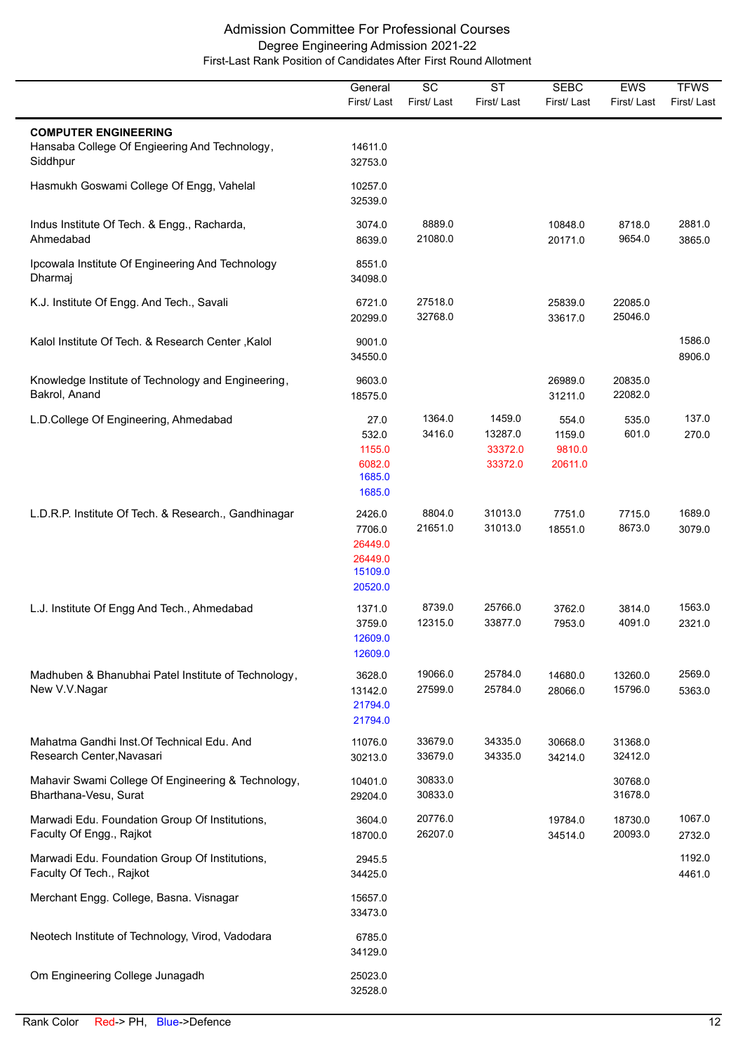# Admission Committee For Professional Courses

## Degree Engineering Admission 2021-22

### First-Last Rank Position of Candidates After First Round Allotment

| | General First/ Last | SC First/ Last | ST First/ Last | SEBC First/ Last | EWS First/ Last | TFWS First/ Last |
|---|---|---|---|---|---|---|
| **COMPUTER ENGINEERING** | | | | | | |
| Hansaba College Of Engieering And Technology, Siddhpur | 14611.0<br>32753.0 | | | | | |
| Hasmukh Goswami College Of Engg, Vahelal | 10257.0<br>32539.0 | | | | | |
| Indus Institute Of Tech. & Engg., Racharda, Ahmedabad | 3074.0<br>8639.0 | 8889.0<br>21080.0 | | 10848.0<br>20171.0 | 8718.0<br>9654.0 | 2881.0<br>3865.0 |
| Ipcowala Institute Of Engineering And Technology Dharmaj | 8551.0<br>34098.0 | | | | | |
| K.J. Institute Of Engg. And Tech., Savali | 6721.0<br>20299.0 | 27518.0<br>32768.0 | | 25839.0<br>33617.0 | 22085.0<br>25046.0 | |
| Kalol Institute Of Tech. & Research Center ,Kalol | 9001.0<br>34550.0 | | | | | 1586.0<br>8906.0 |
| Knowledge Institute of Technology and Engineering, Bakrol, Anand | 9603.0<br>18575.0 | | | 26989.0<br>31211.0 | 20835.0<br>22082.0 | |
| L.D.College Of Engineering, Ahmedabad | 27.0<br>532.0<br>1155.0 (PH)<br>6082.0 (PH)<br>1685.0 (Defence)<br>1685.0 (Defence) | 1364.0<br>3416.0 | 1459.0<br>13287.0<br>33372.0 (PH)<br>33372.0 (PH) | 554.0<br>1159.0<br>9810.0 (PH)<br>20611.0 (PH) | 535.0<br>601.0 | 137.0<br>270.0 |
| L.D.R.P. Institute Of Tech. & Research., Gandhinagar | 2426.0<br>7706.0<br>26449.0 (PH)<br>26449.0 (PH)<br>15109.0 (Defence)<br>20520.0 (Defence) | 8804.0<br>21651.0 | 31013.0<br>31013.0 | 7751.0<br>18551.0 | 7715.0<br>8673.0 | 1689.0<br>3079.0 |
| L.J. Institute Of Engg And Tech., Ahmedabad | 1371.0<br>3759.0<br>12609.0 (Defence)<br>12609.0 (Defence) | 8739.0<br>12315.0 | 25766.0<br>33877.0 | 3762.0<br>7953.0 | 3814.0<br>4091.0 | 1563.0<br>2321.0 |
| Madhuben & Bhanubhai Patel Institute of Technology, New V.V.Nagar | 3628.0<br>13142.0<br>21794.0 (Defence)<br>21794.0 (Defence) | 19066.0<br>27599.0 | 25784.0<br>25784.0 | 14680.0<br>28066.0 | 13260.0<br>15796.0 | 2569.0<br>5363.0 |
| Mahatma Gandhi Inst.Of Technical Edu. And Research Center,Navasari | 11076.0<br>30213.0 | 33679.0<br>33679.0 | 34335.0<br>34335.0 | 30668.0<br>34214.0 | 31368.0<br>32412.0 | |
| Mahavir Swami College Of Engineering & Technology, Bharthana-Vesu, Surat | 10401.0<br>29204.0 | 30833.0<br>30833.0 | | | 30768.0<br>31678.0 | |
| Marwadi Edu. Foundation Group Of Institutions, Faculty Of Engg., Rajkot | 3604.0<br>18700.0 | 20776.0<br>26207.0 | | 19784.0<br>34514.0 | 18730.0<br>20093.0 | 1067.0<br>2732.0 |
| Marwadi Edu. Foundation Group Of Institutions, Faculty Of Tech., Rajkot | 2945.5<br>34425.0 | | | | | 1192.0<br>4461.0 |
| Merchant Engg. College, Basna. Visnagar | 15657.0<br>33473.0 | | | | | |
| Neotech Institute of Technology, Virod, Vadodara | 6785.0<br>34129.0 | | | | | |
| Om Engineering College Junagadh | 25023.0<br>32528.0 | | | | | |

Rank Color Red-> PH, Blue->Defence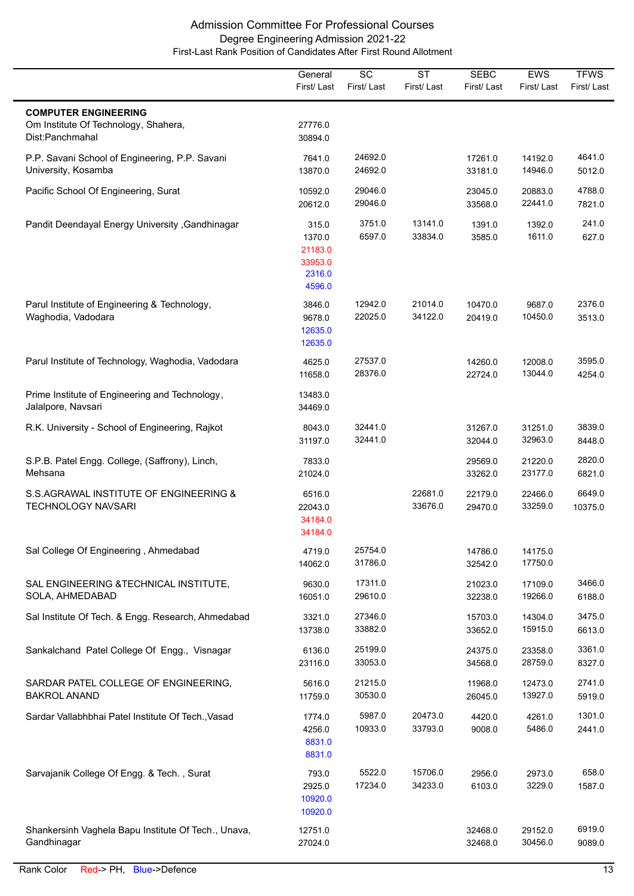# Admission Committee For Professional Courses

## Degree Engineering Admission 2021-22

### First-Last Rank Position of Candidates After First Round Allotment

| | General First/ Last | SC First/ Last | ST First/ Last | SEBC First/ Last | EWS First/ Last | TFWS First/ Last |
|---|---|---|---|---|---|---|
| **COMPUTER ENGINEERING** | | | | | | |
| Om Institute Of Technology, Shahera, Dist:Panchmahal | 27776.0<br>30894.0 | | | | | |
| P.P. Savani School of Engineering, P.P. Savani University, Kosamba | 7641.0<br>13870.0 | 24692.0<br>24692.0 | | 17261.0<br>33181.0 | 14192.0<br>14946.0 | 4641.0<br>5012.0 |
| Pacific School Of Engineering, Surat | 10592.0<br>20612.0 | 29046.0<br>29046.0 | | 23045.0<br>33568.0 | 20883.0<br>22441.0 | 4788.0<br>7821.0 |
| Pandit Deendayal Energy University ,Gandhinagar | 315.0<br>1370.0<br>21183.0 (PH)<br>33953.0 (PH)<br>2316.0 (Defence)<br>4596.0 (Defence) | 3751.0<br>6597.0 | 13141.0<br>33834.0 | 1391.0<br>3585.0 | 1392.0<br>1611.0 | 241.0<br>627.0 |
| Parul Institute of Engineering & Technology, Waghodia, Vadodara | 3846.0<br>9678.0<br>12635.0 (Defence)<br>12635.0 (Defence) | 12942.0<br>22025.0 | 21014.0<br>34122.0 | 10470.0<br>20419.0 | 9687.0<br>10450.0 | 2376.0<br>3513.0 |
| Parul Institute of Technology, Waghodia, Vadodara | 4625.0<br>11658.0 | 27537.0<br>28376.0 | | 14260.0<br>22724.0 | 12008.0<br>13044.0 | 3595.0<br>4254.0 |
| Prime Institute of Engineering and Technology, Jalalpore, Navsari | 13483.0<br>34469.0 | | | | | |
| R.K. University - School of Engineering, Rajkot | 8043.0<br>31197.0 | 32441.0<br>32441.0 | | 31267.0<br>32044.0 | 31251.0<br>32963.0 | 3839.0<br>8448.0 |
| S.P.B. Patel Engg. College, (Saffrony), Linch, Mehsana | 7833.0<br>21024.0 | | | 29569.0<br>33262.0 | 21220.0<br>23177.0 | 2820.0<br>6821.0 |
| S.S.AGRAWAL INSTITUTE OF ENGINEERING & TECHNOLOGY NAVSARI | 6516.0<br>22043.0<br>34184.0 (PH)<br>34184.0 (PH) | | 22681.0<br>33676.0 | 22179.0<br>29470.0 | 22466.0<br>33259.0 | 6649.0<br>10375.0 |
| Sal College Of Engineering , Ahmedabad | 4719.0<br>14062.0 | 25754.0<br>31786.0 | | 14786.0<br>32542.0 | 14175.0<br>17750.0 | |
| SAL ENGINEERING &TECHNICAL INSTITUTE, SOLA, AHMEDABAD | 9630.0<br>16051.0 | 17311.0<br>29610.0 | | 21023.0<br>32238.0 | 17109.0<br>19266.0 | 3466.0<br>6188.0 |
| Sal Institute Of Tech. & Engg. Research, Ahmedabad | 3321.0<br>13738.0 | 27346.0<br>33882.0 | | 15703.0<br>33652.0 | 14304.0<br>15915.0 | 3475.0<br>6613.0 |
| Sankalchand Patel College Of Engg., Visnagar | 6136.0<br>23116.0 | 25199.0<br>33053.0 | | 24375.0<br>34568.0 | 23358.0<br>28759.0 | 3361.0<br>8327.0 |
| SARDAR PATEL COLLEGE OF ENGINEERING, BAKROL ANAND | 5616.0<br>11759.0 | 21215.0<br>30530.0 | | 11968.0<br>26045.0 | 12473.0<br>13927.0 | 2741.0<br>5919.0 |
| Sardar Vallabhbhai Patel Institute Of Tech.,Vasad | 1774.0<br>4256.0<br>8831.0 (Defence)<br>8831.0 (Defence) | 5987.0<br>10933.0 | 20473.0<br>33793.0 | 4420.0<br>9008.0 | 4261.0<br>5486.0 | 1301.0<br>2441.0 |
| Sarvajanik College Of Engg. & Tech. , Surat | 793.0<br>2925.0<br>10920.0 (Defence)<br>10920.0 (Defence) | 5522.0<br>17234.0 | 15706.0<br>34233.0 | 2956.0<br>6103.0 | 2973.0<br>3229.0 | 658.0<br>1587.0 |
| Shankersinh Vaghela Bapu Institute Of Tech., Unava, Gandhinagar | 12751.0<br>27024.0 | | | 32468.0<br>32468.0 | 29152.0<br>30456.0 | 6919.0<br>9089.0 |

Rank Color Red-> PH, Blue->Defence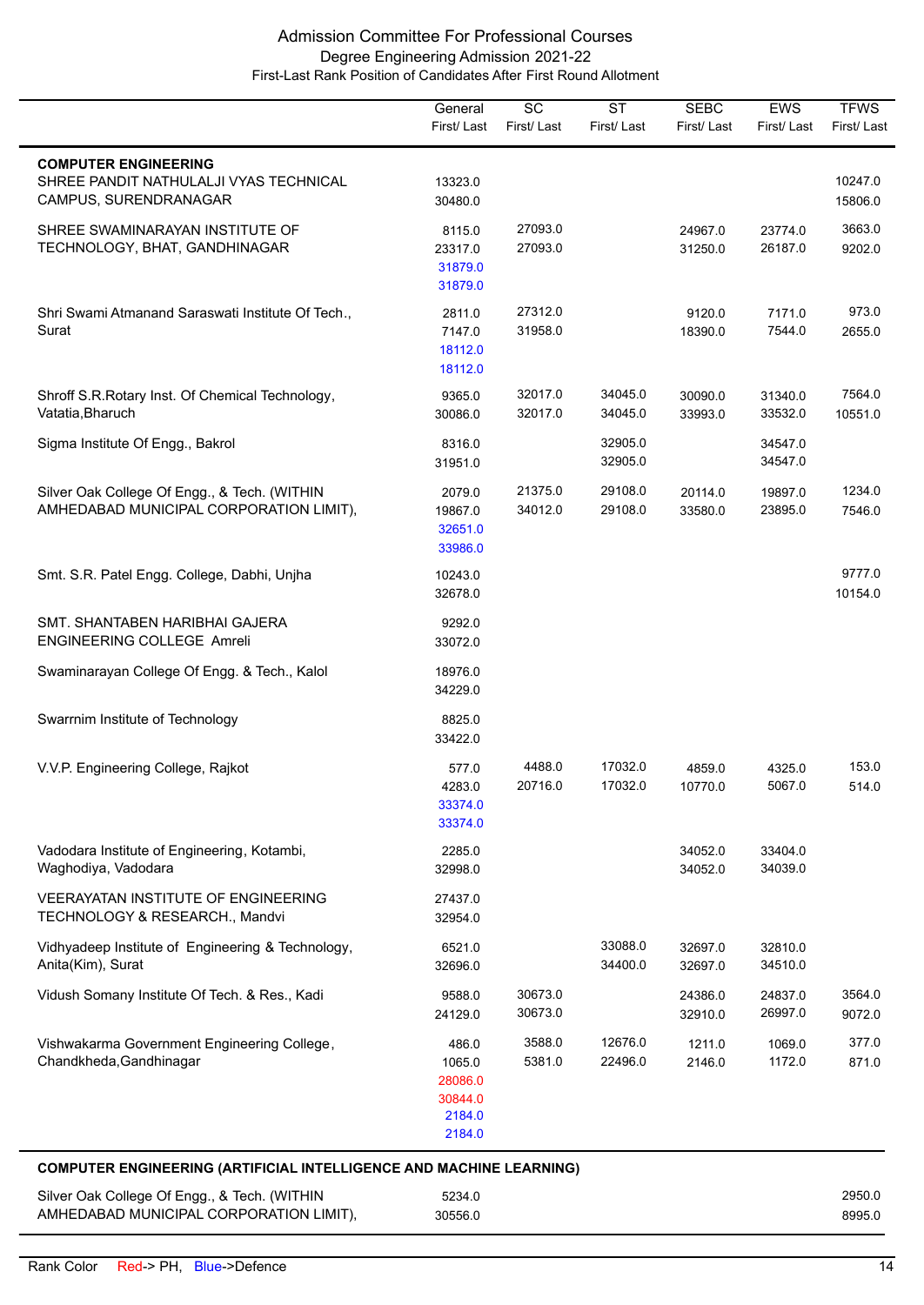# Admission Committee For Professional Courses

## Degree Engineering Admission 2021-22

### First-Last Rank Position of Candidates After First Round Allotment

| | General First/ Last | SC First/ Last | ST First/ Last | SEBC First/ Last | EWS First/ Last | TFWS First/ Last |
|---|---|---|---|---|---|---|
| **COMPUTER ENGINEERING** | | | | | | |
| SHREE PANDIT NATHULALJI VYAS TECHNICAL CAMPUS, SURENDRANAGAR | 13323.0<br>30480.0 | | | | | 10247.0<br>15806.0 |
| SHREE SWAMINARAYAN INSTITUTE OF TECHNOLOGY, BHAT, GANDHINAGAR | 8115.0<br>23317.0<br>31879.0 (Defence)<br>31879.0 (Defence) | 27093.0<br>27093.0 | | 24967.0<br>31250.0 | 23774.0<br>26187.0 | 3663.0<br>9202.0 |
| Shri Swami Atmanand Saraswati Institute Of Tech., Surat | 2811.0<br>7147.0<br>18112.0 (Defence)<br>18112.0 (Defence) | 27312.0<br>31958.0 | | 9120.0<br>18390.0 | 7171.0<br>7544.0 | 973.0<br>2655.0 |
| Shroff S.R.Rotary Inst. Of Chemical Technology, Vatatia,Bharuch | 9365.0<br>30086.0 | 32017.0<br>32017.0 | 34045.0<br>34045.0 | 30090.0<br>33993.0 | 31340.0<br>33532.0 | 7564.0<br>10551.0 |
| Sigma Institute Of Engg., Bakrol | 8316.0<br>31951.0 | | 32905.0<br>32905.0 | | 34547.0<br>34547.0 | |
| Silver Oak College Of Engg., & Tech. (WITHIN AHMEDABAD MUNICIPAL CORPORATION LIMIT), | 2079.0<br>19867.0<br>32651.0 (Defence)<br>33986.0 (Defence) | 21375.0<br>34012.0 | 29108.0<br>29108.0 | 20114.0<br>33580.0 | 19897.0<br>23895.0 | 1234.0<br>7546.0 |
| Smt. S.R. Patel Engg. College, Dabhi, Unjha | 10243.0<br>32678.0 | | | | | 9777.0<br>10154.0 |
| SMT. SHANTABEN HARIBHAI GAJERA ENGINEERING COLLEGE Amreli | 9292.0<br>33072.0 | | | | | |
| Swaminarayan College Of Engg. & Tech., Kalol | 18976.0<br>34229.0 | | | | | |
| Swarrnim Institute of Technology | 8825.0<br>33422.0 | | | | | |
| V.V.P. Engineering College, Rajkot | 577.0<br>4283.0<br>33374.0 (Defence)<br>33374.0 (Defence) | 4488.0<br>20716.0 | 17032.0<br>17032.0 | 4859.0<br>10770.0 | 4325.0<br>5067.0 | 153.0<br>514.0 |
| Vadodara Institute of Engineering, Kotambi, Waghodiya, Vadodara | 2285.0<br>32998.0 | | | 34052.0<br>34052.0 | 33404.0<br>34039.0 | |
| VEERAYATAN INSTITUTE OF ENGINEERING TECHNOLOGY & RESEARCH., Mandvi | 27437.0<br>32954.0 | | | | | |
| Vidhyadeep Institute of Engineering & Technology, Anita(Kim), Surat | 6521.0<br>32696.0 | | 33088.0<br>34400.0 | 32697.0<br>32697.0 | 32810.0<br>34510.0 | |
| Vidush Somany Institute Of Tech. & Res., Kadi | 9588.0<br>24129.0 | 30673.0<br>30673.0 | | 24386.0<br>32910.0 | 24837.0<br>26997.0 | 3564.0<br>9072.0 |
| Vishwakarma Government Engineering College, Chandkheda,Gandhinagar | 486.0<br>1065.0<br>28086.0 (PH)<br>30844.0 (PH)<br>2184.0 (Defence)<br>2184.0 (Defence) | 3588.0<br>5381.0 | 12676.0<br>22496.0 | 1211.0<br>2146.0 | 1069.0<br>1172.0 | 377.0<br>871.0 |
| **COMPUTER ENGINEERING (ARTIFICIAL INTELLIGENCE AND MACHINE LEARNING)** | | | | | | |
| Silver Oak College Of Engg., & Tech. (WITHIN AHMEDABAD MUNICIPAL CORPORATION LIMIT), | 5234.0<br>30556.0 | | | | | 2950.0<br>8995.0 |

Rank Color Red-> PH, Blue->Defence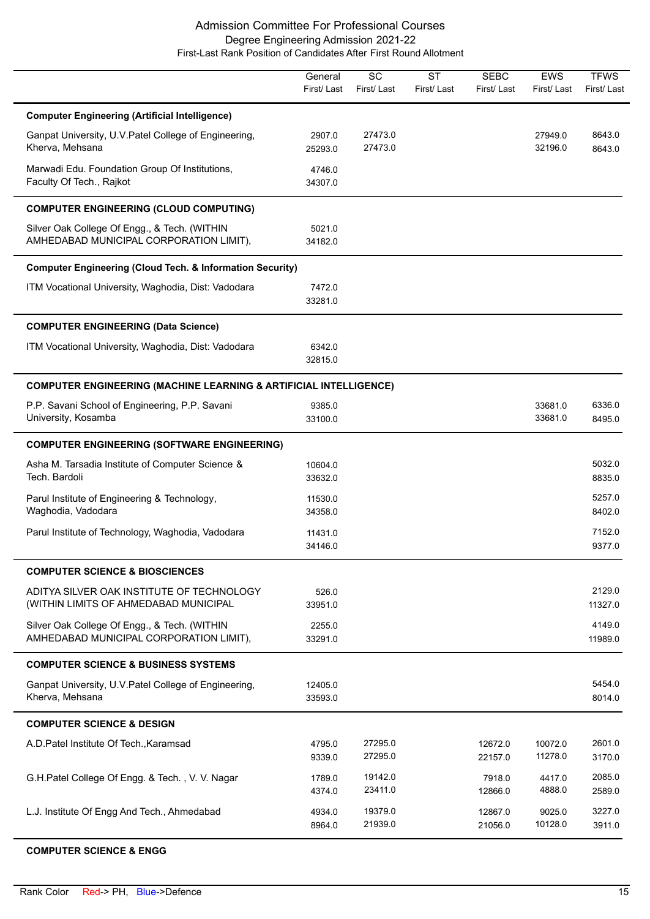Admission Committee For Professional Courses
Degree Engineering Admission 2021-22
First-Last Rank Position of Candidates After First Round Allotment

| | General First/ Last | SC First/ Last | ST First/ Last | SEBC First/ Last | EWS First/ Last | TFWS First/ Last |
|---|---|---|---|---|---|---|
| **Computer Engineering (Artificial Intelligence)** | | | | | | |
| Ganpat University, U.V.Patel College of Engineering, Kherva, Mehsana | 2907.0<br>25293.0 | 27473.0<br>27473.0 | | | 27949.0<br>32196.0 | 8643.0<br>8643.0 |
| Marwadi Edu. Foundation Group Of Institutions, Faculty Of Tech., Rajkot | 4746.0<br>34307.0 | | | | | |
| **COMPUTER ENGINEERING (CLOUD COMPUTING)** | | | | | | |
| Silver Oak College Of Engg., & Tech. (WITHIN AMHEDABAD MUNICIPAL CORPORATION LIMIT), | 5021.0<br>34182.0 | | | | | |
| **Computer Engineering (Cloud Tech. & Information Security)** | | | | | | |
| ITM Vocational University, Waghodia, Dist: Vadodara | 7472.0<br>33281.0 | | | | | |
| **COMPUTER ENGINEERING (Data Science)** | | | | | | |
| ITM Vocational University, Waghodia, Dist: Vadodara | 6342.0<br>32815.0 | | | | | |
| **COMPUTER ENGINEERING (MACHINE LEARNING & ARTIFICIAL INTELLIGENCE)** | | | | | | |
| P.P. Savani School of Engineering, P.P. Savani University, Kosamba | 9385.0<br>33100.0 | | | | 33681.0<br>33681.0 | 6336.0<br>8495.0 |
| **COMPUTER ENGINEERING (SOFTWARE ENGINEERING)** | | | | | | |
| Asha M. Tarsadia Institute of Computer Science & Tech. Bardoli | 10604.0<br>33632.0 | | | | | 5032.0<br>8835.0 |
| Parul Institute of Engineering & Technology, Waghodia, Vadodara | 11530.0<br>34358.0 | | | | | 5257.0<br>8402.0 |
| Parul Institute of Technology, Waghodia, Vadodara | 11431.0<br>34146.0 | | | | | 7152.0<br>9377.0 |
| **COMPUTER SCIENCE & BIOSCIENCES** | | | | | | |
| ADITYA SILVER OAK INSTITUTE OF TECHNOLOGY (WITHIN LIMITS OF AHMEDABAD MUNICIPAL | 526.0<br>33951.0 | | | | | 2129.0<br>11327.0 |
| Silver Oak College Of Engg., & Tech. (WITHIN AMHEDABAD MUNICIPAL CORPORATION LIMIT), | 2255.0<br>33291.0 | | | | | 4149.0<br>11989.0 |
| **COMPUTER SCIENCE & BUSINESS SYSTEMS** | | | | | | |
| Ganpat University, U.V.Patel College of Engineering, Kherva, Mehsana | 12405.0<br>33593.0 | | | | | 5454.0<br>8014.0 |
| **COMPUTER SCIENCE & DESIGN** | | | | | | |
| A.D.Patel Institute Of Tech.,Karamsad | 4795.0<br>9339.0 | 27295.0<br>27295.0 | | 12672.0<br>22157.0 | 10072.0<br>11278.0 | 2601.0<br>3170.0 |
| G.H.Patel College Of Engg. & Tech. , V. V. Nagar | 1789.0<br>4374.0 | 19142.0<br>23411.0 | | 7918.0<br>12866.0 | 4417.0<br>4888.0 | 2085.0<br>2589.0 |
| L.J. Institute Of Engg And Tech., Ahmedabad | 4934.0<br>8964.0 | 19379.0<br>21939.0 | | 12867.0<br>21056.0 | 9025.0<br>10128.0 | 3227.0<br>3911.0 |

**COMPUTER SCIENCE & ENGG**

Rank Color Red-> PH, Blue->Defence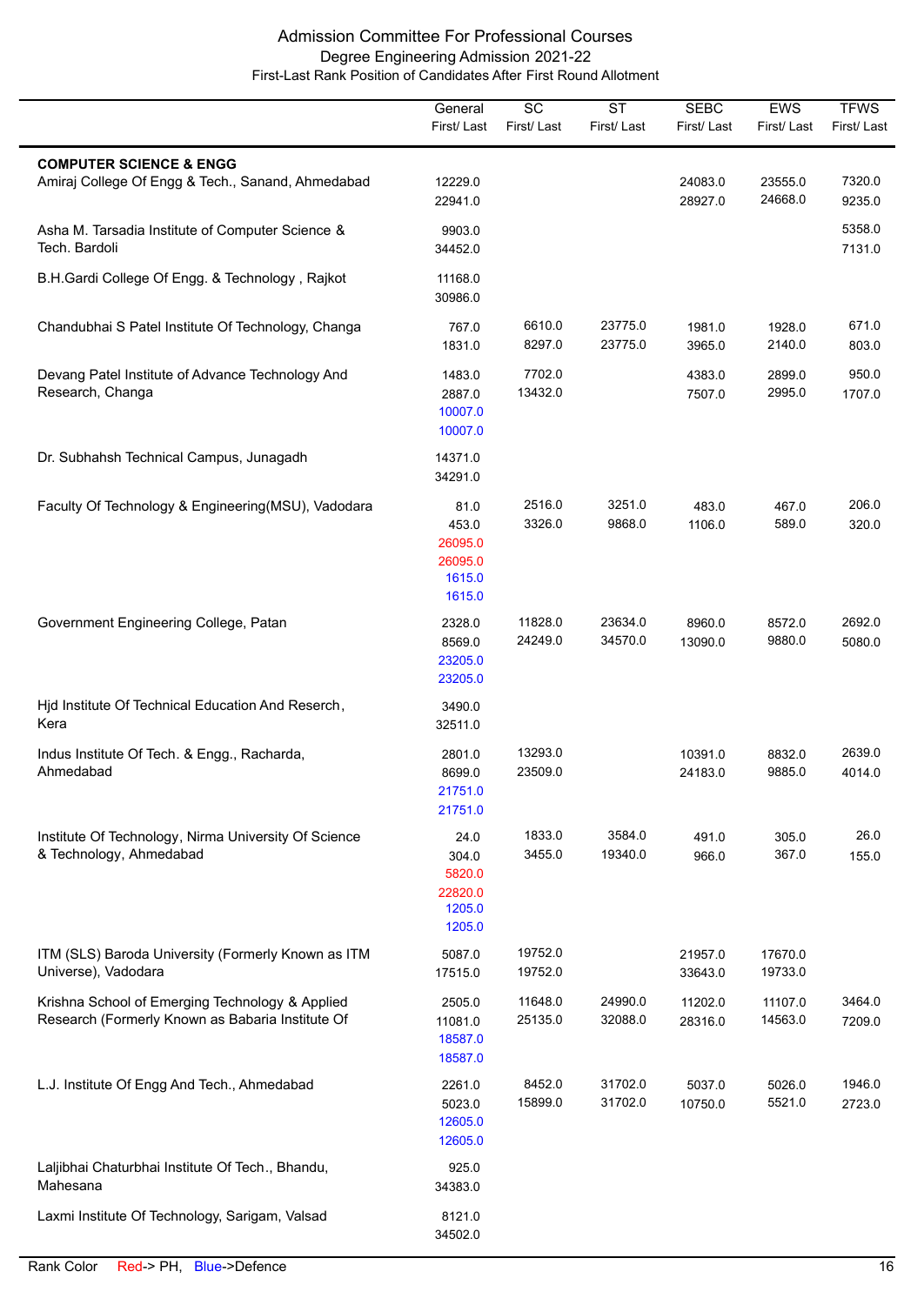Admission Committee For Professional Courses
Degree Engineering Admission 2021-22
First-Last Rank Position of Candidates After First Round Allotment

| | General First/ Last | SC First/ Last | ST First/ Last | SEBC First/ Last | EWS First/ Last | TFWS First/ Last |
|---|---|---|---|---|---|---|
| **COMPUTER SCIENCE & ENGG** | | | | | | |
| Amiraj College Of Engg & Tech., Sanand, Ahmedabad | 12229.0<br>22941.0 | | | 24083.0<br>28927.0 | 23555.0<br>24668.0 | 7320.0<br>9235.0 |
| Asha M. Tarsadia Institute of Computer Science & Tech. Bardoli | 9903.0<br>34452.0 | | | | | 5358.0<br>7131.0 |
| B.H.Gardi College Of Engg. & Technology , Rajkot | 11168.0<br>30986.0 | | | | | |
| Chandubhai S Patel Institute Of Technology, Changa | 767.0<br>1831.0 | 6610.0<br>8297.0 | 23775.0<br>23775.0 | 1981.0<br>3965.0 | 1928.0<br>2140.0 | 671.0<br>803.0 |
| Devang Patel Institute of Advance Technology And Research, Changa | 1483.0<br>2887.0<br>10007.0 (Defence)<br>10007.0 (Defence) | 7702.0<br>13432.0 | | 4383.0<br>7507.0 | 2899.0<br>2995.0 | 950.0<br>1707.0 |
| Dr. Subhahsh Technical Campus, Junagadh | 14371.0<br>34291.0 | | | | | |
| Faculty Of Technology & Engineering(MSU), Vadodara | 81.0<br>453.0<br>26095.0 (PH)<br>26095.0 (PH)<br>1615.0 (Defence)<br>1615.0 (Defence) | 2516.0<br>3326.0 | 3251.0<br>9868.0 | 483.0<br>1106.0 | 467.0<br>589.0 | 206.0<br>320.0 |
| Government Engineering College, Patan | 2328.0<br>8569.0<br>23205.0 (Defence)<br>23205.0 (Defence) | 11828.0<br>24249.0 | 23634.0<br>34570.0 | 8960.0<br>13090.0 | 8572.0<br>9880.0 | 2692.0<br>5080.0 |
| Hjd Institute Of Technical Education And Reserch, Kera | 3490.0<br>32511.0 | | | | | |
| Indus Institute Of Tech. & Engg., Racharda, Ahmedabad | 2801.0<br>8699.0<br>21751.0 (Defence)<br>21751.0 (Defence) | 13293.0<br>23509.0 | | 10391.0<br>24183.0 | 8832.0<br>9885.0 | 2639.0<br>4014.0 |
| Institute Of Technology, Nirma University Of Science & Technology, Ahmedabad | 24.0<br>304.0<br>5820.0 (PH)<br>22820.0 (PH)<br>1205.0 (Defence)<br>1205.0 (Defence) | 1833.0<br>3455.0 | 3584.0<br>19340.0 | 491.0<br>966.0 | 305.0<br>367.0 | 26.0<br>155.0 |
| ITM (SLS) Baroda University (Formerly Known as ITM Universe), Vadodara | 5087.0<br>17515.0 | 19752.0<br>19752.0 | | 21957.0<br>33643.0 | 17670.0<br>19733.0 | |
| Krishna School of Emerging Technology & Applied Research (Formerly Known as Babaria Institute Of | 2505.0<br>11081.0<br>18587.0 (Defence)<br>18587.0 (Defence) | 11648.0<br>25135.0 | 24990.0<br>32088.0 | 11202.0<br>28316.0 | 11107.0<br>14563.0 | 3464.0<br>7209.0 |
| L.J. Institute Of Engg And Tech., Ahmedabad | 2261.0<br>5023.0<br>12605.0 (Defence)<br>12605.0 (Defence) | 8452.0<br>15899.0 | 31702.0<br>31702.0 | 5037.0<br>10750.0 | 5026.0<br>5521.0 | 1946.0<br>2723.0 |
| Laljibhai Chaturbhai Institute Of Tech., Bhandu, Mahesana | 925.0<br>34383.0 | | | | | |
| Laxmi Institute Of Technology, Sarigam, Valsad | 8121.0<br>34502.0 | | | | | |

Rank Color Red-> PH, Blue->Defence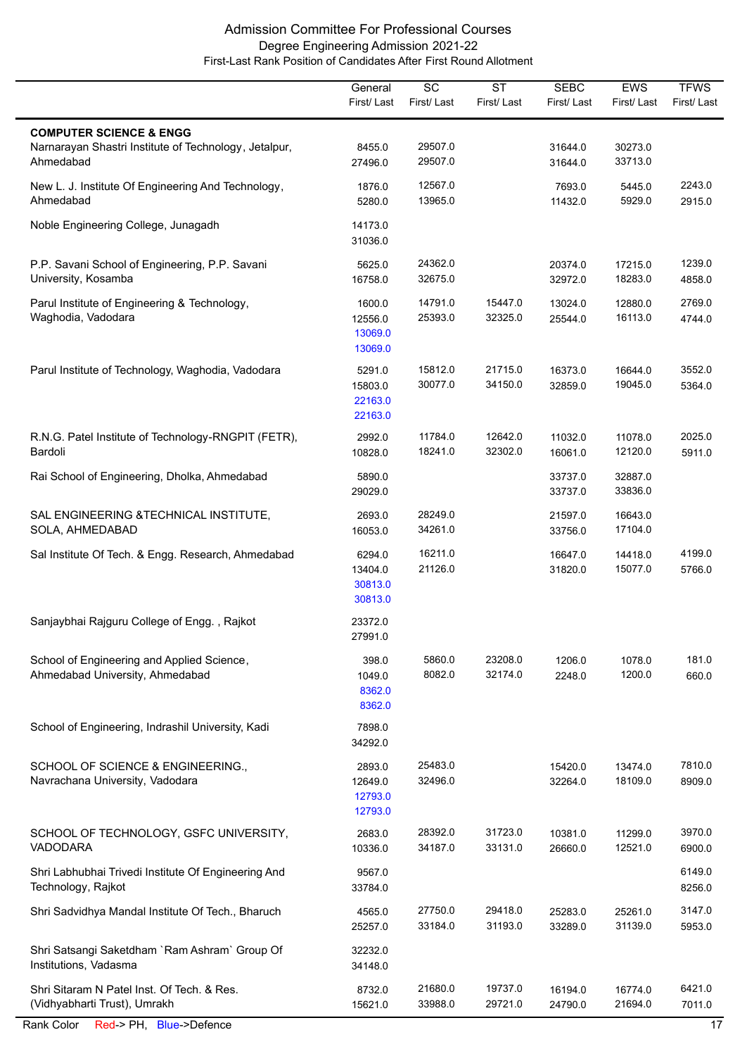Admission Committee For Professional Courses
Degree Engineering Admission 2021-22
First-Last Rank Position of Candidates After First Round Allotment

| | General First/ Last | SC First/ Last | ST First/ Last | SEBC First/ Last | EWS First/ Last | TFWS First/ Last |
|---|---|---|---|---|---|---|
| **COMPUTER SCIENCE & ENGG** | | | | | | |
| Narnarayan Shastri Institute of Technology, Jetalpur, Ahmedabad | 8455.0<br>27496.0 | 29507.0<br>29507.0 | | 31644.0<br>31644.0 | 30273.0<br>33713.0 | |
| New L. J. Institute Of Engineering And Technology, Ahmedabad | 1876.0<br>5280.0 | 12567.0<br>13965.0 | | 7693.0<br>11432.0 | 5445.0<br>5929.0 | 2243.0<br>2915.0 |
| Noble Engineering College, Junagadh | 14173.0<br>31036.0 | | | | | |
| P.P. Savani School of Engineering, P.P. Savani University, Kosamba | 5625.0<br>16758.0 | 24362.0<br>32675.0 | | 20374.0<br>32972.0 | 17215.0<br>18283.0 | 1239.0<br>4858.0 |
| Parul Institute of Engineering & Technology, Waghodia, Vadodara | 1600.0<br>12556.0<br>13069.0<br>13069.0 | 14791.0<br>25393.0 | 15447.0<br>32325.0 | 13024.0<br>25544.0 | 12880.0<br>16113.0 | 2769.0<br>4744.0 |
| Parul Institute of Technology, Waghodia, Vadodara | 5291.0<br>15803.0<br>22163.0<br>22163.0 | 15812.0<br>30077.0 | 21715.0<br>34150.0 | 16373.0<br>32859.0 | 16644.0<br>19045.0 | 3552.0<br>5364.0 |
| R.N.G. Patel Institute of Technology-RNGPIT (FETR), Bardoli | 2992.0<br>10828.0 | 11784.0<br>18241.0 | 12642.0<br>32302.0 | 11032.0<br>16061.0 | 11078.0<br>12120.0 | 2025.0<br>5911.0 |
| Rai School of Engineering, Dholka, Ahmedabad | 5890.0<br>29029.0 | | | 33737.0<br>33737.0 | 32887.0<br>33836.0 | |
| SAL ENGINEERING &TECHNICAL INSTITUTE, SOLA, AHMEDABAD | 2693.0<br>16053.0 | 28249.0<br>34261.0 | | 21597.0<br>33756.0 | 16643.0<br>17104.0 | |
| Sal Institute Of Tech. & Engg. Research, Ahmedabad | 6294.0<br>13404.0<br>30813.0<br>30813.0 | 16211.0<br>21126.0 | | 16647.0<br>31820.0 | 14418.0<br>15077.0 | 4199.0<br>5766.0 |
| Sanjaybhai Rajguru College of Engg. , Rajkot | 23372.0<br>27991.0 | | | | | |
| School of Engineering and Applied Science, Ahmedabad University, Ahmedabad | 398.0<br>1049.0<br>8362.0<br>8362.0 | 5860.0<br>8082.0 | 23208.0<br>32174.0 | 1206.0<br>2248.0 | 1078.0<br>1200.0 | 181.0<br>660.0 |
| School of Engineering, Indrashil University, Kadi | 7898.0<br>34292.0 | | | | | |
| SCHOOL OF SCIENCE & ENGINEERING., Navrachana University, Vadodara | 2893.0<br>12649.0<br>12793.0<br>12793.0 | 25483.0<br>32496.0 | | 15420.0<br>32264.0 | 13474.0<br>18109.0 | 7810.0<br>8909.0 |
| SCHOOL OF TECHNOLOGY, GSFC UNIVERSITY, VADODARA | 2683.0<br>10336.0 | 28392.0<br>34187.0 | 31723.0<br>33131.0 | 10381.0<br>26660.0 | 11299.0<br>12521.0 | 3970.0<br>6900.0 |
| Shri Labhubhai Trivedi Institute Of Engineering And Technology, Rajkot | 9567.0<br>33784.0 | | | | | 6149.0<br>8256.0 |
| Shri Sadvidhya Mandal Institute Of Tech., Bharuch | 4565.0<br>25257.0 | 27750.0<br>33184.0 | 29418.0<br>31193.0 | 25283.0<br>33289.0 | 25261.0<br>31139.0 | 3147.0<br>5953.0 |
| Shri Satsangi Saketdham `Ram Ashram` Group Of Institutions, Vadasma | 32232.0<br>34148.0 | | | | | |
| Shri Sitaram N Patel Inst. Of Tech. & Res. (Vidhyabharti Trust), Umrakh | 8732.0<br>15621.0 | 21680.0<br>33988.0 | 19737.0<br>29721.0 | 16194.0<br>24790.0 | 16774.0<br>21694.0 | 6421.0<br>7011.0 |

Rank Color Red-> PH, Blue->Defence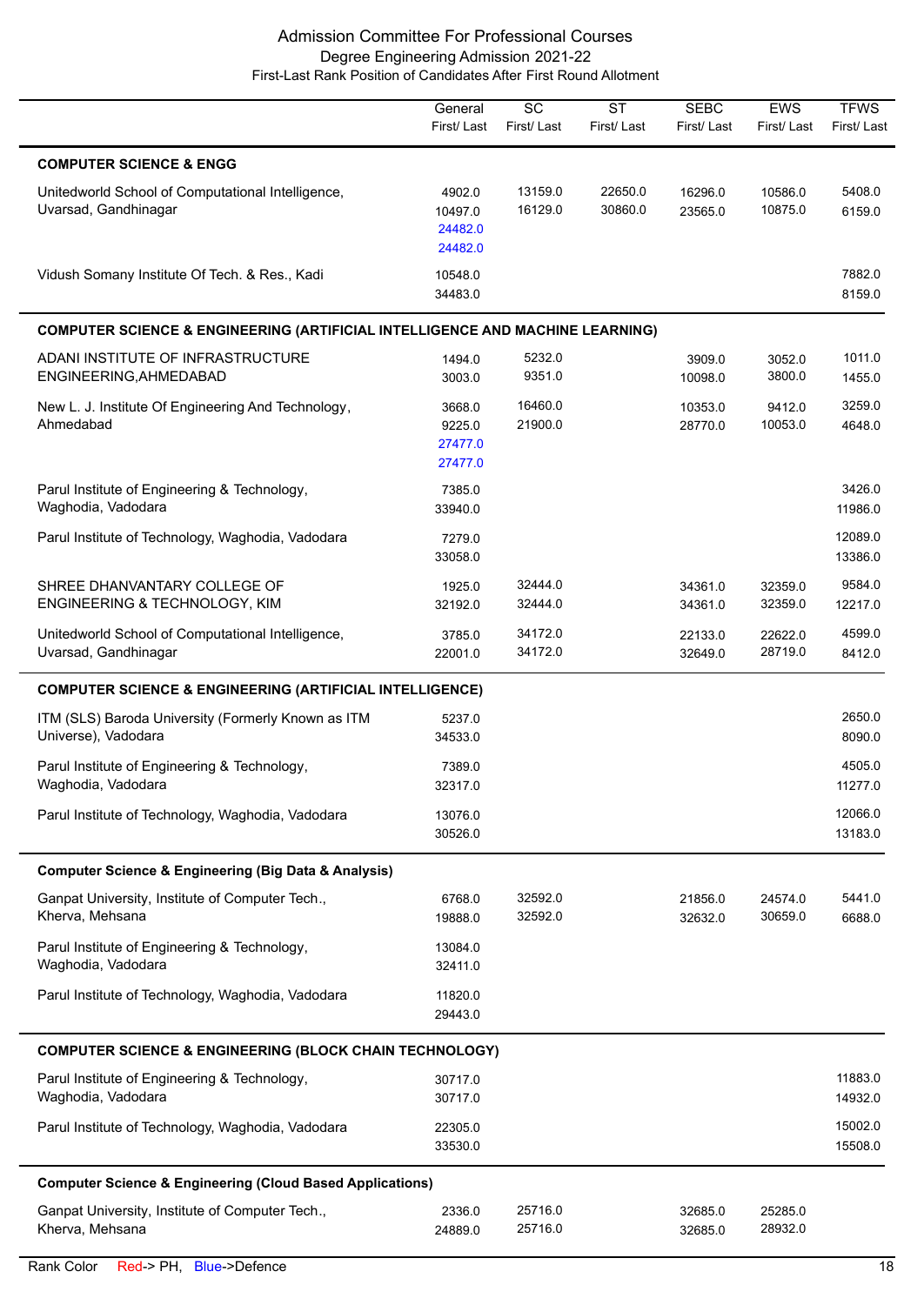# Admission Committee For Professional Courses

## Degree Engineering Admission 2021-22

### First-Last Rank Position of Candidates After First Round Allotment

| | General First/ Last | SC First/ Last | ST First/ Last | SEBC First/ Last | EWS First/ Last | TFWS First/ Last |
|---|---|---|---|---|---|---|
| **COMPUTER SCIENCE & ENGG** | | | | | | |
| Unitedworld School of Computational Intelligence, Uvarsad, Gandhinagar | 4902.0<br>10497.0<br>24482.0<br>24482.0 | 13159.0<br>16129.0 | 22650.0<br>30860.0 | 16296.0<br>23565.0 | 10586.0<br>10875.0 | 5408.0<br>6159.0 |
| Vidush Somany Institute Of Tech. & Res., Kadi | 10548.0<br>34483.0 | | | | | 7882.0<br>8159.0 |
| **COMPUTER SCIENCE & ENGINEERING (ARTIFICIAL INTELLIGENCE AND MACHINE LEARNING)** | | | | | | |
| ADANI INSTITUTE OF INFRASTRUCTURE ENGINEERING,AHMEDABAD | 1494.0<br>3003.0 | 5232.0<br>9351.0 | | 3909.0<br>10098.0 | 3052.0<br>3800.0 | 1011.0<br>1455.0 |
| New L. J. Institute Of Engineering And Technology, Ahmedabad | 3668.0<br>9225.0<br>27477.0<br>27477.0 | 16460.0<br>21900.0 | | 10353.0<br>28770.0 | 9412.0<br>10053.0 | 3259.0<br>4648.0 |
| Parul Institute of Engineering & Technology, Waghodia, Vadodara | 7385.0<br>33940.0 | | | | | 3426.0<br>11986.0 |
| Parul Institute of Technology, Waghodia, Vadodara | 7279.0<br>33058.0 | | | | | 12089.0<br>13386.0 |
| SHREE DHANVANTARY COLLEGE OF ENGINEERING & TECHNOLOGY, KIM | 1925.0<br>32192.0 | 32444.0<br>32444.0 | | 34361.0<br>34361.0 | 32359.0<br>32359.0 | 9584.0<br>12217.0 |
| Unitedworld School of Computational Intelligence, Uvarsad, Gandhinagar | 3785.0<br>22001.0 | 34172.0<br>34172.0 | | 22133.0<br>32649.0 | 22622.0<br>28719.0 | 4599.0<br>8412.0 |
| **COMPUTER SCIENCE & ENGINEERING (ARTIFICIAL INTELLIGENCE)** | | | | | | |
| ITM (SLS) Baroda University (Formerly Known as ITM Universe), Vadodara | 5237.0<br>34533.0 | | | | | 2650.0<br>8090.0 |
| Parul Institute of Engineering & Technology, Waghodia, Vadodara | 7389.0<br>32317.0 | | | | | 4505.0<br>11277.0 |
| Parul Institute of Technology, Waghodia, Vadodara | 13076.0<br>30526.0 | | | | | 12066.0<br>13183.0 |
| **Computer Science & Engineering (Big Data & Analysis)** | | | | | | |
| Ganpat University, Institute of Computer Tech., Kherva, Mehsana | 6768.0<br>19888.0 | 32592.0<br>32592.0 | | 21856.0<br>32632.0 | 24574.0<br>30659.0 | 5441.0<br>6688.0 |
| Parul Institute of Engineering & Technology, Waghodia, Vadodara | 13084.0<br>32411.0 | | | | | |
| Parul Institute of Technology, Waghodia, Vadodara | 11820.0<br>29443.0 | | | | | |
| **COMPUTER SCIENCE & ENGINEERING (BLOCK CHAIN TECHNOLOGY)** | | | | | | |
| Parul Institute of Engineering & Technology, Waghodia, Vadodara | 30717.0<br>30717.0 | | | | | 11883.0<br>14932.0 |
| Parul Institute of Technology, Waghodia, Vadodara | 22305.0<br>33530.0 | | | | | 15002.0<br>15508.0 |
| **Computer Science & Engineering (Cloud Based Applications)** | | | | | | |
| Ganpat University, Institute of Computer Tech., Kherva, Mehsana | 2336.0<br>24889.0 | 25716.0<br>25716.0 | | 32685.0<br>32685.0 | 25285.0<br>28932.0 | |

Rank Color Red-> PH, Blue->Defence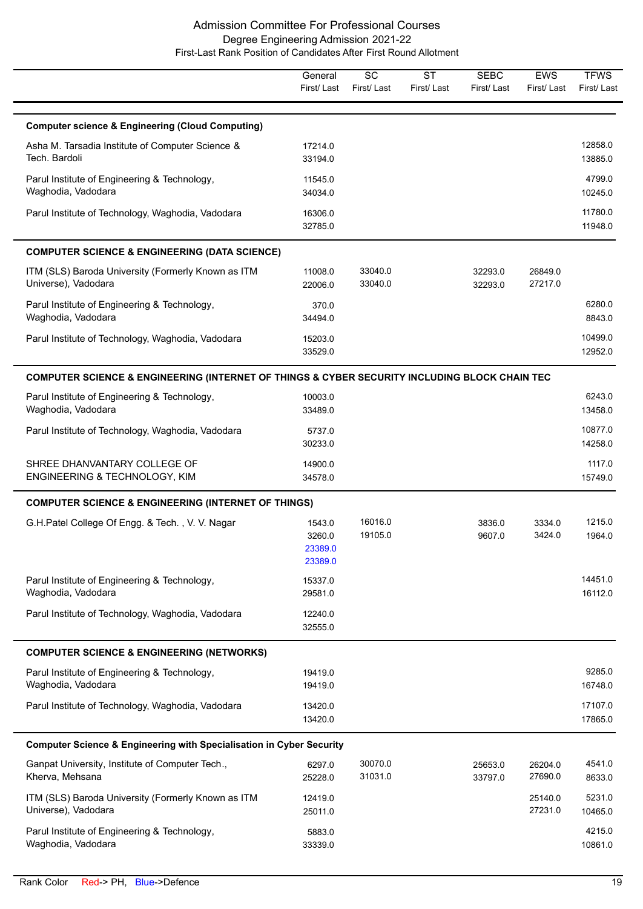# Admission Committee For Professional Courses

## Degree Engineering Admission 2021-22

### First-Last Rank Position of Candidates After First Round Allotment

| | General First/ Last | SC First/ Last | ST First/ Last | SEBC First/ Last | EWS First/ Last | TFWS First/ Last |
|---|---|---|---|---|---|---|
| **Computer science & Engineering (Cloud Computing)** | | | | | | |
| Asha M. Tarsadia Institute of Computer Science & Tech. Bardoli | 17214.0<br>33194.0 | | | | | 12858.0<br>13885.0 |
| Parul Institute of Engineering & Technology, Waghodia, Vadodara | 11545.0<br>34034.0 | | | | | 4799.0<br>10245.0 |
| Parul Institute of Technology, Waghodia, Vadodara | 16306.0<br>32785.0 | | | | | 11780.0<br>11948.0 |
| **COMPUTER SCIENCE & ENGINEERING (DATA SCIENCE)** | | | | | | |
| ITM (SLS) Baroda University (Formerly Known as ITM Universe), Vadodara | 11008.0<br>22006.0 | 33040.0<br>33040.0 | | 32293.0<br>32293.0 | 26849.0<br>27217.0 | |
| Parul Institute of Engineering & Technology, Waghodia, Vadodara | 370.0<br>34494.0 | | | | | 6280.0<br>8843.0 |
| Parul Institute of Technology, Waghodia, Vadodara | 15203.0<br>33529.0 | | | | | 10499.0<br>12952.0 |
| **COMPUTER SCIENCE & ENGINEERING (INTERNET OF THINGS & CYBER SECURITY INCLUDING BLOCK CHAIN TEC** | | | | | | |
| Parul Institute of Engineering & Technology, Waghodia, Vadodara | 10003.0<br>33489.0 | | | | | 6243.0<br>13458.0 |
| Parul Institute of Technology, Waghodia, Vadodara | 5737.0<br>30233.0 | | | | | 10877.0<br>14258.0 |
| SHREE DHANVANTARY COLLEGE OF ENGINEERING & TECHNOLOGY, KIM | 14900.0<br>34578.0 | | | | | 1117.0<br>15749.0 |
| **COMPUTER SCIENCE & ENGINEERING (INTERNET OF THINGS)** | | | | | | |
| G.H.Patel College Of Engg. & Tech. , V. V. Nagar | 1543.0<br>3260.0<br>23389.0<br>23389.0 | 16016.0<br>19105.0 | | 3836.0<br>9607.0 | 3334.0<br>3424.0 | 1215.0<br>1964.0 |
| Parul Institute of Engineering & Technology, Waghodia, Vadodara | 15337.0<br>29581.0 | | | | | 14451.0<br>16112.0 |
| Parul Institute of Technology, Waghodia, Vadodara | 12240.0<br>32555.0 | | | | | |
| **COMPUTER SCIENCE & ENGINEERING (NETWORKS)** | | | | | | |
| Parul Institute of Engineering & Technology, Waghodia, Vadodara | 19419.0<br>19419.0 | | | | | 9285.0<br>16748.0 |
| Parul Institute of Technology, Waghodia, Vadodara | 13420.0<br>13420.0 | | | | | 17107.0<br>17865.0 |
| **Computer Science & Engineering with Specialisation in Cyber Security** | | | | | | |
| Ganpat University, Institute of Computer Tech., Kherva, Mehsana | 6297.0<br>25228.0 | 30070.0<br>31031.0 | | 25653.0<br>33797.0 | 26204.0<br>27690.0 | 4541.0<br>8633.0 |
| ITM (SLS) Baroda University (Formerly Known as ITM Universe), Vadodara | 12419.0<br>25011.0 | | | | 25140.0<br>27231.0 | 5231.0<br>10465.0 |
| Parul Institute of Engineering & Technology, Waghodia, Vadodara | 5883.0<br>33339.0 | | | | | 4215.0<br>10861.0 |

Rank Color Red-> PH, Blue->Defence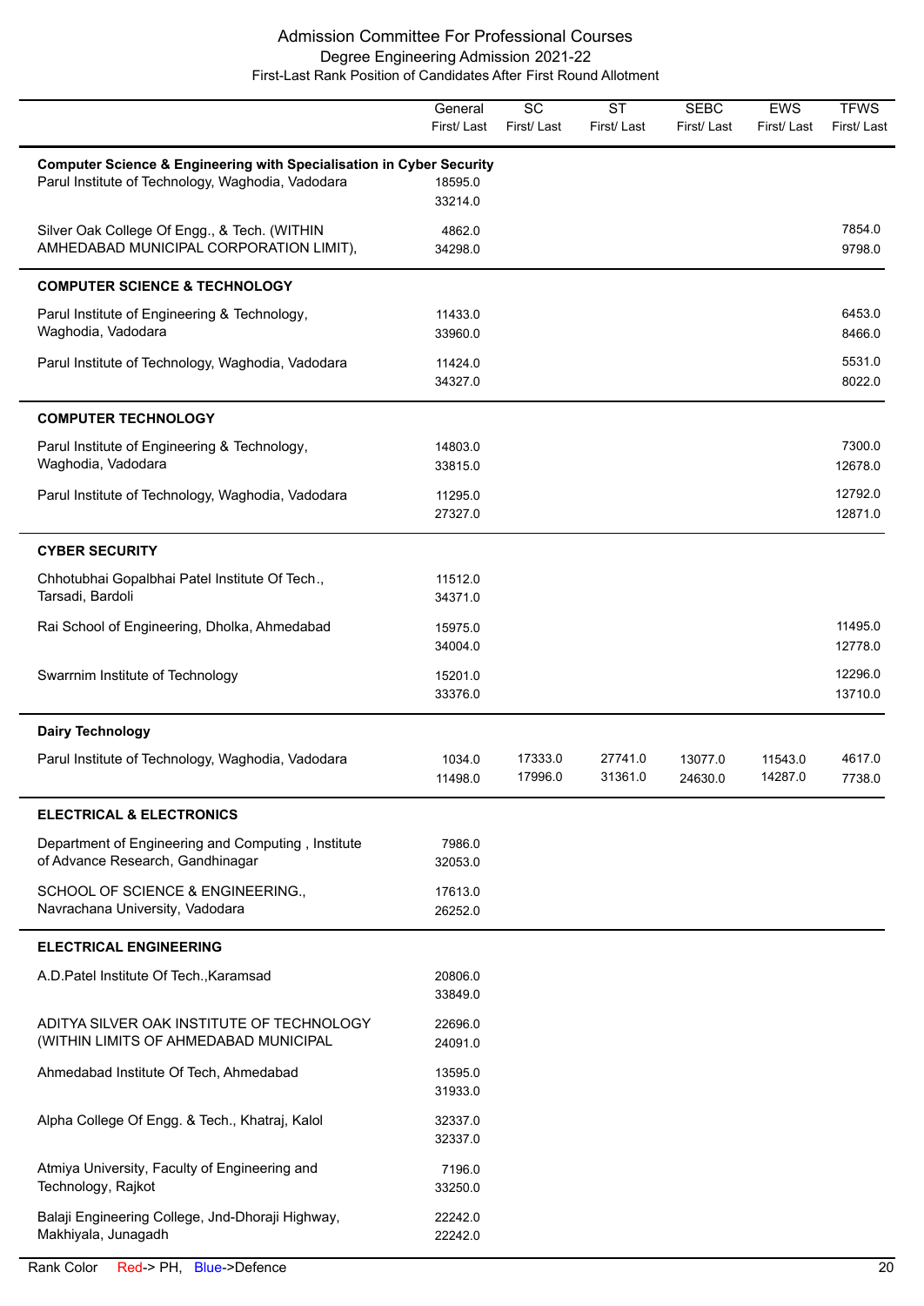## Admission Committee For Professional Courses
### Degree Engineering Admission 2021-22
### First-Last Rank Position of Candidates After First Round Allotment

| | General First/ Last | SC First/ Last | ST First/ Last | SEBC First/ Last | EWS First/ Last | TFWS First/ Last |
|---|---|---|---|---|---|---|
| **Computer Science & Engineering with Specialisation in Cyber Security** | | | | | | |
| Parul Institute of Technology, Waghodia, Vadodara | 18595.0<br>33214.0 | | | | | |
| Silver Oak College Of Engg., & Tech. (WITHIN AMHEDABAD MUNICIPAL CORPORATION LIMIT), | 4862.0<br>34298.0 | | | | | 7854.0<br>9798.0 |
| **COMPUTER SCIENCE & TECHNOLOGY** | | | | | | |
| Parul Institute of Engineering & Technology, Waghodia, Vadodara | 11433.0<br>33960.0 | | | | | 6453.0<br>8466.0 |
| Parul Institute of Technology, Waghodia, Vadodara | 11424.0<br>34327.0 | | | | | 5531.0<br>8022.0 |
| **COMPUTER TECHNOLOGY** | | | | | | |
| Parul Institute of Engineering & Technology, Waghodia, Vadodara | 14803.0<br>33815.0 | | | | | 7300.0<br>12678.0 |
| Parul Institute of Technology, Waghodia, Vadodara | 11295.0<br>27327.0 | | | | | 12792.0<br>12871.0 |
| **CYBER SECURITY** | | | | | | |
| Chhotubhai Gopalbhai Patel Institute Of Tech., Tarsadi, Bardoli | 11512.0<br>34371.0 | | | | | |
| Rai School of Engineering, Dholka, Ahmedabad | 15975.0<br>34004.0 | | | | | 11495.0<br>12778.0 |
| Swarrnim Institute of Technology | 15201.0<br>33376.0 | | | | | 12296.0<br>13710.0 |
| **Dairy Technology** | | | | | | |
| Parul Institute of Technology, Waghodia, Vadodara | 1034.0<br>11498.0 | 17333.0<br>17996.0 | 27741.0<br>31361.0 | 13077.0<br>24630.0 | 11543.0<br>14287.0 | 4617.0<br>7738.0 |
| **ELECTRICAL & ELECTRONICS** | | | | | | |
| Department of Engineering and Computing , Institute of Advance Research, Gandhinagar | 7986.0<br>32053.0 | | | | | |
| SCHOOL OF SCIENCE & ENGINEERING., Navrachana University, Vadodara | 17613.0<br>26252.0 | | | | | |
| **ELECTRICAL ENGINEERING** | | | | | | |
| A.D.Patel Institute Of Tech.,Karamsad | 20806.0<br>33849.0 | | | | | |
| ADITYA SILVER OAK INSTITUTE OF TECHNOLOGY (WITHIN LIMITS OF AHMEDABAD MUNICIPAL | 22696.0<br>24091.0 | | | | | |
| Ahmedabad Institute Of Tech, Ahmedabad | 13595.0<br>31933.0 | | | | | |
| Alpha College Of Engg. & Tech., Khatraj, Kalol | 32337.0<br>32337.0 | | | | | |
| Atmiya University, Faculty of Engineering and Technology, Rajkot | 7196.0<br>33250.0 | | | | | |
| Balaji Engineering College, Jnd-Dhoraji Highway, Makhiyala, Junagadh | 22242.0<br>22242.0 | | | | | |

Rank Color Red-> PH, Blue->Defence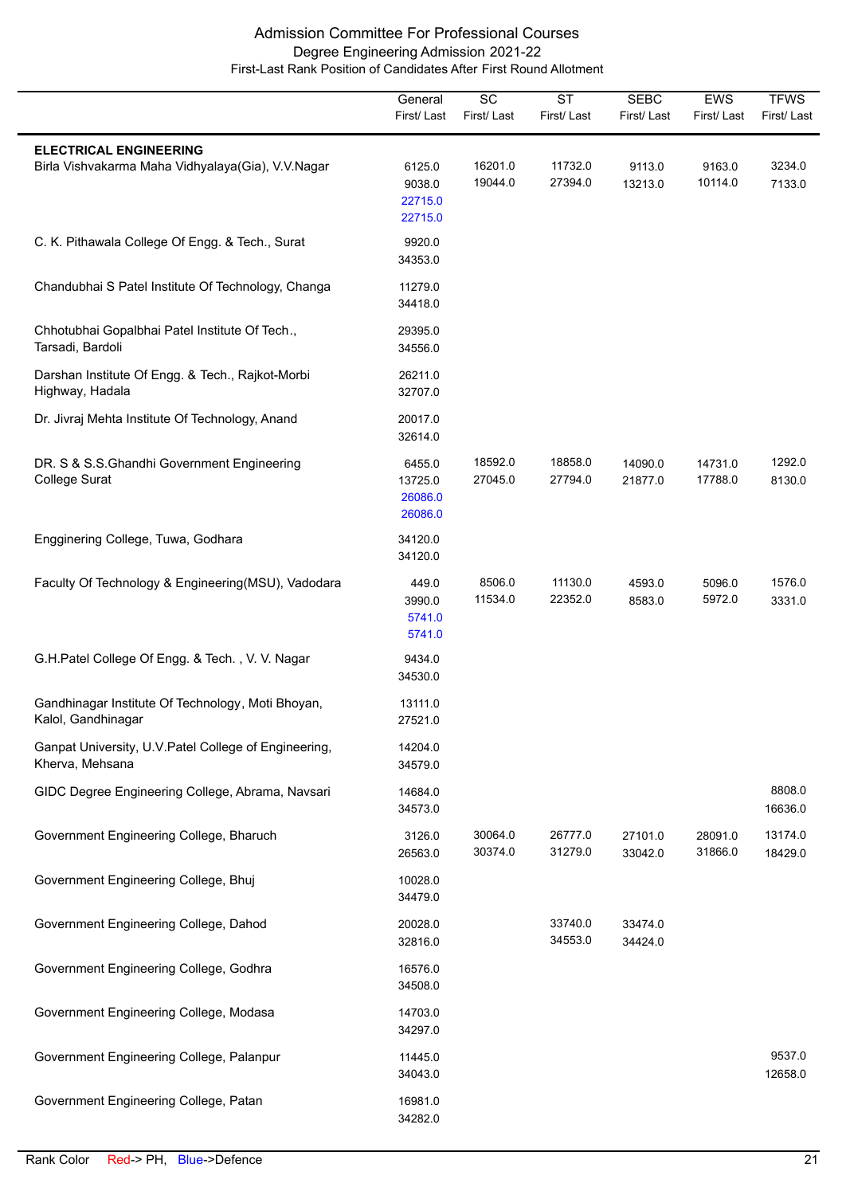Admission Committee For Professional Courses

Degree Engineering Admission 2021-22

First-Last Rank Position of Candidates After First Round Allotment

| | General First/ Last | SC First/ Last | ST First/ Last | SEBC First/ Last | EWS First/ Last | TFWS First/ Last |
|---|---|---|---|---|---|---|
| **ELECTRICAL ENGINEERING** | | | | | | |
| Birla Vishvakarma Maha Vidhyalaya(Gia), V.V.Nagar | 6125.0 9038.0 22715.0 22715.0 | 16201.0 19044.0 | 11732.0 27394.0 | 9113.0 13213.0 | 9163.0 10114.0 | 3234.0 7133.0 |
| C. K. Pithawala College Of Engg. & Tech., Surat | 9920.0 34353.0 | | | | | |
| Chandubhai S Patel Institute Of Technology, Changa | 11279.0 34418.0 | | | | | |
| Chhotubhai Gopalbhai Patel Institute Of Tech., Tarsadi, Bardoli | 29395.0 34556.0 | | | | | |
| Darshan Institute Of Engg. & Tech., Rajkot-Morbi Highway, Hadala | 26211.0 32707.0 | | | | | |
| Dr. Jivraj Mehta Institute Of Technology, Anand | 20017.0 32614.0 | | | | | |
| DR. S & S.S.Ghandhi Government Engineering College Surat | 6455.0 13725.0 26086.0 26086.0 | 18592.0 27045.0 | 18858.0 27794.0 | 14090.0 21877.0 | 14731.0 17788.0 | 1292.0 8130.0 |
| Engginering College, Tuwa, Godhara | 34120.0 34120.0 | | | | | |
| Faculty Of Technology & Engineering(MSU), Vadodara | 449.0 3990.0 5741.0 5741.0 | 8506.0 11534.0 | 11130.0 22352.0 | 4593.0 8583.0 | 5096.0 5972.0 | 1576.0 3331.0 |
| G.H.Patel College Of Engg. & Tech. , V. V. Nagar | 9434.0 34530.0 | | | | | |
| Gandhinagar Institute Of Technology, Moti Bhoyan, Kalol, Gandhinagar | 13111.0 27521.0 | | | | | |
| Ganpat University, U.V.Patel College of Engineering, Kherva, Mehsana | 14204.0 34579.0 | | | | | |
| GIDC Degree Engineering College, Abrama, Navsari | 14684.0 34573.0 | | | | | 8808.0 16636.0 |
| Government Engineering College, Bharuch | 3126.0 26563.0 | 30064.0 30374.0 | 26777.0 31279.0 | 27101.0 33042.0 | 28091.0 31866.0 | 13174.0 18429.0 |
| Government Engineering College, Bhuj | 10028.0 34479.0 | | | | | |
| Government Engineering College, Dahod | 20028.0 32816.0 | | 33740.0 34553.0 | 33474.0 34424.0 | | |
| Government Engineering College, Godhra | 16576.0 34508.0 | | | | | |
| Government Engineering College, Modasa | 14703.0 34297.0 | | | | | |
| Government Engineering College, Palanpur | 11445.0 34043.0 | | | | | 9537.0 12658.0 |
| Government Engineering College, Patan | 16981.0 34282.0 | | | | | |

Rank Color Red-> PH, Blue->Defence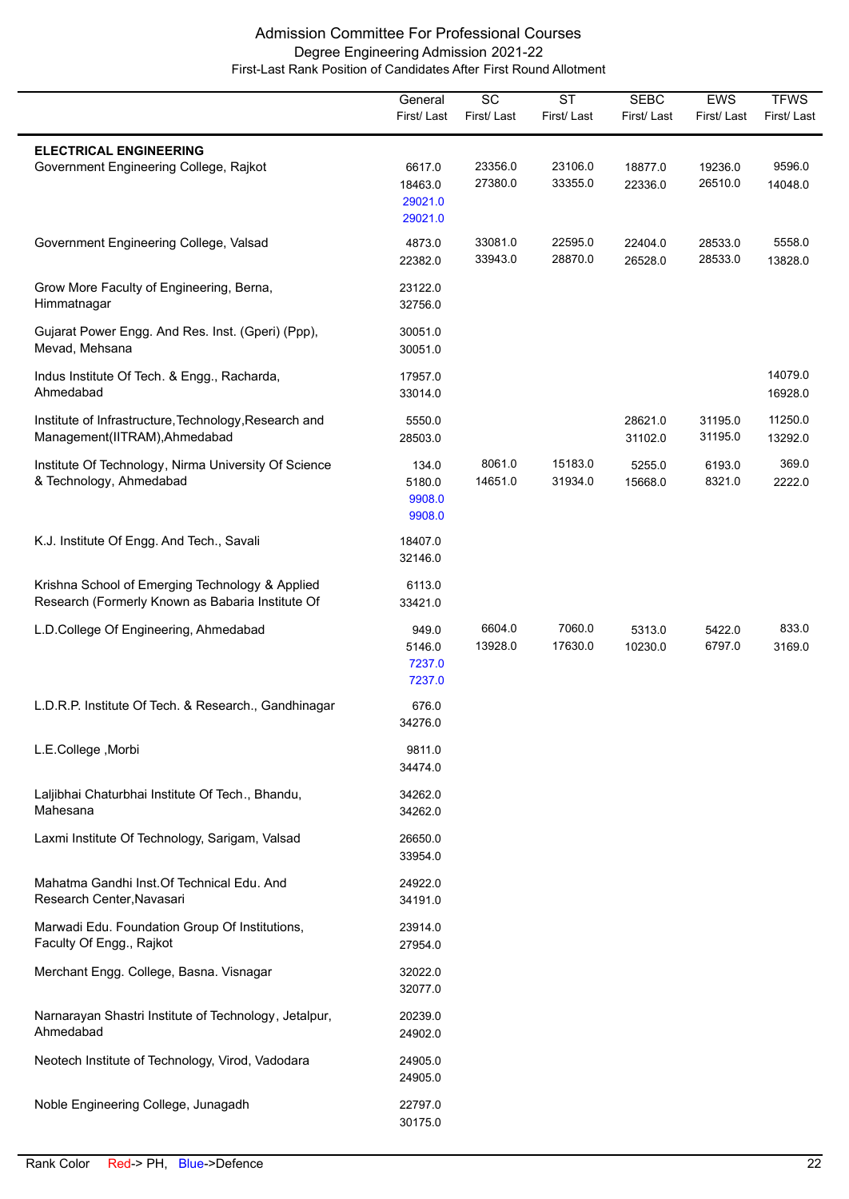# Admission Committee For Professional Courses

## Degree Engineering Admission 2021-22

### First-Last Rank Position of Candidates After First Round Allotment

| | General First/ Last | SC First/ Last | ST First/ Last | SEBC First/ Last | EWS First/ Last | TFWS First/ Last |
|---|---|---|---|---|---|---|
| **ELECTRICAL ENGINEERING** | | | | | | |
| Government Engineering College, Rajkot | 6617.0<br>18463.0<br>29021.0<br>29021.0 | 23356.0<br>27380.0 | 23106.0<br>33355.0 | 18877.0<br>22336.0 | 19236.0<br>26510.0 | 9596.0<br>14048.0 |
| Government Engineering College, Valsad | 4873.0<br>22382.0 | 33081.0<br>33943.0 | 22595.0<br>28870.0 | 22404.0<br>26528.0 | 28533.0<br>28533.0 | 5558.0<br>13828.0 |
| Grow More Faculty of Engineering, Berna, Himmatnagar | 23122.0<br>32756.0 | | | | | |
| Gujarat Power Engg. And Res. Inst. (Gperi) (Ppp), Mevad, Mehsana | 30051.0<br>30051.0 | | | | | |
| Indus Institute Of Tech. & Engg., Racharda, Ahmedabad | 17957.0<br>33014.0 | | | | | 14079.0<br>16928.0 |
| Institute of Infrastructure,Technology,Research and Management(IITRAM),Ahmedabad | 5550.0<br>28503.0 | | | 28621.0<br>31102.0 | 31195.0<br>31195.0 | 11250.0<br>13292.0 |
| Institute Of Technology, Nirma University Of Science & Technology, Ahmedabad | 134.0<br>5180.0<br>9908.0<br>9908.0 | 8061.0<br>14651.0 | 15183.0<br>31934.0 | 5255.0<br>15668.0 | 6193.0<br>8321.0 | 369.0<br>2222.0 |
| K.J. Institute Of Engg. And Tech., Savali | 18407.0<br>32146.0 | | | | | |
| Krishna School of Emerging Technology & Applied Research (Formerly Known as Babaria Institute Of | 6113.0<br>33421.0 | | | | | |
| L.D.College Of Engineering, Ahmedabad | 949.0<br>5146.0<br>7237.0<br>7237.0 | 6604.0<br>13928.0 | 7060.0<br>17630.0 | 5313.0<br>10230.0 | 5422.0<br>6797.0 | 833.0<br>3169.0 |
| L.D.R.P. Institute Of Tech. & Research., Gandhinagar | 676.0<br>34276.0 | | | | | |
| L.E.College ,Morbi | 9811.0<br>34474.0 | | | | | |
| Laljibhai Chaturbhai Institute Of Tech., Bhandu, Mahesana | 34262.0<br>34262.0 | | | | | |
| Laxmi Institute Of Technology, Sarigam, Valsad | 26650.0<br>33954.0 | | | | | |
| Mahatma Gandhi Inst.Of Technical Edu. And Research Center,Navasari | 24922.0<br>34191.0 | | | | | |
| Marwadi Edu. Foundation Group Of Institutions, Faculty Of Engg., Rajkot | 23914.0<br>27954.0 | | | | | |
| Merchant Engg. College, Basna. Visnagar | 32022.0<br>32077.0 | | | | | |
| Narnarayan Shastri Institute of Technology, Jetalpur, Ahmedabad | 20239.0<br>24902.0 | | | | | |
| Neotech Institute of Technology, Virod, Vadodara | 24905.0<br>24905.0 | | | | | |
| Noble Engineering College, Junagadh | 22797.0<br>30175.0 | | | | | |

Rank Color Red-> PH, Blue->Defence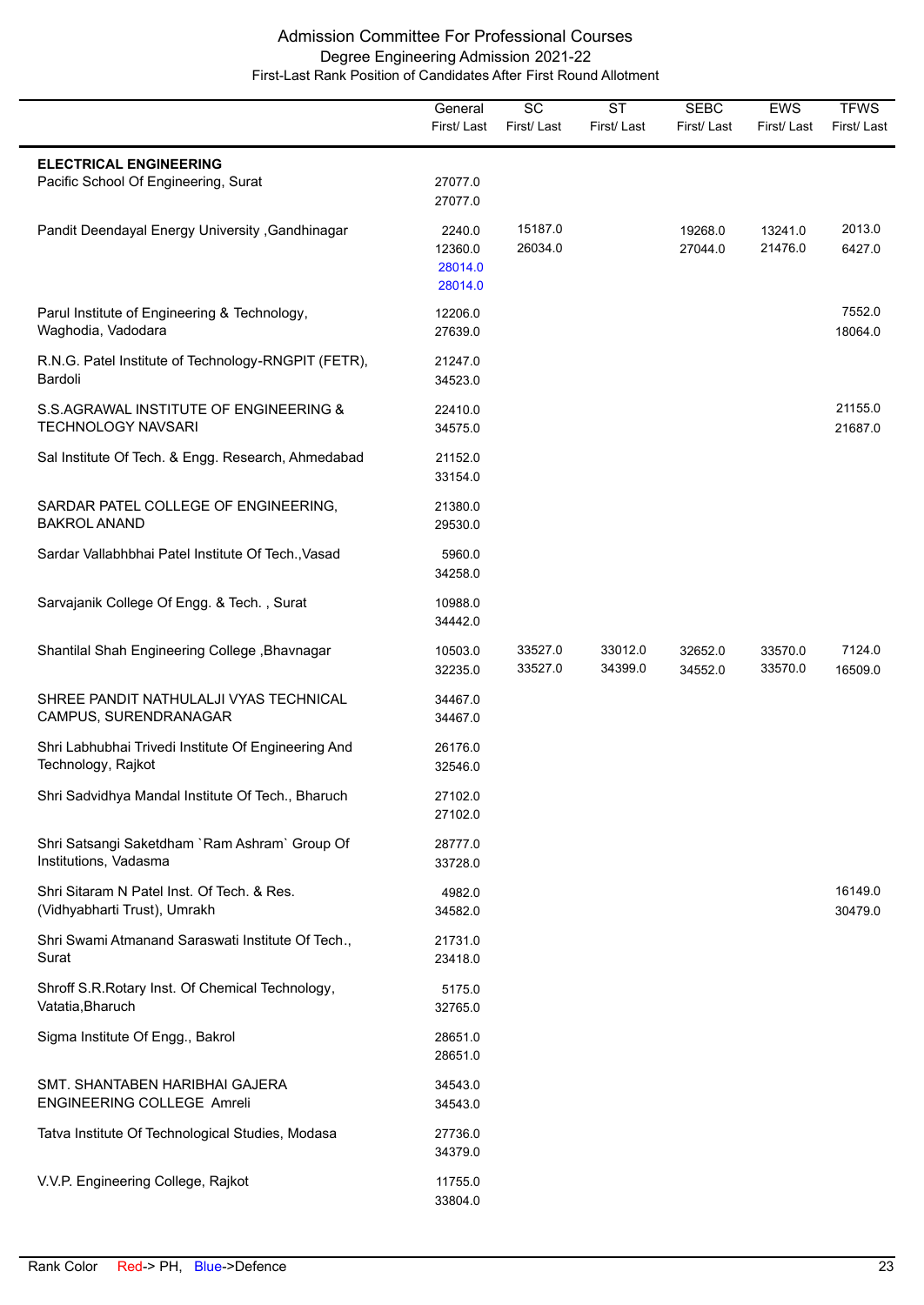# Admission Committee For Professional Courses

## Degree Engineering Admission 2021-22

### First-Last Rank Position of Candidates After First Round Allotment

| | General First/ Last | SC First/ Last | ST First/ Last | SEBC First/ Last | EWS First/ Last | TFWS First/ Last |
|---|---|---|---|---|---|---|
| **ELECTRICAL ENGINEERING** | | | | | | |
| Pacific School Of Engineering, Surat | 27077.0<br>27077.0 | | | | | |
| Pandit Deendayal Energy University ,Gandhinagar | 2240.0<br>12360.0<br>28014.0<br>28014.0 | 15187.0<br>26034.0 | | 19268.0<br>27044.0 | 13241.0<br>21476.0 | 2013.0<br>6427.0 |
| Parul Institute of Engineering & Technology, Waghodia, Vadodara | 12206.0<br>27639.0 | | | | | 7552.0<br>18064.0 |
| R.N.G. Patel Institute of Technology-RNGPIT (FETR), Bardoli | 21247.0<br>34523.0 | | | | | |
| S.S.AGRAWAL INSTITUTE OF ENGINEERING & TECHNOLOGY NAVSARI | 22410.0<br>34575.0 | | | | | 21155.0<br>21687.0 |
| Sal Institute Of Tech. & Engg. Research, Ahmedabad | 21152.0<br>33154.0 | | | | | |
| SARDAR PATEL COLLEGE OF ENGINEERING, BAKROL ANAND | 21380.0<br>29530.0 | | | | | |
| Sardar Vallabhbhai Patel Institute Of Tech.,Vasad | 5960.0<br>34258.0 | | | | | |
| Sarvajanik College Of Engg. & Tech. , Surat | 10988.0<br>34442.0 | | | | | |
| Shantilal Shah Engineering College ,Bhavnagar | 10503.0<br>32235.0 | 33527.0<br>33527.0 | 33012.0<br>34399.0 | 32652.0<br>34552.0 | 33570.0<br>33570.0 | 7124.0<br>16509.0 |
| SHREE PANDIT NATHULALJI VYAS TECHNICAL CAMPUS, SURENDRANAGAR | 34467.0<br>34467.0 | | | | | |
| Shri Labhubhai Trivedi Institute Of Engineering And Technology, Rajkot | 26176.0<br>32546.0 | | | | | |
| Shri Sadvidhya Mandal Institute Of Tech., Bharuch | 27102.0<br>27102.0 | | | | | |
| Shri Satsangi Saketdham `Ram Ashram` Group Of Institutions, Vadasma | 28777.0<br>33728.0 | | | | | |
| Shri Sitaram N Patel Inst. Of Tech. & Res. (Vidhyabharti Trust), Umrakh | 4982.0<br>34582.0 | | | | | 16149.0<br>30479.0 |
| Shri Swami Atmanand Saraswati Institute Of Tech., Surat | 21731.0<br>23418.0 | | | | | |
| Shroff S.R.Rotary Inst. Of Chemical Technology, Vatatia,Bharuch | 5175.0<br>32765.0 | | | | | |
| Sigma Institute Of Engg., Bakrol | 28651.0<br>28651.0 | | | | | |
| SMT. SHANTABEN HARIBHAI GAJERA ENGINEERING COLLEGE Amreli | 34543.0<br>34543.0 | | | | | |
| Tatva Institute Of Technological Studies, Modasa | 27736.0<br>34379.0 | | | | | |
| V.V.P. Engineering College, Rajkot | 11755.0<br>33804.0 | | | | | |

Rank Color Red-> PH, Blue->Defence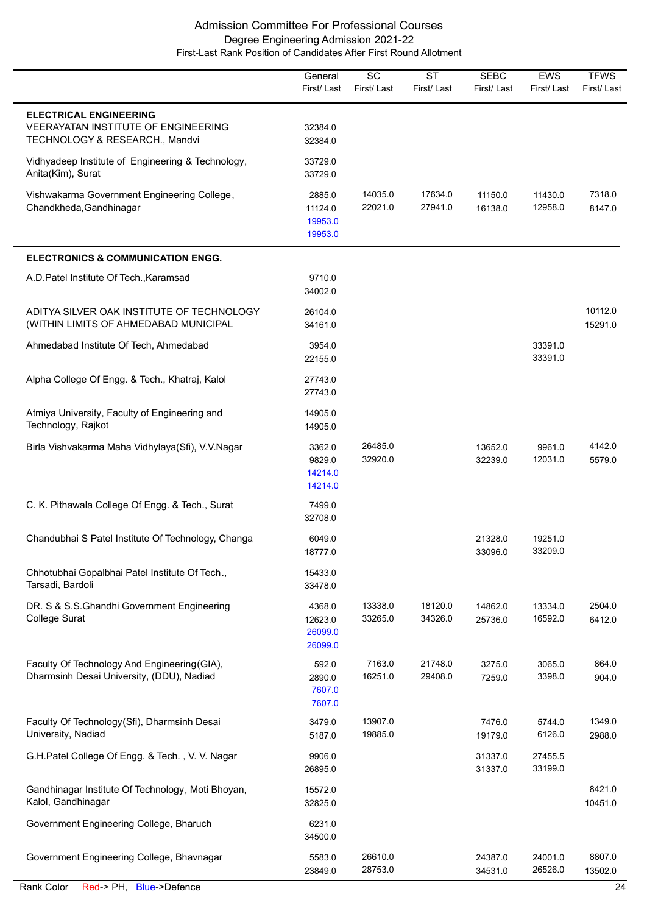# Admission Committee For Professional Courses

## Degree Engineering Admission 2021-22

### First-Last Rank Position of Candidates After First Round Allotment

| | General First/ Last | SC First/ Last | ST First/ Last | SEBC First/ Last | EWS First/ Last | TFWS First/ Last |
|---|---|---|---|---|---|---|
| **ELECTRICAL ENGINEERING** | | | | | | |
| VEERAYATAN INSTITUTE OF ENGINEERING TECHNOLOGY & RESEARCH., Mandvi | 32384.0<br>32384.0 | | | | | |
| Vidhyadeep Institute of Engineering & Technology, Anita(Kim), Surat | 33729.0<br>33729.0 | | | | | |
| Vishwakarma Government Engineering College, Chandkheda,Gandhinagar | 2885.0<br>11124.0<br>19953.0<br>19953.0 | 14035.0<br>22021.0 | 17634.0<br>27941.0 | 11150.0<br>16138.0 | 11430.0<br>12958.0 | 7318.0<br>8147.0 |
| **ELECTRONICS & COMMUNICATION ENGG.** | | | | | | |
| A.D.Patel Institute Of Tech.,Karamsad | 9710.0<br>34002.0 | | | | | |
| ADITYA SILVER OAK INSTITUTE OF TECHNOLOGY (WITHIN LIMITS OF AHMEDABAD MUNICIPAL | 26104.0<br>34161.0 | | | | | 10112.0<br>15291.0 |
| Ahmedabad Institute Of Tech, Ahmedabad | 3954.0<br>22155.0 | | | | 33391.0<br>33391.0 | |
| Alpha College Of Engg. & Tech., Khatraj, Kalol | 27743.0<br>27743.0 | | | | | |
| Atmiya University, Faculty of Engineering and Technology, Rajkot | 14905.0<br>14905.0 | | | | | |
| Birla Vishvakarma Maha Vidhylaya(Sfi), V.V.Nagar | 3362.0<br>9829.0<br>14214.0<br>14214.0 | 26485.0<br>32920.0 | | 13652.0<br>32239.0 | 9961.0<br>12031.0 | 4142.0<br>5579.0 |
| C. K. Pithawala College Of Engg. & Tech., Surat | 7499.0<br>32708.0 | | | | | |
| Chandubhai S Patel Institute Of Technology, Changa | 6049.0<br>18777.0 | | | 21328.0<br>33096.0 | 19251.0<br>33209.0 | |
| Chhotubhai Gopalbhai Patel Institute Of Tech., Tarsadi, Bardoli | 15433.0<br>33478.0 | | | | | |
| DR. S & S.S.Ghandhi Government Engineering College Surat | 4368.0<br>12623.0<br>26099.0<br>26099.0 | 13338.0<br>33265.0 | 18120.0<br>34326.0 | 14862.0<br>25736.0 | 13334.0<br>16592.0 | 2504.0<br>6412.0 |
| Faculty Of Technology And Engineering(GIA), Dharmsinh Desai University, (DDU), Nadiad | 592.0<br>2890.0<br>7607.0<br>7607.0 | 7163.0<br>16251.0 | 21748.0<br>29408.0 | 3275.0<br>7259.0 | 3065.0<br>3398.0 | 864.0<br>904.0 |
| Faculty Of Technology(Sfi), Dharmsinh Desai University, Nadiad | 3479.0<br>5187.0 | 13907.0<br>19885.0 | | 7476.0<br>19179.0 | 5744.0<br>6126.0 | 1349.0<br>2988.0 |
| G.H.Patel College Of Engg. & Tech. , V. V. Nagar | 9906.0<br>26895.0 | | | 31337.0<br>31337.0 | 27455.5<br>33199.0 | |
| Gandhinagar Institute Of Technology, Moti Bhoyan, Kalol, Gandhinagar | 15572.0<br>32825.0 | | | | | 8421.0<br>10451.0 |
| Government Engineering College, Bharuch | 6231.0<br>34500.0 | | | | | |
| Government Engineering College, Bhavnagar | 5583.0<br>23849.0 | 26610.0<br>28753.0 | | 24387.0<br>34531.0 | 24001.0<br>26526.0 | 8807.0<br>13502.0 |

Rank Color Red-> PH, Blue->Defence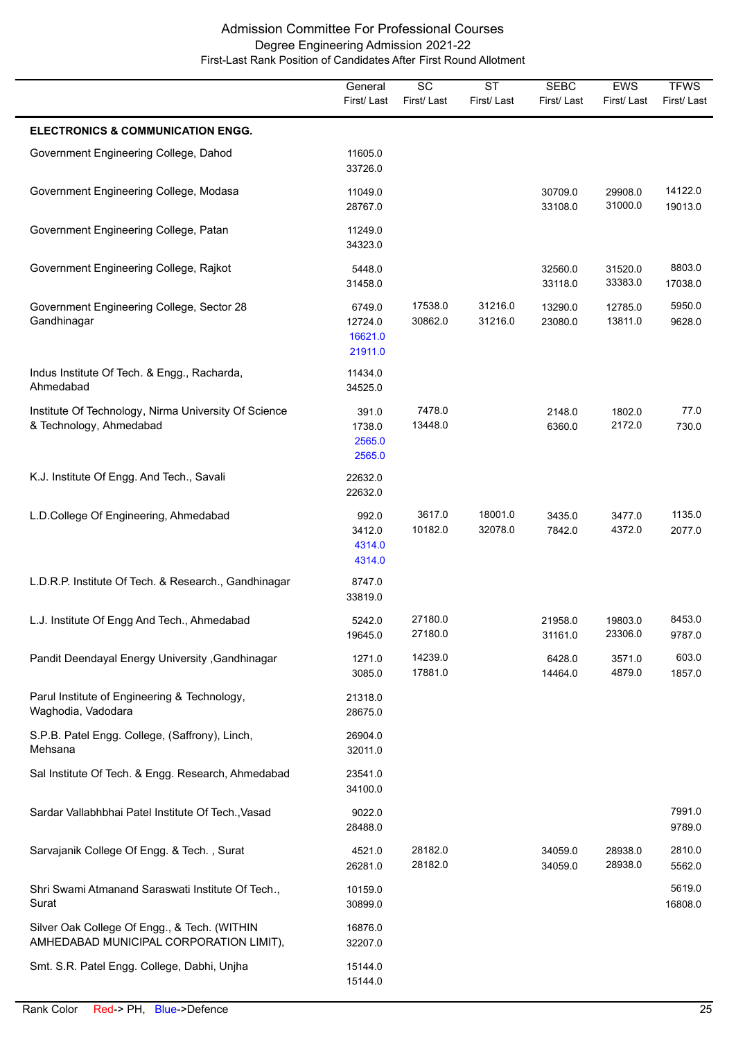# Admission Committee For Professional Courses

## Degree Engineering Admission 2021-22

### First-Last Rank Position of Candidates After First Round Allotment

| | General First/ Last | SC First/ Last | ST First/ Last | SEBC First/ Last | EWS First/ Last | TFWS First/ Last |
|---|---|---|---|---|---|---|
| **ELECTRONICS & COMMUNICATION ENGG.** | | | | | | |
| Government Engineering College, Dahod | 11605.0<br>33726.0 | | | | | |
| Government Engineering College, Modasa | 11049.0<br>28767.0 | | | 30709.0<br>33108.0 | 29908.0<br>31000.0 | 14122.0<br>19013.0 |
| Government Engineering College, Patan | 11249.0<br>34323.0 | | | | | |
| Government Engineering College, Rajkot | 5448.0<br>31458.0 | | | 32560.0<br>33118.0 | 31520.0<br>33383.0 | 8803.0<br>17038.0 |
| Government Engineering College, Sector 28 Gandhinagar | 6749.0<br>12724.0<br>16621.0<br>21911.0 | 17538.0<br>30862.0 | 31216.0<br>31216.0 | 13290.0<br>23080.0 | 12785.0<br>13811.0 | 5950.0<br>9628.0 |
| Indus Institute Of Tech. & Engg., Racharda, Ahmedabad | 11434.0<br>34525.0 | | | | | |
| Institute Of Technology, Nirma University Of Science & Technology, Ahmedabad | 391.0<br>1738.0<br>2565.0<br>2565.0 | 7478.0<br>13448.0 | | 2148.0<br>6360.0 | 1802.0<br>2172.0 | 77.0<br>730.0 |
| K.J. Institute Of Engg. And Tech., Savali | 22632.0<br>22632.0 | | | | | |
| L.D.College Of Engineering, Ahmedabad | 992.0<br>3412.0<br>4314.0<br>4314.0 | 3617.0<br>10182.0 | 18001.0<br>32078.0 | 3435.0<br>7842.0 | 3477.0<br>4372.0 | 1135.0<br>2077.0 |
| L.D.R.P. Institute Of Tech. & Research., Gandhinagar | 8747.0<br>33819.0 | | | | | |
| L.J. Institute Of Engg And Tech., Ahmedabad | 5242.0<br>19645.0 | 27180.0<br>27180.0 | | 21958.0<br>31161.0 | 19803.0<br>23306.0 | 8453.0<br>9787.0 |
| Pandit Deendayal Energy University ,Gandhinagar | 1271.0<br>3085.0 | 14239.0<br>17881.0 | | 6428.0<br>14464.0 | 3571.0<br>4879.0 | 603.0<br>1857.0 |
| Parul Institute of Engineering & Technology, Waghodia, Vadodara | 21318.0<br>28675.0 | | | | | |
| S.P.B. Patel Engg. College, (Saffrony), Linch, Mehsana | 26904.0<br>32011.0 | | | | | |
| Sal Institute Of Tech. & Engg. Research, Ahmedabad | 23541.0<br>34100.0 | | | | | |
| Sardar Vallabhbhai Patel Institute Of Tech.,Vasad | 9022.0<br>28488.0 | | | | | 7991.0<br>9789.0 |
| Sarvajanik College Of Engg. & Tech. , Surat | 4521.0<br>26281.0 | 28182.0<br>28182.0 | | 34059.0<br>34059.0 | 28938.0<br>28938.0 | 2810.0<br>5562.0 |
| Shri Swami Atmanand Saraswati Institute Of Tech., Surat | 10159.0<br>30899.0 | | | | | 5619.0<br>16808.0 |
| Silver Oak College Of Engg., & Tech. (WITHIN AMHEDABAD MUNICIPAL CORPORATION LIMIT), | 16876.0<br>32207.0 | | | | | |
| Smt. S.R. Patel Engg. College, Dabhi, Unjha | 15144.0<br>15144.0 | | | | | |

Rank Color Red-> PH, Blue->Defence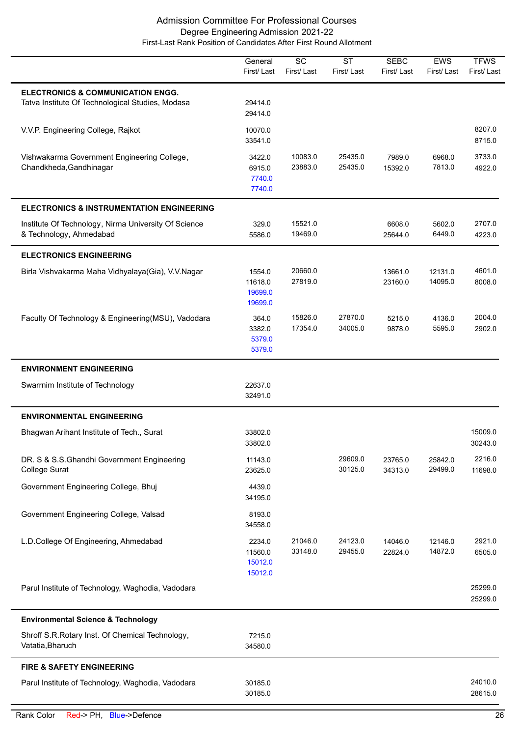# Admission Committee For Professional Courses

## Degree Engineering Admission 2021-22

### First-Last Rank Position of Candidates After First Round Allotment

| | General<br>First/ Last | SC<br>First/ Last | ST<br>First/ Last | SEBC<br>First/ Last | EWS<br>First/ Last | TFWS<br>First/ Last |
|---|---|---|---|---|---|---|
| **ELECTRONICS & COMMUNICATION ENGG.** | | | | | | |
| Tatva Institute Of Technological Studies, Modasa | 29414.0<br>29414.0 | | | | | |
| V.V.P. Engineering College, Rajkot | 10070.0<br>33541.0 | | | | | 8207.0<br>8715.0 |
| Vishwakarma Government Engineering College, Chandkheda,Gandhinagar | 3422.0<br>6915.0<br>7740.0<br>7740.0 | 10083.0<br>23883.0 | 25435.0<br>25435.0 | 7989.0<br>15392.0 | 6968.0<br>7813.0 | 3733.0<br>4922.0 |
| **ELECTRONICS & INSTRUMENTATION ENGINEERING** | | | | | | |
| Institute Of Technology, Nirma University Of Science & Technology, Ahmedabad | 329.0<br>5586.0 | 15521.0<br>19469.0 | | 6608.0<br>25644.0 | 5602.0<br>6449.0 | 2707.0<br>4223.0 |
| **ELECTRONICS ENGINEERING** | | | | | | |
| Birla Vishvakarma Maha Vidhyalaya(Gia), V.V.Nagar | 1554.0<br>11618.0<br>19699.0<br>19699.0 | 20660.0<br>27819.0 | | 13661.0<br>23160.0 | 12131.0<br>14095.0 | 4601.0<br>8008.0 |
| Faculty Of Technology & Engineering(MSU), Vadodara | 364.0<br>3382.0<br>5379.0<br>5379.0 | 15826.0<br>17354.0 | 27870.0<br>34005.0 | 5215.0<br>9878.0 | 4136.0<br>5595.0 | 2004.0<br>2902.0 |
| **ENVIRONMENT ENGINEERING** | | | | | | |
| Swarrnim Institute of Technology | 22637.0<br>32491.0 | | | | | |
| **ENVIRONMENTAL ENGINEERING** | | | | | | |
| Bhagwan Arihant Institute of Tech., Surat | 33802.0<br>33802.0 | | | | | 15009.0<br>30243.0 |
| DR. S & S.S.Ghandhi Government Engineering College Surat | 11143.0<br>23625.0 | | 29609.0<br>30125.0 | 23765.0<br>34313.0 | 25842.0<br>29499.0 | 2216.0<br>11698.0 |
| Government Engineering College, Bhuj | 4439.0<br>34195.0 | | | | | |
| Government Engineering College, Valsad | 8193.0<br>34558.0 | | | | | |
| L.D.College Of Engineering, Ahmedabad | 2234.0<br>11560.0<br>15012.0<br>15012.0 | 21046.0<br>33148.0 | 24123.0<br>29455.0 | 14046.0<br>22824.0 | 12146.0<br>14872.0 | 2921.0<br>6505.0 |
| Parul Institute of Technology, Waghodia, Vadodara | | | | | | 25299.0<br>25299.0 |
| **Environmental Science & Technology** | | | | | | |
| Shroff S.R.Rotary Inst. Of Chemical Technology, Vatatia,Bharuch | 7215.0<br>34580.0 | | | | | |
| **FIRE & SAFETY ENGINEERING** | | | | | | |
| Parul Institute of Technology, Waghodia, Vadodara | 30185.0<br>30185.0 | | | | | 24010.0<br>28615.0 |

Rank Color Red-> PH, Blue->Defence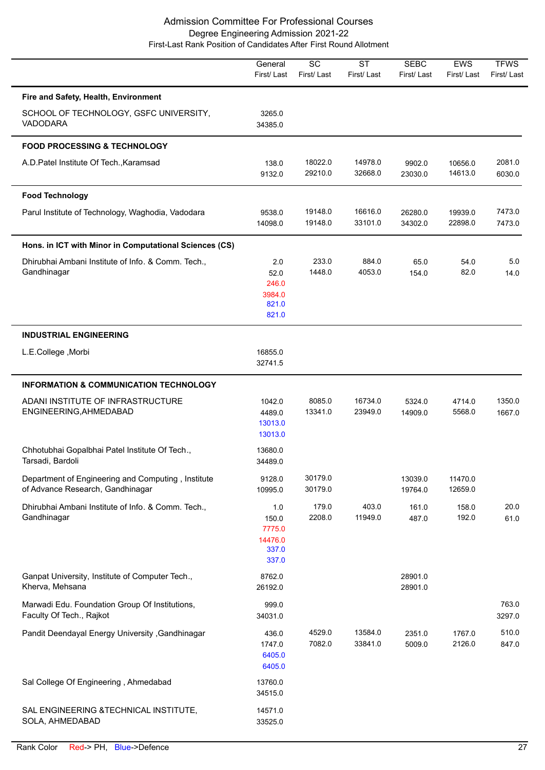# Admission Committee For Professional Courses

## Degree Engineering Admission 2021-22

### First-Last Rank Position of Candidates After First Round Allotment

| | General First/ Last | SC First/ Last | ST First/ Last | SEBC First/ Last | EWS First/ Last | TFWS First/ Last |
|---|---|---|---|---|---|---|
| **Fire and Safety, Health, Environment** | | | | | | |
| SCHOOL OF TECHNOLOGY, GSFC UNIVERSITY, VADODARA | 3265.0<br>34385.0 | | | | | |
| **FOOD PROCESSING & TECHNOLOGY** | | | | | | |
| A.D.Patel Institute Of Tech.,Karamsad | 138.0<br>9132.0 | 18022.0<br>29210.0 | 14978.0<br>32668.0 | 9902.0<br>23030.0 | 10656.0<br>14613.0 | 2081.0<br>6030.0 |
| **Food Technology** | | | | | | |
| Parul Institute of Technology, Waghodia, Vadodara | 9538.0<br>14098.0 | 19148.0<br>19148.0 | 16616.0<br>33101.0 | 26280.0<br>34302.0 | 19939.0<br>22898.0 | 7473.0<br>7473.0 |
| **Hons. in ICT with Minor in Computational Sciences (CS)** | | | | | | |
| Dhirubhai Ambani Institute of Info. & Comm. Tech., Gandhinagar | 2.0<br>52.0<br>246.0 (PH)<br>3984.0 (PH)<br>821.0 (Defence)<br>821.0 (Defence) | 233.0<br>1448.0 | 884.0<br>4053.0 | 65.0<br>154.0 | 54.0<br>82.0 | 5.0<br>14.0 |
| **INDUSTRIAL ENGINEERING** | | | | | | |
| L.E.College ,Morbi | 16855.0<br>32741.5 | | | | | |
| **INFORMATION & COMMUNICATION TECHNOLOGY** | | | | | | |
| ADANI INSTITUTE OF INFRASTRUCTURE ENGINEERING,AHMEDABAD | 1042.0<br>4489.0<br>13013.0 (Defence)<br>13013.0 (Defence) | 8085.0<br>13341.0 | 16734.0<br>23949.0 | 5324.0<br>14909.0 | 4714.0<br>5568.0 | 1350.0<br>1667.0 |
| Chhotubhai Gopalbhai Patel Institute Of Tech., Tarsadi, Bardoli | 13680.0<br>34489.0 | | | | | |
| Department of Engineering and Computing , Institute of Advance Research, Gandhinagar | 9128.0<br>10995.0 | 30179.0<br>30179.0 | | 13039.0<br>19764.0 | 11470.0<br>12659.0 | |
| Dhirubhai Ambani Institute of Info. & Comm. Tech., Gandhinagar | 1.0<br>150.0<br>7775.0 (PH)<br>14476.0 (PH)<br>337.0 (Defence)<br>337.0 (Defence) | 179.0<br>2208.0 | 403.0<br>11949.0 | 161.0<br>487.0 | 158.0<br>192.0 | 20.0<br>61.0 |
| Ganpat University, Institute of Computer Tech., Kherva, Mehsana | 8762.0<br>26192.0 | | | 28901.0<br>28901.0 | | |
| Marwadi Edu. Foundation Group Of Institutions, Faculty Of Tech., Rajkot | 999.0<br>34031.0 | | | | | 763.0<br>3297.0 |
| Pandit Deendayal Energy University ,Gandhinagar | 436.0<br>1747.0<br>6405.0 (Defence)<br>6405.0 (Defence) | 4529.0<br>7082.0 | 13584.0<br>33841.0 | 2351.0<br>5009.0 | 1767.0<br>2126.0 | 510.0<br>847.0 |
| Sal College Of Engineering , Ahmedabad | 13760.0<br>34515.0 | | | | | |
| SAL ENGINEERING &TECHNICAL INSTITUTE, SOLA, AHMEDABAD | 14571.0<br>33525.0 | | | | | |

Rank Color Red-> PH, Blue->Defence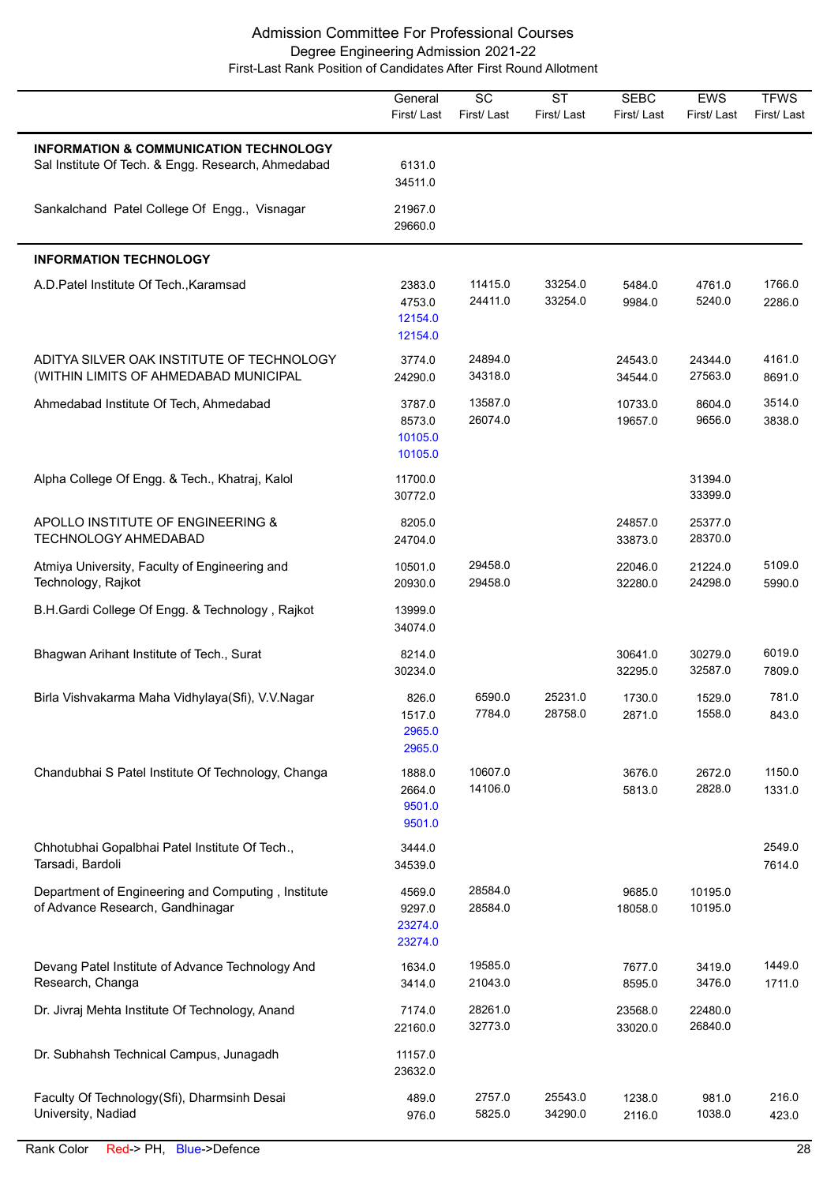# Admission Committee For Professional Courses
## Degree Engineering Admission 2021-22
### First-Last Rank Position of Candidates After First Round Allotment

| | General First/ Last | SC First/ Last | ST First/ Last | SEBC First/ Last | EWS First/ Last | TFWS First/ Last |
|---|---|---|---|---|---|---|
| **INFORMATION & COMMUNICATION TECHNOLOGY** | | | | | | |
| Sal Institute Of Tech. & Engg. Research, Ahmedabad | 6131.0<br>34511.0 | | | | | |
| Sankalchand Patel College Of Engg., Visnagar | 21967.0<br>29660.0 | | | | | |
| **INFORMATION TECHNOLOGY** | | | | | | |
| A.D.Patel Institute Of Tech.,Karamsad | 2383.0<br>4753.0<br>12154.0<br>12154.0 | 11415.0<br>24411.0 | 33254.0<br>33254.0 | 5484.0<br>9984.0 | 4761.0<br>5240.0 | 1766.0<br>2286.0 |
| ADITYA SILVER OAK INSTITUTE OF TECHNOLOGY (WITHIN LIMITS OF AHMEDABAD MUNICIPAL | 3774.0<br>24290.0 | 24894.0<br>34318.0 | | 24543.0<br>34544.0 | 24344.0<br>27563.0 | 4161.0<br>8691.0 |
| Ahmedabad Institute Of Tech, Ahmedabad | 3787.0<br>8573.0<br>10105.0<br>10105.0 | 13587.0<br>26074.0 | | 10733.0<br>19657.0 | 8604.0<br>9656.0 | 3514.0<br>3838.0 |
| Alpha College Of Engg. & Tech., Khatraj, Kalol | 11700.0<br>30772.0 | | | | 31394.0<br>33399.0 | |
| APOLLO INSTITUTE OF ENGINEERING & TECHNOLOGY AHMEDABAD | 8205.0<br>24704.0 | | | 24857.0<br>33873.0 | 25377.0<br>28370.0 | |
| Atmiya University, Faculty of Engineering and Technology, Rajkot | 10501.0<br>20930.0 | 29458.0<br>29458.0 | | 22046.0<br>32280.0 | 21224.0<br>24298.0 | 5109.0<br>5990.0 |
| B.H.Gardi College Of Engg. & Technology , Rajkot | 13999.0<br>34074.0 | | | | | |
| Bhagwan Arihant Institute of Tech., Surat | 8214.0<br>30234.0 | | | 30641.0<br>32295.0 | 30279.0<br>32587.0 | 6019.0<br>7809.0 |
| Birla Vishvakarma Maha Vidhylaya(Sfi), V.V.Nagar | 826.0<br>1517.0<br>2965.0<br>2965.0 | 6590.0<br>7784.0 | 25231.0<br>28758.0 | 1730.0<br>2871.0 | 1529.0<br>1558.0 | 781.0<br>843.0 |
| Chandubhai S Patel Institute Of Technology, Changa | 1888.0<br>2664.0<br>9501.0<br>9501.0 | 10607.0<br>14106.0 | | 3676.0<br>5813.0 | 2672.0<br>2828.0 | 1150.0<br>1331.0 |
| Chhotubhai Gopalbhai Patel Institute Of Tech., Tarsadi, Bardoli | 3444.0<br>34539.0 | | | | | 2549.0<br>7614.0 |
| Department of Engineering and Computing , Institute of Advance Research, Gandhinagar | 4569.0<br>9297.0<br>23274.0<br>23274.0 | 28584.0<br>28584.0 | | 9685.0<br>18058.0 | 10195.0<br>10195.0 | |
| Devang Patel Institute of Advance Technology And Research, Changa | 1634.0<br>3414.0 | 19585.0<br>21043.0 | | 7677.0<br>8595.0 | 3419.0<br>3476.0 | 1449.0<br>1711.0 |
| Dr. Jivraj Mehta Institute Of Technology, Anand | 7174.0<br>22160.0 | 28261.0<br>32773.0 | | 23568.0<br>33020.0 | 22480.0<br>26840.0 | |
| Dr. Subhahsh Technical Campus, Junagadh | 11157.0<br>23632.0 | | | | | |
| Faculty Of Technology(Sfi), Dharmsinh Desai University, Nadiad | 489.0<br>976.0 | 2757.0<br>5825.0 | 25543.0<br>34290.0 | 1238.0<br>2116.0 | 981.0<br>1038.0 | 216.0<br>423.0 |

Rank Color Red-> PH, Blue->Defence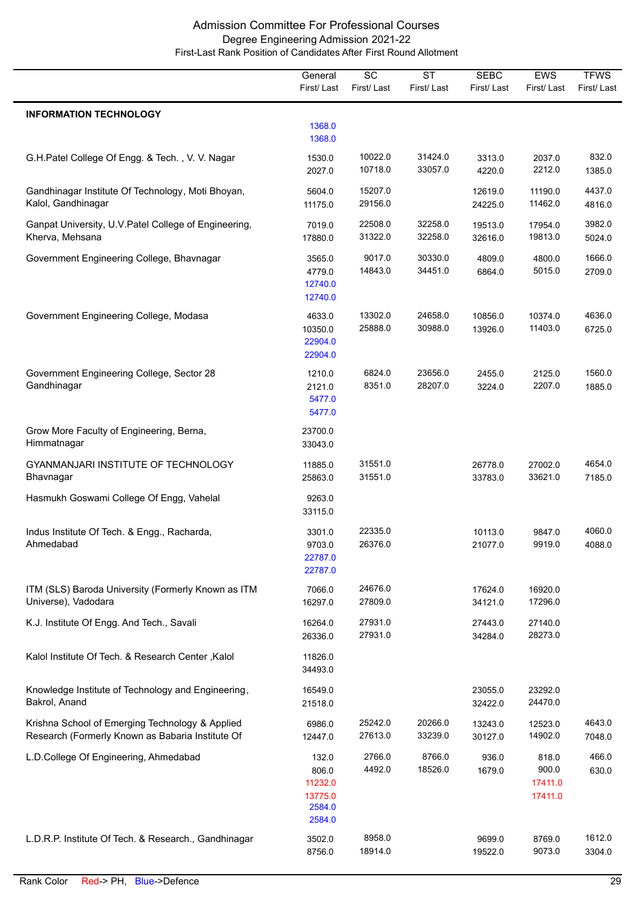# Admission Committee For Professional Courses

## Degree Engineering Admission 2021-22

### First-Last Rank Position of Candidates After First Round Allotment

| | General First/ Last | SC First/ Last | ST First/ Last | SEBC First/ Last | EWS First/ Last | TFWS First/ Last |
|---|---|---|---|---|---|---|
| **INFORMATION TECHNOLOGY** | 1368.0 1368.0 | | | | | |
| G.H.Patel College Of Engg. & Tech. , V. V. Nagar | 1530.0 2027.0 | 10022.0 10718.0 | 31424.0 33057.0 | 3313.0 4220.0 | 2037.0 2212.0 | 832.0 1385.0 |
| Gandhinagar Institute Of Technology, Moti Bhoyan, Kalol, Gandhinagar | 5604.0 11175.0 | 15207.0 29156.0 | | 12619.0 24225.0 | 11190.0 11462.0 | 4437.0 4816.0 |
| Ganpat University, U.V.Patel College of Engineering, Kherva, Mehsana | 7019.0 17880.0 | 22508.0 31322.0 | 32258.0 32258.0 | 19513.0 32616.0 | 17954.0 19813.0 | 3982.0 5024.0 |
| Government Engineering College, Bhavnagar | 3565.0 4779.0 12740.0 12740.0 | 9017.0 14843.0 | 30330.0 34451.0 | 4809.0 6864.0 | 4800.0 5015.0 | 1666.0 2709.0 |
| Government Engineering College, Modasa | 4633.0 10350.0 22904.0 22904.0 | 13302.0 25888.0 | 24658.0 30988.0 | 10856.0 13926.0 | 10374.0 11403.0 | 4636.0 6725.0 |
| Government Engineering College, Sector 28 Gandhinagar | 1210.0 2121.0 5477.0 5477.0 | 6824.0 8351.0 | 23656.0 28207.0 | 2455.0 3224.0 | 2125.0 2207.0 | 1560.0 1885.0 |
| Grow More Faculty of Engineering, Berna, Himmatnagar | 23700.0 33043.0 | | | | | |
| GYANMANJARI INSTITUTE OF TECHNOLOGY Bhavnagar | 11885.0 25863.0 | 31551.0 31551.0 | | 26778.0 33783.0 | 27002.0 33621.0 | 4654.0 7185.0 |
| Hasmukh Goswami College Of Engg, Vahelal | 9263.0 33115.0 | | | | | |
| Indus Institute Of Tech. & Engg., Racharda, Ahmedabad | 3301.0 9703.0 22787.0 22787.0 | 22335.0 26376.0 | | 10113.0 21077.0 | 9847.0 9919.0 | 4060.0 4088.0 |
| ITM (SLS) Baroda University (Formerly Known as ITM Universe), Vadodara | 7066.0 16297.0 | 24676.0 27809.0 | | 17624.0 34121.0 | 16920.0 17296.0 | |
| K.J. Institute Of Engg. And Tech., Savali | 16264.0 26336.0 | 27931.0 27931.0 | | 27443.0 34284.0 | 27140.0 28273.0 | |
| Kalol Institute Of Tech. & Research Center ,Kalol | 11826.0 34493.0 | | | | | |
| Knowledge Institute of Technology and Engineering, Bakrol, Anand | 16549.0 21518.0 | | | 23055.0 32422.0 | 23292.0 24470.0 | |
| Krishna School of Emerging Technology & Applied Research (Formerly Known as Babaria Institute Of | 6986.0 12447.0 | 25242.0 27613.0 | 20266.0 33239.0 | 13243.0 30127.0 | 12523.0 14902.0 | 4643.0 7048.0 |
| L.D.College Of Engineering, Ahmedabad | 132.0 806.0 11232.0 13775.0 2584.0 2584.0 | 2766.0 4492.0 | 8766.0 18526.0 | 936.0 1679.0 | 818.0 900.0 17411.0 17411.0 | 466.0 630.0 |
| L.D.R.P. Institute Of Tech. & Research., Gandhinagar | 3502.0 8756.0 | 8958.0 18914.0 | | 9699.0 19522.0 | 8769.0 9073.0 | 1612.0 3304.0 |

Rank Color Red-> PH, Blue->Defence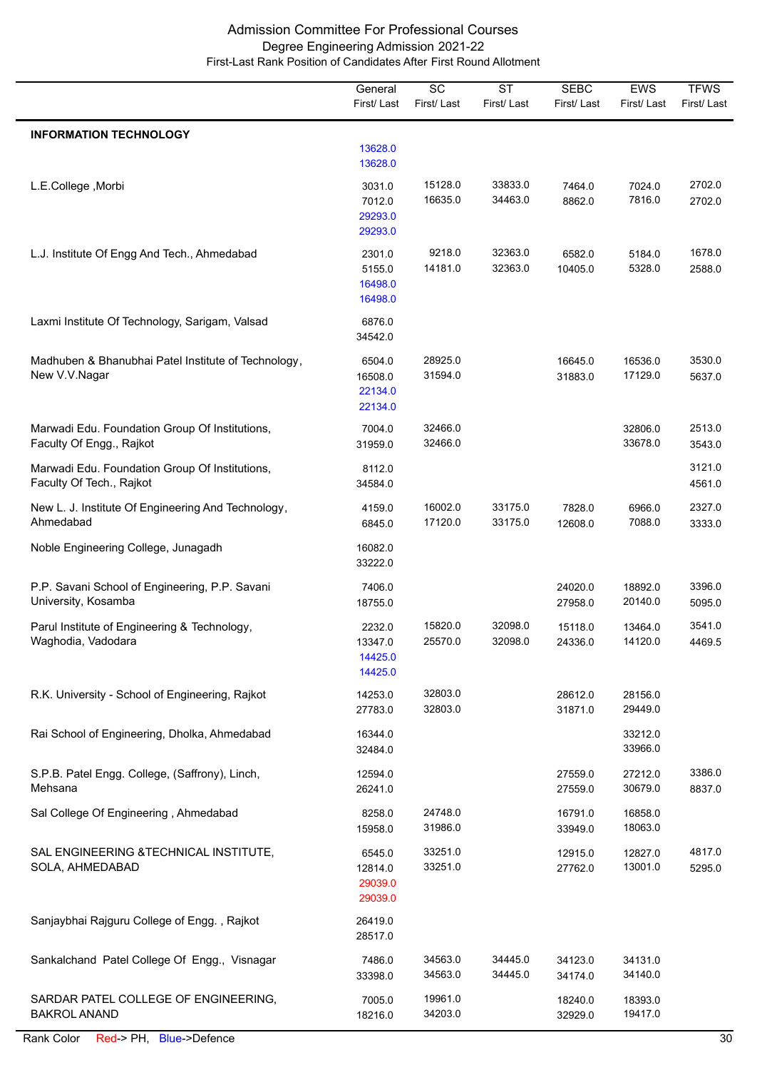# Admission Committee For Professional Courses

## Degree Engineering Admission 2021-22

### First-Last Rank Position of Candidates After First Round Allotment

| | General First/ Last | SC First/ Last | ST First/ Last | SEBC First/ Last | EWS First/ Last | TFWS First/ Last |
|---|---|---|---|---|---|---|
| **INFORMATION TECHNOLOGY** | 13628.0<br>13628.0 | | | | | |
| L.E.College ,Morbi | 3031.0<br>7012.0<br>29293.0<br>29293.0 | 15128.0<br>16635.0 | 33833.0<br>34463.0 | 7464.0<br>8862.0 | 7024.0<br>7816.0 | 2702.0<br>2702.0 |
| L.J. Institute Of Engg And Tech., Ahmedabad | 2301.0<br>5155.0<br>16498.0<br>16498.0 | 9218.0<br>14181.0 | 32363.0<br>32363.0 | 6582.0<br>10405.0 | 5184.0<br>5328.0 | 1678.0<br>2588.0 |
| Laxmi Institute Of Technology, Sarigam, Valsad | 6876.0<br>34542.0 | | | | | |
| Madhuben & Bhanubhai Patel Institute of Technology, New V.V.Nagar | 6504.0<br>16508.0<br>22134.0<br>22134.0 | 28925.0<br>31594.0 | | 16645.0<br>31883.0 | 16536.0<br>17129.0 | 3530.0<br>5637.0 |
| Marwadi Edu. Foundation Group Of Institutions, Faculty Of Engg., Rajkot | 7004.0<br>31959.0 | 32466.0<br>32466.0 | | | 32806.0<br>33678.0 | 2513.0<br>3543.0 |
| Marwadi Edu. Foundation Group Of Institutions, Faculty Of Tech., Rajkot | 8112.0<br>34584.0 | | | | | 3121.0<br>4561.0 |
| New L. J. Institute Of Engineering And Technology, Ahmedabad | 4159.0<br>6845.0 | 16002.0<br>17120.0 | 33175.0<br>33175.0 | 7828.0<br>12608.0 | 6966.0<br>7088.0 | 2327.0<br>3333.0 |
| Noble Engineering College, Junagadh | 16082.0<br>33222.0 | | | | | |
| P.P. Savani School of Engineering, P.P. Savani University, Kosamba | 7406.0<br>18755.0 | | | 24020.0<br>27958.0 | 18892.0<br>20140.0 | 3396.0<br>5095.0 |
| Parul Institute of Engineering & Technology, Waghodia, Vadodara | 2232.0<br>13347.0<br>14425.0<br>14425.0 | 15820.0<br>25570.0 | 32098.0<br>32098.0 | 15118.0<br>24336.0 | 13464.0<br>14120.0 | 3541.0<br>4469.5 |
| R.K. University - School of Engineering, Rajkot | 14253.0<br>27783.0 | 32803.0<br>32803.0 | | 28612.0<br>31871.0 | 28156.0<br>29449.0 | |
| Rai School of Engineering, Dholka, Ahmedabad | 16344.0<br>32484.0 | | | | 33212.0<br>33966.0 | |
| S.P.B. Patel Engg. College, (Saffrony), Linch, Mehsana | 12594.0<br>26241.0 | | | 27559.0<br>27559.0 | 27212.0<br>30679.0 | 3386.0<br>8837.0 |
| Sal College Of Engineering , Ahmedabad | 8258.0<br>15958.0 | 24748.0<br>31986.0 | | 16791.0<br>33949.0 | 16858.0<br>18063.0 | |
| SAL ENGINEERING &TECHNICAL INSTITUTE, SOLA, AHMEDABAD | 6545.0<br>12814.0<br>29039.0<br>29039.0 | 33251.0<br>33251.0 | | 12915.0<br>27762.0 | 12827.0<br>13001.0 | 4817.0<br>5295.0 |
| Sanjaybhai Rajguru College of Engg. , Rajkot | 26419.0<br>28517.0 | | | | | |
| Sankalchand Patel College Of Engg., Visnagar | 7486.0<br>33398.0 | 34563.0<br>34563.0 | 34445.0<br>34445.0 | 34123.0<br>34174.0 | 34131.0<br>34140.0 | |
| SARDAR PATEL COLLEGE OF ENGINEERING, BAKROL ANAND | 7005.0<br>18216.0 | 19961.0<br>34203.0 | | 18240.0<br>32929.0 | 18393.0<br>19417.0 | |

Rank Color Red-> PH, Blue->Defence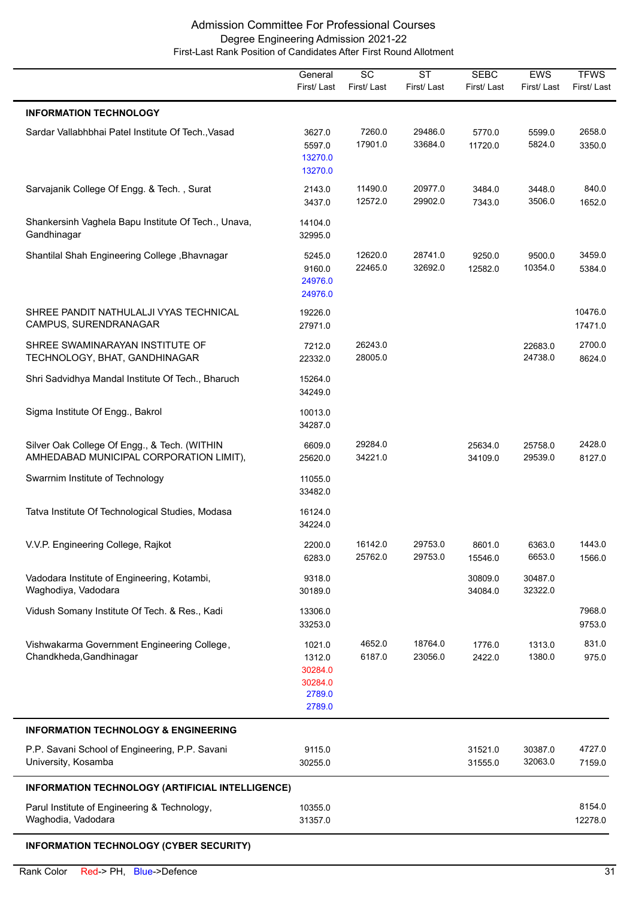Admission Committee For Professional Courses
Degree Engineering Admission 2021-22
First-Last Rank Position of Candidates After First Round Allotment

| | General First/ Last | SC First/ Last | ST First/ Last | SEBC First/ Last | EWS First/ Last | TFWS First/ Last |
|---|---|---|---|---|---|---|
| **INFORMATION TECHNOLOGY** | | | | | | |
| Sardar Vallabhbhai Patel Institute Of Tech.,Vasad | 3627.0 5597.0 13270.0 13270.0 | 7260.0 17901.0 | 29486.0 33684.0 | 5770.0 11720.0 | 5599.0 5824.0 | 2658.0 3350.0 |
| Sarvajanik College Of Engg. & Tech. , Surat | 2143.0 3437.0 | 11490.0 12572.0 | 20977.0 29902.0 | 3484.0 7343.0 | 3448.0 3506.0 | 840.0 1652.0 |
| Shankersinh Vaghela Bapu Institute Of Tech., Unava, Gandhinagar | 14104.0 32995.0 | | | | | |
| Shantilal Shah Engineering College ,Bhavnagar | 5245.0 9160.0 24976.0 24976.0 | 12620.0 22465.0 | 28741.0 32692.0 | 9250.0 12582.0 | 9500.0 10354.0 | 3459.0 5384.0 |
| SHREE PANDIT NATHULALJI VYAS TECHNICAL CAMPUS, SURENDRANAGAR | 19226.0 27971.0 | | | | | 10476.0 17471.0 |
| SHREE SWAMINARAYAN INSTITUTE OF TECHNOLOGY, BHAT, GANDHINAGAR | 7212.0 22332.0 | 26243.0 28005.0 | | | 22683.0 24738.0 | 2700.0 8624.0 |
| Shri Sadvidhya Mandal Institute Of Tech., Bharuch | 15264.0 34249.0 | | | | | |
| Sigma Institute Of Engg., Bakrol | 10013.0 34287.0 | | | | | |
| Silver Oak College Of Engg., & Tech. (WITHIN AMHEDABAD MUNICIPAL CORPORATION LIMIT), | 6609.0 25620.0 | 29284.0 34221.0 | | 25634.0 34109.0 | 25758.0 29539.0 | 2428.0 8127.0 |
| Swarrnim Institute of Technology | 11055.0 33482.0 | | | | | |
| Tatva Institute Of Technological Studies, Modasa | 16124.0 34224.0 | | | | | |
| V.V.P. Engineering College, Rajkot | 2200.0 6283.0 | 16142.0 25762.0 | 29753.0 29753.0 | 8601.0 15546.0 | 6363.0 6653.0 | 1443.0 1566.0 |
| Vadodara Institute of Engineering, Kotambi, Waghodiya, Vadodara | 9318.0 30189.0 | | | 30809.0 34084.0 | 30487.0 32322.0 | |
| Vidush Somany Institute Of Tech. & Res., Kadi | 13306.0 33253.0 | | | | | 7968.0 9753.0 |
| Vishwakarma Government Engineering College, Chandkheda,Gandhinagar | 1021.0 1312.0 30284.0 30284.0 2789.0 2789.0 | 4652.0 6187.0 | 18764.0 23056.0 | 1776.0 2422.0 | 1313.0 1380.0 | 831.0 975.0 |
| **INFORMATION TECHNOLOGY & ENGINEERING** | | | | | | |
| P.P. Savani School of Engineering, P.P. Savani University, Kosamba | 9115.0 30255.0 | | | 31521.0 31555.0 | 30387.0 32063.0 | 4727.0 7159.0 |
| **INFORMATION TECHNOLOGY (ARTIFICIAL INTELLIGENCE)** | | | | | | |
| Parul Institute of Engineering & Technology, Waghodia, Vadodara | 10355.0 31357.0 | | | | | 8154.0 12278.0 |
| **INFORMATION TECHNOLOGY (CYBER SECURITY)** | | | | | | |

Rank Color Red-> PH, Blue->Defence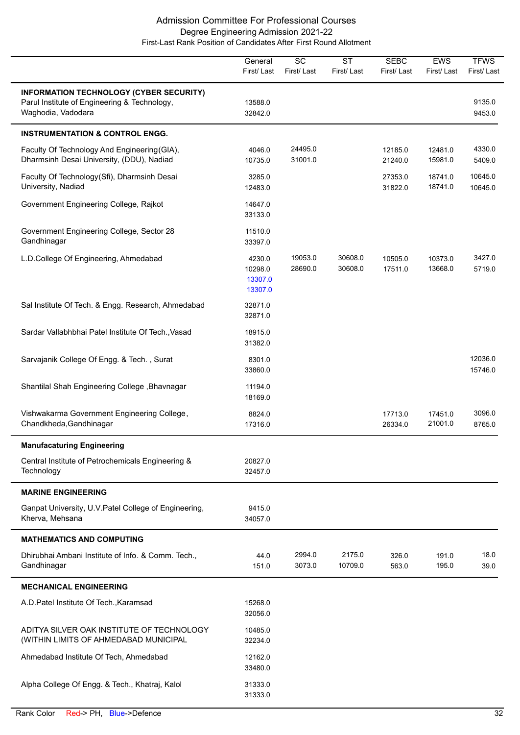## Admission Committee For Professional Courses
### Degree Engineering Admission 2021-22
First-Last Rank Position of Candidates After First Round Allotment

| | General First/ Last | SC First/ Last | ST First/ Last | SEBC First/ Last | EWS First/ Last | TFWS First/ Last |
|---|---|---|---|---|---|---|
| **INFORMATION TECHNOLOGY (CYBER SECURITY)** | | | | | | |
| Parul Institute of Engineering & Technology, Waghodia, Vadodara | 13588.0<br>32842.0 | | | | | 9135.0<br>9453.0 |
| **INSTRUMENTATION & CONTROL ENGG.** | | | | | | |
| Faculty Of Technology And Engineering(GIA), Dharmsinh Desai University, (DDU), Nadiad | 4046.0<br>10735.0 | 24495.0<br>31001.0 | | 12185.0<br>21240.0 | 12481.0<br>15981.0 | 4330.0<br>5409.0 |
| Faculty Of Technology(Sfi), Dharmsinh Desai University, Nadiad | 3285.0<br>12483.0 | | | 27353.0<br>31822.0 | 18741.0<br>18741.0 | 10645.0<br>10645.0 |
| Government Engineering College, Rajkot | 14647.0<br>33133.0 | | | | | |
| Government Engineering College, Sector 28 Gandhinagar | 11510.0<br>33397.0 | | | | | |
| L.D.College Of Engineering, Ahmedabad | 4230.0<br>10298.0<br>13307.0<br>13307.0 | 19053.0<br>28690.0 | 30608.0<br>30608.0 | 10505.0<br>17511.0 | 10373.0<br>13668.0 | 3427.0<br>5719.0 |
| Sal Institute Of Tech. & Engg. Research, Ahmedabad | 32871.0<br>32871.0 | | | | | |
| Sardar Vallabhbhai Patel Institute Of Tech.,Vasad | 18915.0<br>31382.0 | | | | | |
| Sarvajanik College Of Engg. & Tech. , Surat | 8301.0<br>33860.0 | | | | | 12036.0<br>15746.0 |
| Shantilal Shah Engineering College ,Bhavnagar | 11194.0<br>18169.0 | | | | | |
| Vishwakarma Government Engineering College, Chandkheda,Gandhinagar | 8824.0<br>17316.0 | | | 17713.0<br>26334.0 | 17451.0<br>21001.0 | 3096.0<br>8765.0 |
| **Manufacaturing Engineering** | | | | | | |
| Central Institute of Petrochemicals Engineering & Technology | 20827.0<br>32457.0 | | | | | |
| **MARINE ENGINEERING** | | | | | | |
| Ganpat University, U.V.Patel College of Engineering, Kherva, Mehsana | 9415.0<br>34057.0 | | | | | |
| **MATHEMATICS AND COMPUTING** | | | | | | |
| Dhirubhai Ambani Institute of Info. & Comm. Tech., Gandhinagar | 44.0<br>151.0 | 2994.0<br>3073.0 | 2175.0<br>10709.0 | 326.0<br>563.0 | 191.0<br>195.0 | 18.0<br>39.0 |
| **MECHANICAL ENGINEERING** | | | | | | |
| A.D.Patel Institute Of Tech.,Karamsad | 15268.0<br>32056.0 | | | | | |
| ADITYA SILVER OAK INSTITUTE OF TECHNOLOGY (WITHIN LIMITS OF AHMEDABAD MUNICIPAL | 10485.0<br>32234.0 | | | | | |
| Ahmedabad Institute Of Tech, Ahmedabad | 12162.0<br>33480.0 | | | | | |
| Alpha College Of Engg. & Tech., Khatraj, Kalol | 31333.0<br>31333.0 | | | | | |

Rank Color Red-> PH, Blue->Defence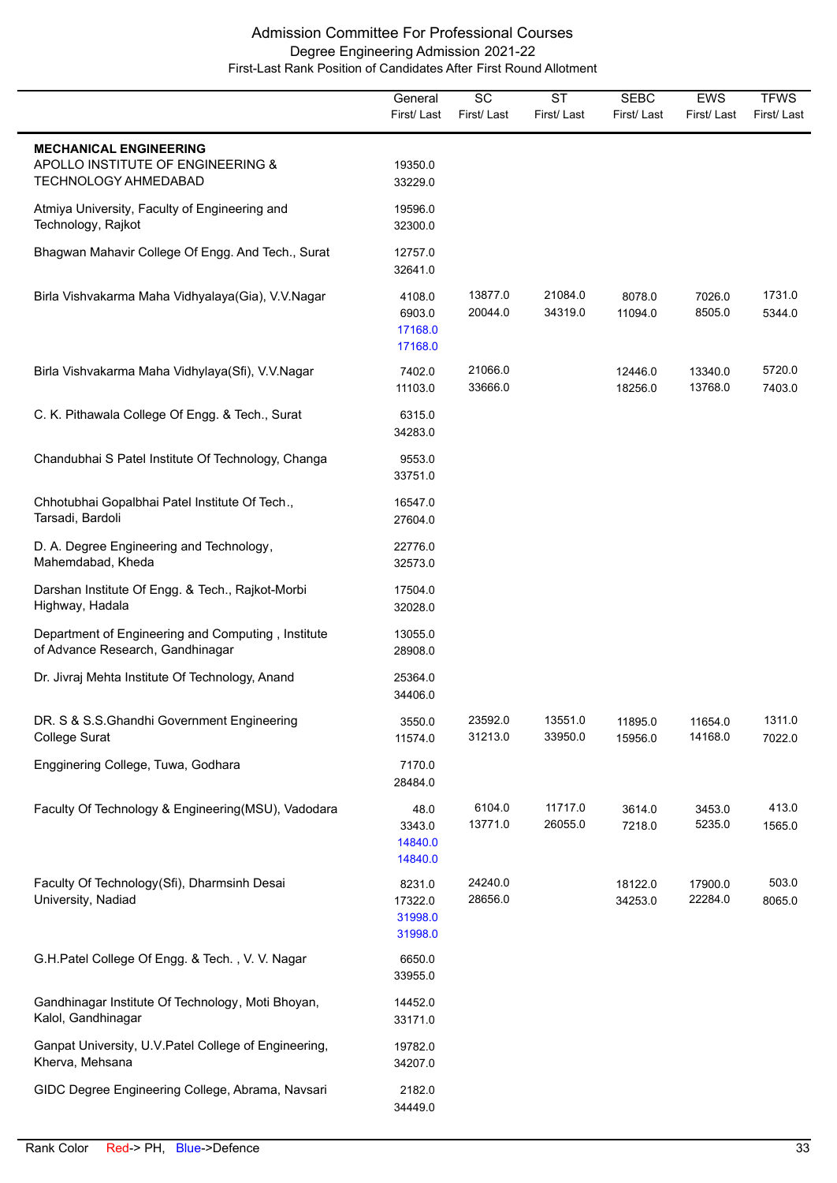# Admission Committee For Professional Courses

## Degree Engineering Admission 2021-22

### First-Last Rank Position of Candidates After First Round Allotment

| | General First/ Last | SC First/ Last | ST First/ Last | SEBC First/ Last | EWS First/ Last | TFWS First/ Last |
|---|---|---|---|---|---|---|
| **MECHANICAL ENGINEERING** | | | | | | |
| APOLLO INSTITUTE OF ENGINEERING & TECHNOLOGY AHMEDABAD | 19350.0 33229.0 | | | | | |
| Atmiya University, Faculty of Engineering and Technology, Rajkot | 19596.0 32300.0 | | | | | |
| Bhagwan Mahavir College Of Engg. And Tech., Surat | 12757.0 32641.0 | | | | | |
| Birla Vishvakarma Maha Vidhyalaya(Gia), V.V.Nagar | 4108.0 6903.0 17168.0 17168.0 | 13877.0 20044.0 | 21084.0 34319.0 | 8078.0 11094.0 | 7026.0 8505.0 | 1731.0 5344.0 |
| Birla Vishvakarma Maha Vidhylaya(Sfi), V.V.Nagar | 7402.0 11103.0 | 21066.0 33666.0 | | 12446.0 18256.0 | 13340.0 13768.0 | 5720.0 7403.0 |
| C. K. Pithawala College Of Engg. & Tech., Surat | 6315.0 34283.0 | | | | | |
| Chandubhai S Patel Institute Of Technology, Changa | 9553.0 33751.0 | | | | | |
| Chhotubhai Gopalbhai Patel Institute Of Tech., Tarsadi, Bardoli | 16547.0 27604.0 | | | | | |
| D. A. Degree Engineering and Technology, Mahemdabad, Kheda | 22776.0 32573.0 | | | | | |
| Darshan Institute Of Engg. & Tech., Rajkot-Morbi Highway, Hadala | 17504.0 32028.0 | | | | | |
| Department of Engineering and Computing , Institute of Advance Research, Gandhinagar | 13055.0 28908.0 | | | | | |
| Dr. Jivraj Mehta Institute Of Technology, Anand | 25364.0 34406.0 | | | | | |
| DR. S & S.S.Ghandhi Government Engineering College Surat | 3550.0 11574.0 | 23592.0 31213.0 | 13551.0 33950.0 | 11895.0 15956.0 | 11654.0 14168.0 | 1311.0 7022.0 |
| Engginering College, Tuwa, Godhara | 7170.0 28484.0 | | | | | |
| Faculty Of Technology & Engineering(MSU), Vadodara | 48.0 3343.0 14840.0 14840.0 | 6104.0 13771.0 | 11717.0 26055.0 | 3614.0 7218.0 | 3453.0 5235.0 | 413.0 1565.0 |
| Faculty Of Technology(Sfi), Dharmsinh Desai University, Nadiad | 8231.0 17322.0 31998.0 31998.0 | 24240.0 28656.0 | | 18122.0 34253.0 | 17900.0 22284.0 | 503.0 8065.0 |
| G.H.Patel College Of Engg. & Tech. , V. V. Nagar | 6650.0 33955.0 | | | | | |
| Gandhinagar Institute Of Technology, Moti Bhoyan, Kalol, Gandhinagar | 14452.0 33171.0 | | | | | |
| Ganpat University, U.V.Patel College of Engineering, Kherva, Mehsana | 19782.0 34207.0 | | | | | |
| GIDC Degree Engineering College, Abrama, Navsari | 2182.0 34449.0 | | | | | |

Rank Color Red-> PH, Blue->Defence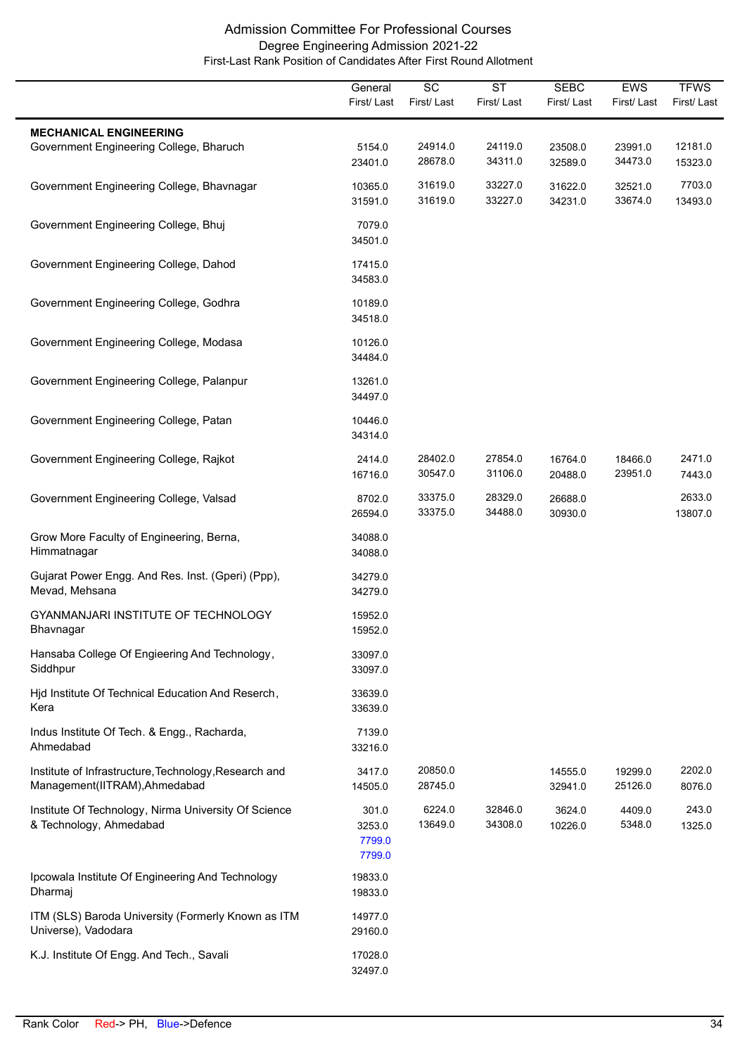# Admission Committee For Professional Courses

## Degree Engineering Admission 2021-22

### First-Last Rank Position of Candidates After First Round Allotment

| | General First/ Last | SC First/ Last | ST First/ Last | SEBC First/ Last | EWS First/ Last | TFWS First/ Last |
|---|---|---|---|---|---|---|
| **MECHANICAL ENGINEERING** | | | | | | |
| Government Engineering College, Bharuch | 5154.0<br>23401.0 | 24914.0<br>28678.0 | 24119.0<br>34311.0 | 23508.0<br>32589.0 | 23991.0<br>34473.0 | 12181.0<br>15323.0 |
| Government Engineering College, Bhavnagar | 10365.0<br>31591.0 | 31619.0<br>31619.0 | 33227.0<br>33227.0 | 31622.0<br>34231.0 | 32521.0<br>33674.0 | 7703.0<br>13493.0 |
| Government Engineering College, Bhuj | 7079.0<br>34501.0 | | | | | |
| Government Engineering College, Dahod | 17415.0<br>34583.0 | | | | | |
| Government Engineering College, Godhra | 10189.0<br>34518.0 | | | | | |
| Government Engineering College, Modasa | 10126.0<br>34484.0 | | | | | |
| Government Engineering College, Palanpur | 13261.0<br>34497.0 | | | | | |
| Government Engineering College, Patan | 10446.0<br>34314.0 | | | | | |
| Government Engineering College, Rajkot | 2414.0<br>16716.0 | 28402.0<br>30547.0 | 27854.0<br>31106.0 | 16764.0<br>20488.0 | 18466.0<br>23951.0 | 2471.0<br>7443.0 |
| Government Engineering College, Valsad | 8702.0<br>26594.0 | 33375.0<br>33375.0 | 28329.0<br>34488.0 | 26688.0<br>30930.0 | | 2633.0<br>13807.0 |
| Grow More Faculty of Engineering, Berna, Himmatnagar | 34088.0<br>34088.0 | | | | | |
| Gujarat Power Engg. And Res. Inst. (Gperi) (Ppp), Mevad, Mehsana | 34279.0<br>34279.0 | | | | | |
| GYANMANJARI INSTITUTE OF TECHNOLOGY Bhavnagar | 15952.0<br>15952.0 | | | | | |
| Hansaba College Of Engieering And Technology, Siddhpur | 33097.0<br>33097.0 | | | | | |
| Hjd Institute Of Technical Education And Reserch, Kera | 33639.0<br>33639.0 | | | | | |
| Indus Institute Of Tech. & Engg., Racharda, Ahmedabad | 7139.0<br>33216.0 | | | | | |
| Institute of Infrastructure,Technology,Research and Management(IITRAM),Ahmedabad | 3417.0<br>14505.0 | 20850.0<br>28745.0 | | 14555.0<br>32941.0 | 19299.0<br>25126.0 | 2202.0<br>8076.0 |
| Institute Of Technology, Nirma University Of Science & Technology, Ahmedabad | 301.0<br>3253.0<br>7799.0 (Defence)<br>7799.0 (Defence) | 6224.0<br>13649.0 | 32846.0<br>34308.0 | 3624.0<br>10226.0 | 4409.0<br>5348.0 | 243.0<br>1325.0 |
| Ipcowala Institute Of Engineering And Technology Dharmaj | 19833.0<br>19833.0 | | | | | |
| ITM (SLS) Baroda University (Formerly Known as ITM Universe), Vadodara | 14977.0<br>29160.0 | | | | | |
| K.J. Institute Of Engg. And Tech., Savali | 17028.0<br>32497.0 | | | | | |

Rank Color Red-> PH, Blue->Defence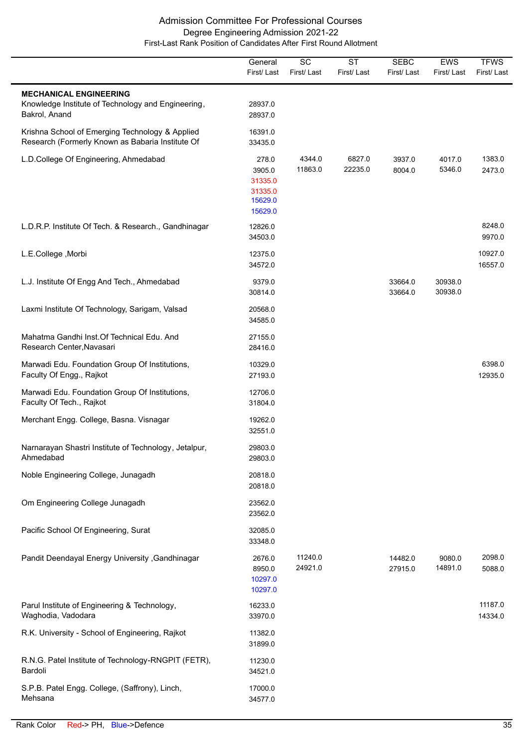# Admission Committee For Professional Courses
## Degree Engineering Admission 2021-22
### First-Last Rank Position of Candidates After First Round Allotment

| | General First/ Last | SC First/ Last | ST First/ Last | SEBC First/ Last | EWS First/ Last | TFWS First/ Last |
|---|---|---|---|---|---|---|
| **MECHANICAL ENGINEERING** | | | | | | |
| Knowledge Institute of Technology and Engineering, Bakrol, Anand | 28937.0<br>28937.0 | | | | | |
| Krishna School of Emerging Technology & Applied Research (Formerly Known as Babaria Institute Of | 16391.0<br>33435.0 | | | | | |
| L.D.College Of Engineering, Ahmedabad | 278.0<br>3905.0<br>31335.0 (PH)<br>31335.0 (PH)<br>15629.0 (Defence)<br>15629.0 (Defence) | 4344.0<br>11863.0 | 6827.0<br>22235.0 | 3937.0<br>8004.0 | 4017.0<br>5346.0 | 1383.0<br>2473.0 |
| L.D.R.P. Institute Of Tech. & Research., Gandhinagar | 12826.0<br>34503.0 | | | | | 8248.0<br>9970.0 |
| L.E.College ,Morbi | 12375.0<br>34572.0 | | | | | 10927.0<br>16557.0 |
| L.J. Institute Of Engg And Tech., Ahmedabad | 9379.0<br>30814.0 | | | 33664.0<br>33664.0 | 30938.0<br>30938.0 | |
| Laxmi Institute Of Technology, Sarigam, Valsad | 20568.0<br>34585.0 | | | | | |
| Mahatma Gandhi Inst.Of Technical Edu. And Research Center,Navasari | 27155.0<br>28416.0 | | | | | |
| Marwadi Edu. Foundation Group Of Institutions, Faculty Of Engg., Rajkot | 10329.0<br>27193.0 | | | | | 6398.0<br>12935.0 |
| Marwadi Edu. Foundation Group Of Institutions, Faculty Of Tech., Rajkot | 12706.0<br>31804.0 | | | | | |
| Merchant Engg. College, Basna. Visnagar | 19262.0<br>32551.0 | | | | | |
| Narnarayan Shastri Institute of Technology, Jetalpur, Ahmedabad | 29803.0<br>29803.0 | | | | | |
| Noble Engineering College, Junagadh | 20818.0<br>20818.0 | | | | | |
| Om Engineering College Junagadh | 23562.0<br>23562.0 | | | | | |
| Pacific School Of Engineering, Surat | 32085.0<br>33348.0 | | | | | |
| Pandit Deendayal Energy University ,Gandhinagar | 2676.0<br>8950.0<br>10297.0 (Defence)<br>10297.0 (Defence) | 11240.0<br>24921.0 | | 14482.0<br>27915.0 | 9080.0<br>14891.0 | 2098.0<br>5088.0 |
| Parul Institute of Engineering & Technology, Waghodia, Vadodara | 16233.0<br>33970.0 | | | | | 11187.0<br>14334.0 |
| R.K. University - School of Engineering, Rajkot | 11382.0<br>31899.0 | | | | | |
| R.N.G. Patel Institute of Technology-RNGPIT (FETR), Bardoli | 11230.0<br>34521.0 | | | | | |
| S.P.B. Patel Engg. College, (Saffrony), Linch, Mehsana | 17000.0<br>34577.0 | | | | | |

Rank Color Red-> PH, Blue->Defence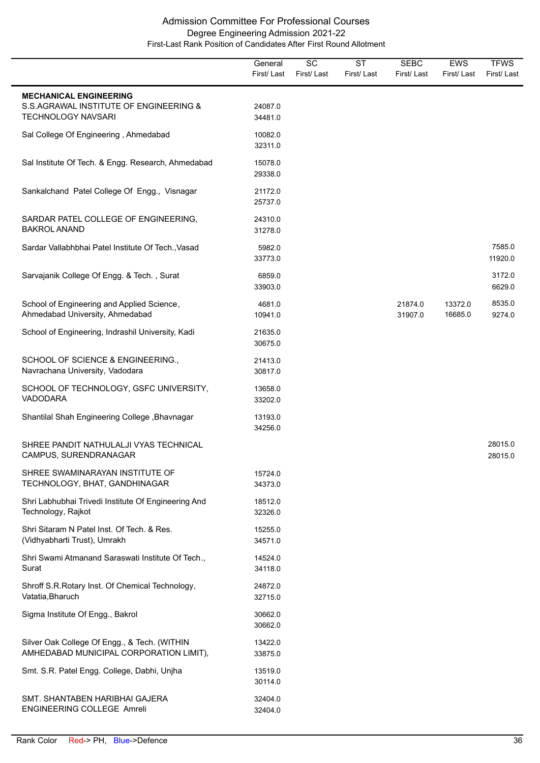# Admission Committee For Professional Courses
## Degree Engineering Admission 2021-22
### First-Last Rank Position of Candidates After First Round Allotment

| | General First/ Last | SC First/ Last | ST First/ Last | SEBC First/ Last | EWS First/ Last | TFWS First/ Last |
|---|---|---|---|---|---|---|
| **MECHANICAL ENGINEERING** | | | | | | |
| S.S.AGRAWAL INSTITUTE OF ENGINEERING & TECHNOLOGY NAVSARI | 24087.0<br>34481.0 | | | | | |
| Sal College Of Engineering , Ahmedabad | 10082.0<br>32311.0 | | | | | |
| Sal Institute Of Tech. & Engg. Research, Ahmedabad | 15078.0<br>29338.0 | | | | | |
| Sankalchand Patel College Of Engg., Visnagar | 21172.0<br>25737.0 | | | | | |
| SARDAR PATEL COLLEGE OF ENGINEERING, BAKROL ANAND | 24310.0<br>31278.0 | | | | | |
| Sardar Vallabhbhai Patel Institute Of Tech.,Vasad | 5982.0<br>33773.0 | | | | | 7585.0<br>11920.0 |
| Sarvajanik College Of Engg. & Tech. , Surat | 6859.0<br>33903.0 | | | | | 3172.0<br>6629.0 |
| School of Engineering and Applied Science, Ahmedabad University, Ahmedabad | 4681.0<br>10941.0 | | | 21874.0<br>31907.0 | 13372.0<br>16685.0 | 8535.0<br>9274.0 |
| School of Engineering, Indrashil University, Kadi | 21635.0<br>30675.0 | | | | | |
| SCHOOL OF SCIENCE & ENGINEERING., Navrachana University, Vadodara | 21413.0<br>30817.0 | | | | | |
| SCHOOL OF TECHNOLOGY, GSFC UNIVERSITY, VADODARA | 13658.0<br>33202.0 | | | | | |
| Shantilal Shah Engineering College ,Bhavnagar | 13193.0<br>34256.0 | | | | | |
| SHREE PANDIT NATHULALJI VYAS TECHNICAL CAMPUS, SURENDRANAGAR | | | | | | 28015.0<br>28015.0 |
| SHREE SWAMINARAYAN INSTITUTE OF TECHNOLOGY, BHAT, GANDHINAGAR | 15724.0<br>34373.0 | | | | | |
| Shri Labhubhai Trivedi Institute Of Engineering And Technology, Rajkot | 18512.0<br>32326.0 | | | | | |
| Shri Sitaram N Patel Inst. Of Tech. & Res. (Vidhyabharti Trust), Umrakh | 15255.0<br>34571.0 | | | | | |
| Shri Swami Atmanand Saraswati Institute Of Tech., Surat | 14524.0<br>34118.0 | | | | | |
| Shroff S.R.Rotary Inst. Of Chemical Technology, Vatatia,Bharuch | 24872.0<br>32715.0 | | | | | |
| Sigma Institute Of Engg., Bakrol | 30662.0<br>30662.0 | | | | | |
| Silver Oak College Of Engg., & Tech. (WITHIN AMHEDABAD MUNICIPAL CORPORATION LIMIT), | 13422.0<br>33875.0 | | | | | |
| Smt. S.R. Patel Engg. College, Dabhi, Unjha | 13519.0<br>30114.0 | | | | | |
| SMT. SHANTABEN HARIBHAI GAJERA ENGINEERING COLLEGE Amreli | 32404.0<br>32404.0 | | | | | |

Rank Color Red-> PH, Blue->Defence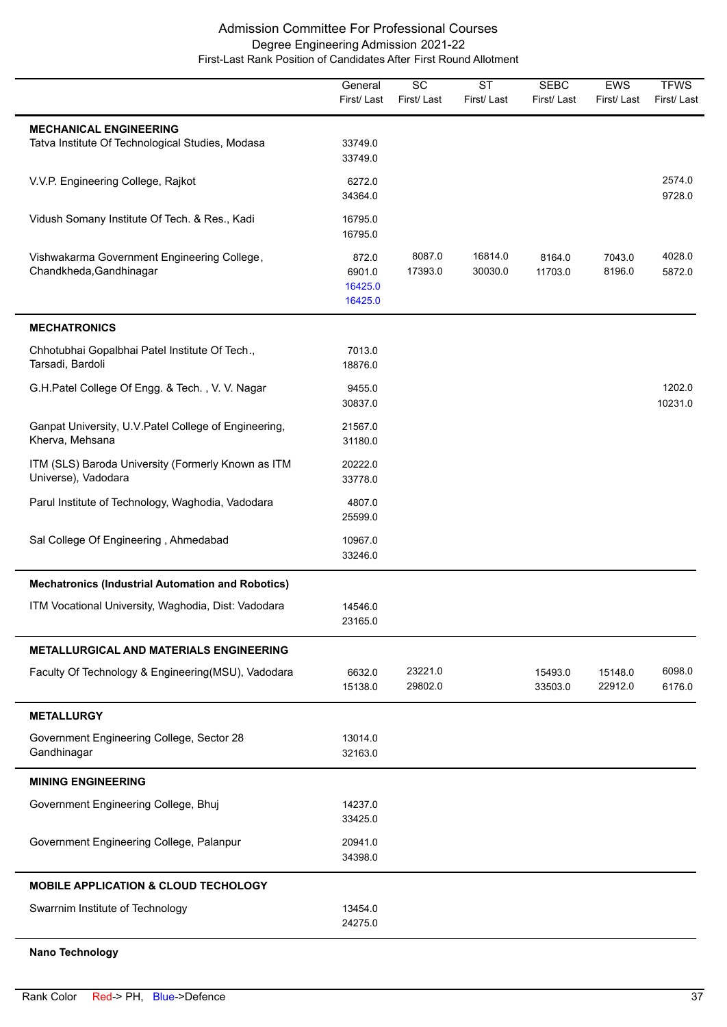# Admission Committee For Professional Courses

## Degree Engineering Admission 2021-22

### First-Last Rank Position of Candidates After First Round Allotment

| | General First/ Last | SC First/ Last | ST First/ Last | SEBC First/ Last | EWS First/ Last | TFWS First/ Last |
|---|---|---|---|---|---|---|
| **MECHANICAL ENGINEERING** | | | | | | |
| Tatva Institute Of Technological Studies, Modasa | 33749.0<br>33749.0 | | | | | |
| V.V.P. Engineering College, Rajkot | 6272.0<br>34364.0 | | | | | 2574.0<br>9728.0 |
| Vidush Somany Institute Of Tech. & Res., Kadi | 16795.0<br>16795.0 | | | | | |
| Vishwakarma Government Engineering College, Chandkheda,Gandhinagar | 872.0<br>6901.0<br>16425.0<br>16425.0 | 8087.0<br>17393.0 | 16814.0<br>30030.0 | 8164.0<br>11703.0 | 7043.0<br>8196.0 | 4028.0<br>5872.0 |
| **MECHATRONICS** | | | | | | |
| Chhotubhai Gopalbhai Patel Institute Of Tech., Tarsadi, Bardoli | 7013.0<br>18876.0 | | | | | |
| G.H.Patel College Of Engg. & Tech. , V. V. Nagar | 9455.0<br>30837.0 | | | | | 1202.0<br>10231.0 |
| Ganpat University, U.V.Patel College of Engineering, Kherva, Mehsana | 21567.0<br>31180.0 | | | | | |
| ITM (SLS) Baroda University (Formerly Known as ITM Universe), Vadodara | 20222.0<br>33778.0 | | | | | |
| Parul Institute of Technology, Waghodia, Vadodara | 4807.0<br>25599.0 | | | | | |
| Sal College Of Engineering , Ahmedabad | 10967.0<br>33246.0 | | | | | |
| **Mechatronics (Industrial Automation and Robotics)** | | | | | | |
| ITM Vocational University, Waghodia, Dist: Vadodara | 14546.0<br>23165.0 | | | | | |
| **METALLURGICAL AND MATERIALS ENGINEERING** | | | | | | |
| Faculty Of Technology & Engineering(MSU), Vadodara | 6632.0<br>15138.0 | 23221.0<br>29802.0 | | 15493.0<br>33503.0 | 15148.0<br>22912.0 | 6098.0<br>6176.0 |
| **METALLURGY** | | | | | | |
| Government Engineering College, Sector 28 Gandhinagar | 13014.0<br>32163.0 | | | | | |
| **MINING ENGINEERING** | | | | | | |
| Government Engineering College, Bhuj | 14237.0<br>33425.0 | | | | | |
| Government Engineering College, Palanpur | 20941.0<br>34398.0 | | | | | |
| **MOBILE APPLICATION & CLOUD TECHOLOGY** | | | | | | |
| Swarrnim Institute of Technology | 13454.0<br>24275.0 | | | | | |
| **Nano Technology** | | | | | | |

Rank Color Red-> PH, Blue->Defence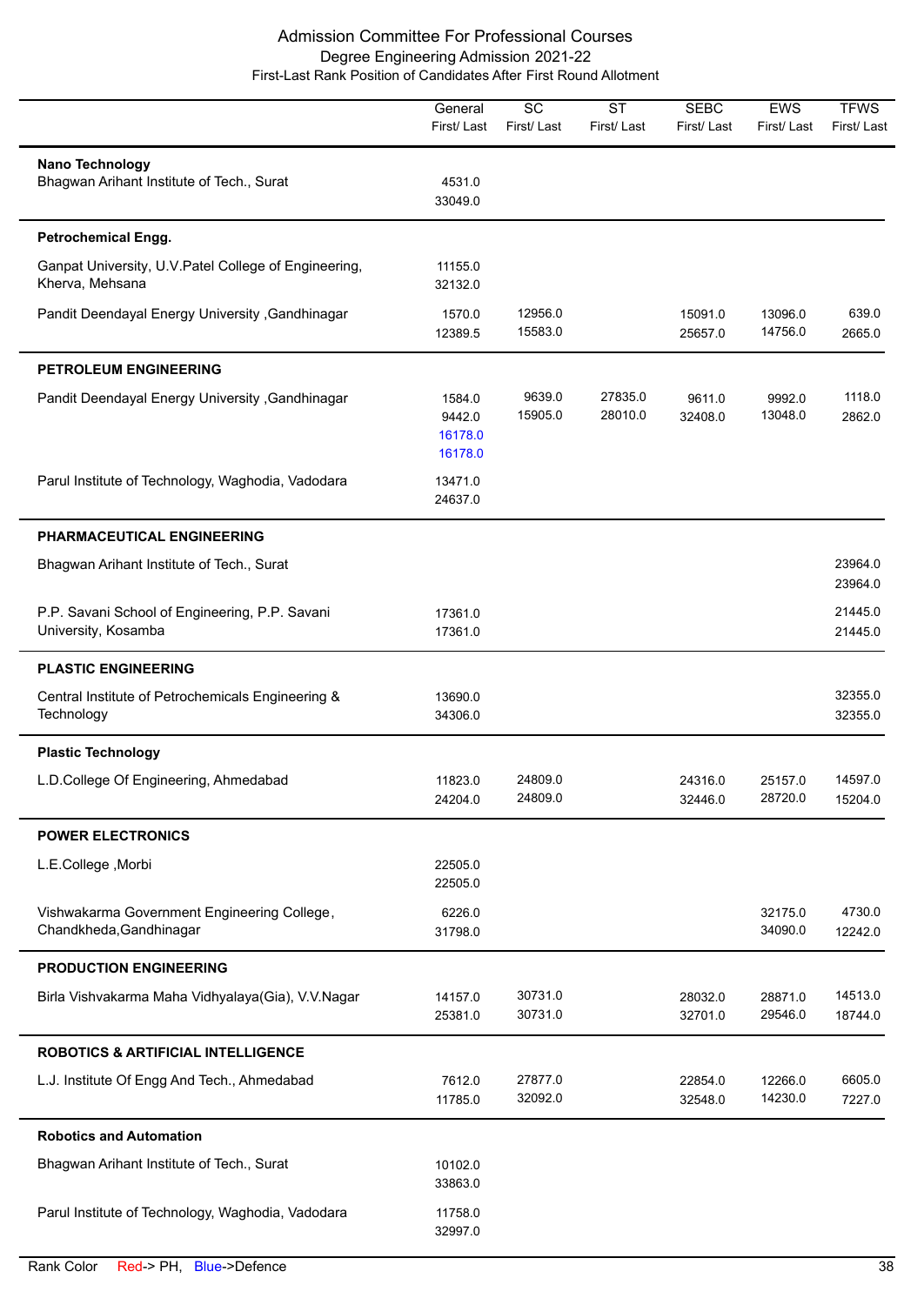# Admission Committee For Professional Courses

## Degree Engineering Admission 2021-22

### First-Last Rank Position of Candidates After First Round Allotment

| | General First/ Last | SC First/ Last | ST First/ Last | SEBC First/ Last | EWS First/ Last | TFWS First/ Last |
|---|---|---|---|---|---|---|
| **Nano Technology** | | | | | | |
| Bhagwan Arihant Institute of Tech., Surat | 4531.0<br>33049.0 | | | | | |
| **Petrochemical Engg.** | | | | | | |
| Ganpat University, U.V.Patel College of Engineering, Kherva, Mehsana | 11155.0<br>32132.0 | | | | | |
| Pandit Deendayal Energy University ,Gandhinagar | 1570.0<br>12389.5 | 12956.0<br>15583.0 | | 15091.0<br>25657.0 | 13096.0<br>14756.0 | 639.0<br>2665.0 |
| **PETROLEUM ENGINEERING** | | | | | | |
| Pandit Deendayal Energy University ,Gandhinagar | 1584.0<br>9442.0<br>16178.0<br>16178.0 | 9639.0<br>15905.0 | 27835.0<br>28010.0 | 9611.0<br>32408.0 | 9992.0<br>13048.0 | 1118.0<br>2862.0 |
| Parul Institute of Technology, Waghodia, Vadodara | 13471.0<br>24637.0 | | | | | |
| **PHARMACEUTICAL ENGINEERING** | | | | | | |
| Bhagwan Arihant Institute of Tech., Surat | | | | | | 23964.0<br>23964.0 |
| P.P. Savani School of Engineering, P.P. Savani University, Kosamba | 17361.0<br>17361.0 | | | | | 21445.0<br>21445.0 |
| **PLASTIC ENGINEERING** | | | | | | |
| Central Institute of Petrochemicals Engineering & Technology | 13690.0<br>34306.0 | | | | | 32355.0<br>32355.0 |
| **Plastic Technology** | | | | | | |
| L.D.College Of Engineering, Ahmedabad | 11823.0<br>24204.0 | 24809.0<br>24809.0 | | 24316.0<br>32446.0 | 25157.0<br>28720.0 | 14597.0<br>15204.0 |
| **POWER ELECTRONICS** | | | | | | |
| L.E.College ,Morbi | 22505.0<br>22505.0 | | | | | |
| Vishwakarma Government Engineering College, Chandkheda,Gandhinagar | 6226.0<br>31798.0 | | | | 32175.0<br>34090.0 | 4730.0<br>12242.0 |
| **PRODUCTION ENGINEERING** | | | | | | |
| Birla Vishvakarma Maha Vidhyalaya(Gia), V.V.Nagar | 14157.0<br>25381.0 | 30731.0<br>30731.0 | | 28032.0<br>32701.0 | 28871.0<br>29546.0 | 14513.0<br>18744.0 |
| **ROBOTICS & ARTIFICIAL INTELLIGENCE** | | | | | | |
| L.J. Institute Of Engg And Tech., Ahmedabad | 7612.0<br>11785.0 | 27877.0<br>32092.0 | | 22854.0<br>32548.0 | 12266.0<br>14230.0 | 6605.0<br>7227.0 |
| **Robotics and Automation** | | | | | | |
| Bhagwan Arihant Institute of Tech., Surat | 10102.0<br>33863.0 | | | | | |
| Parul Institute of Technology, Waghodia, Vadodara | 11758.0<br>32997.0 | | | | | |

Rank Color Red-> PH, Blue->Defence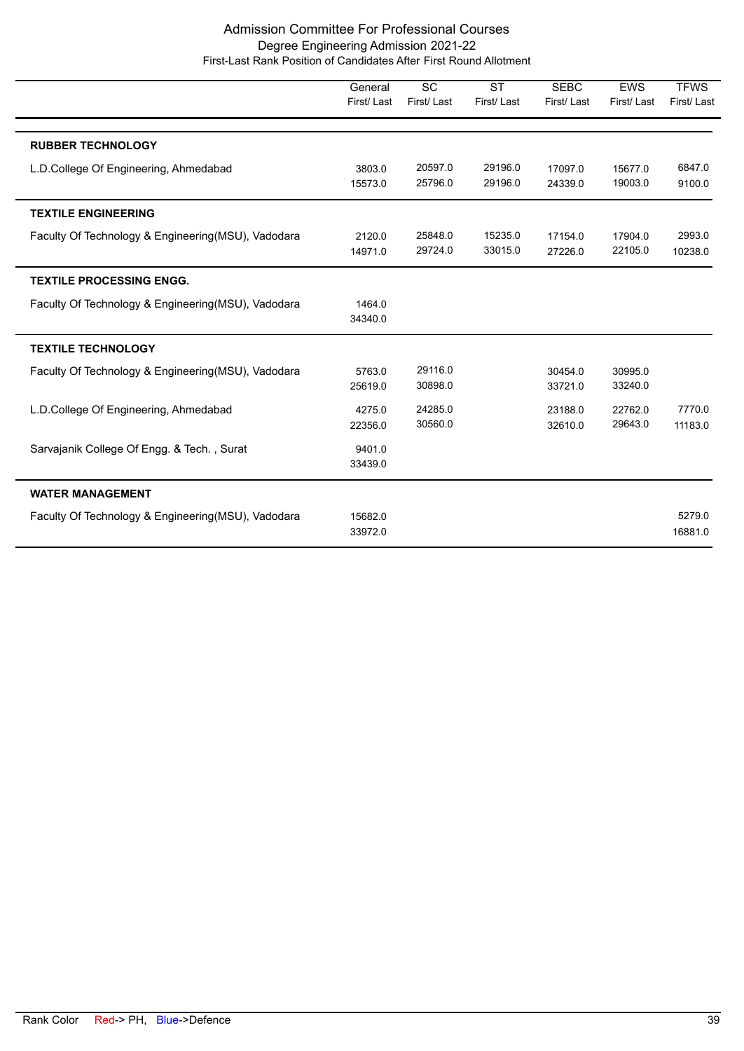# Admission Committee For Professional Courses

## Degree Engineering Admission 2021-22

### First-Last Rank Position of Candidates After First Round Allotment

| | General First/ Last | SC First/ Last | ST First/ Last | SEBC First/ Last | EWS First/ Last | TFWS First/ Last |
|---|---|---|---|---|---|---|
| **RUBBER TECHNOLOGY** | | | | | | |
| L.D.College Of Engineering, Ahmedabad | 3803.0<br>15573.0 | 20597.0<br>25796.0 | 29196.0<br>29196.0 | 17097.0<br>24339.0 | 15677.0<br>19003.0 | 6847.0<br>9100.0 |
| **TEXTILE ENGINEERING** | | | | | | |
| Faculty Of Technology & Engineering(MSU), Vadodara | 2120.0<br>14971.0 | 25848.0<br>29724.0 | 15235.0<br>33015.0 | 17154.0<br>27226.0 | 17904.0<br>22105.0 | 2993.0<br>10238.0 |
| **TEXTILE PROCESSING ENGG.** | | | | | | |
| Faculty Of Technology & Engineering(MSU), Vadodara | 1464.0<br>34340.0 | | | | | |
| **TEXTILE TECHNOLOGY** | | | | | | |
| Faculty Of Technology & Engineering(MSU), Vadodara | 5763.0<br>25619.0 | 29116.0<br>30898.0 | | 30454.0<br>33721.0 | 30995.0<br>33240.0 | |
| L.D.College Of Engineering, Ahmedabad | 4275.0<br>22356.0 | 24285.0<br>30560.0 | | 23188.0<br>32610.0 | 22762.0<br>29643.0 | 7770.0<br>11183.0 |
| Sarvajanik College Of Engg. & Tech. , Surat | 9401.0<br>33439.0 | | | | | |
| **WATER MANAGEMENT** | | | | | | |
| Faculty Of Technology & Engineering(MSU), Vadodara | 15682.0<br>33972.0 | | | | | 5279.0<br>16881.0 |

Rank Color Red-> PH, Blue->Defence